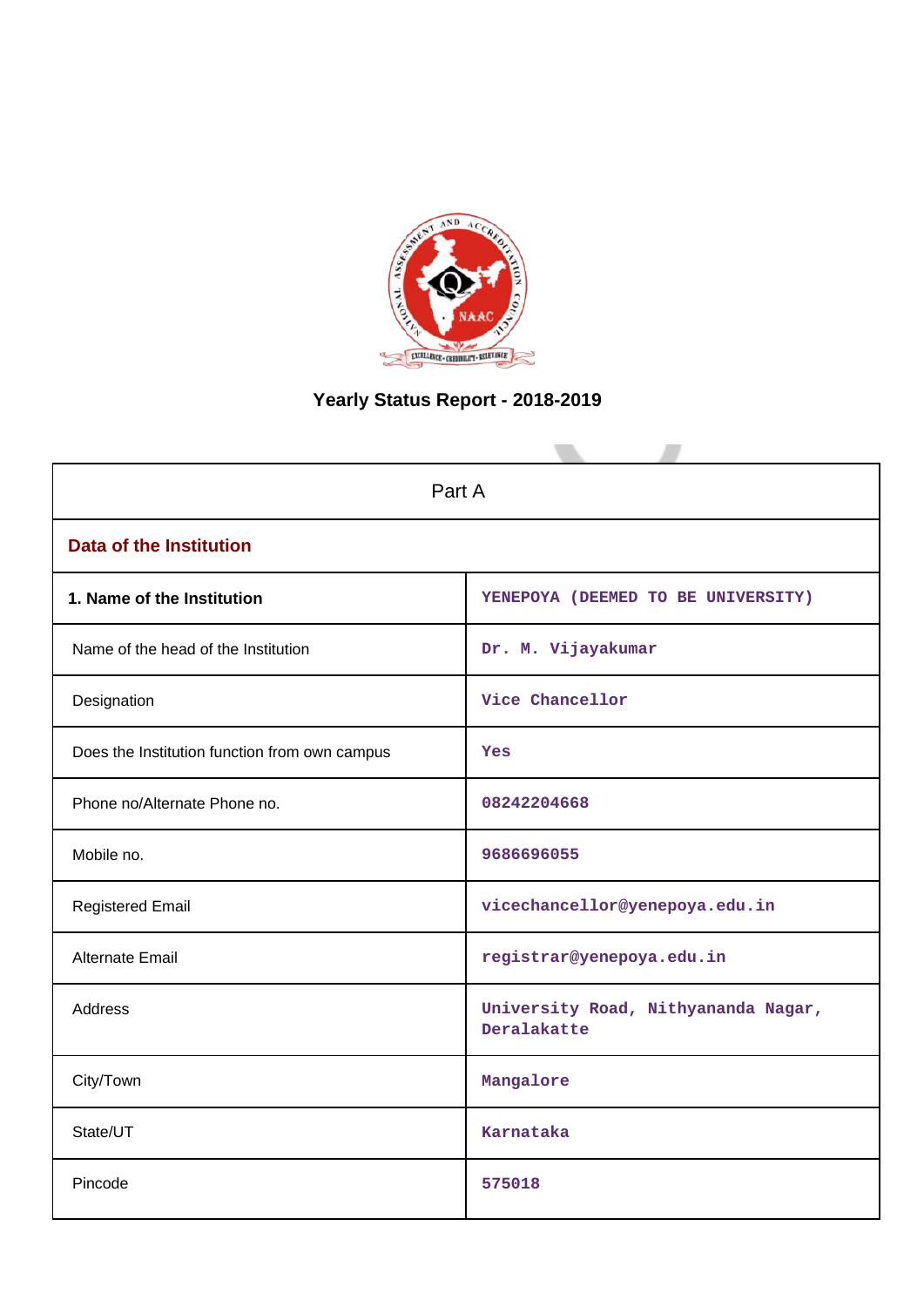# Yearly Status Report - 2018-2019

| Part A | |
|---|---|
| **Data of the Institution** | |
| **1. Name of the Institution** | YENEPOYA (DEEMED TO BE UNIVERSITY) |
| Name of the head of the Institution | Dr. M. Vijayakumar |
| Designation | Vice Chancellor |
| Does the Institution function from own campus | Yes |
| Phone no/Alternate Phone no. | 08242204668 |
| Mobile no. | 9686696055 |
| Registered Email | vicechancellor@yenepoya.edu.in |
| Alternate Email | registrar@yenepoya.edu.in |
| Address | University Road, Nithyananda Nagar, Deralakatte |
| City/Town | Mangalore |
| State/UT | Karnataka |
| Pincode | 575018 |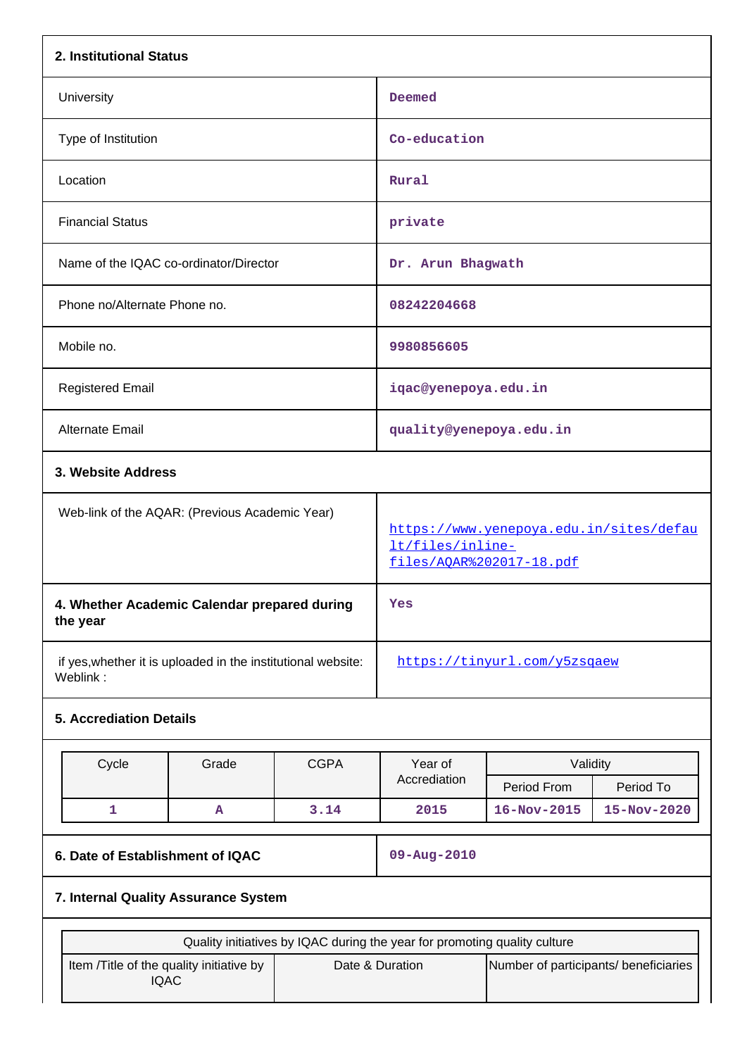## 2. Institutional Status

| | |
|---|---|
| University | Deemed |
| Type of Institution | Co-education |
| Location | Rural |
| Financial Status | private |
| Name of the IQAC co-ordinator/Director | Dr. Arun Bhagwath |
| Phone no/Alternate Phone no. | 08242204668 |
| Mobile no. | 9980856605 |
| Registered Email | iqac@yenepoya.edu.in |
| Alternate Email | quality@yenepoya.edu.in |

## 3. Website Address

| | |
|---|---|
| Web-link of the AQAR: (Previous Academic Year) | https://www.yenepoya.edu.in/sites/default/files/inline-files/AQAR%202017-18.pdf |
| **4. Whether Academic Calendar prepared during the year** | Yes |
| if yes,whether it is uploaded in the institutional website: Weblink : | https://tinyurl.com/y5zsqaew |

## 5. Accrediation Details

| Cycle | Grade | CGPA | Year of Accrediation | Validity | |
|---|---|---|---|---|---|
| | | | | Period From | Period To |
| 1 | A | 3.14 | 2015 | 16-Nov-2015 | 15-Nov-2020 |

| | |
|---|---|
| **6. Date of Establishment of IQAC** | 09-Aug-2010 |

## 7. Internal Quality Assurance System

| Quality initiatives by IQAC during the year for promoting quality culture | | |
|---|---|---|
| Item /Title of the quality initiative by IQAC | Date & Duration | Number of participants/ beneficiaries |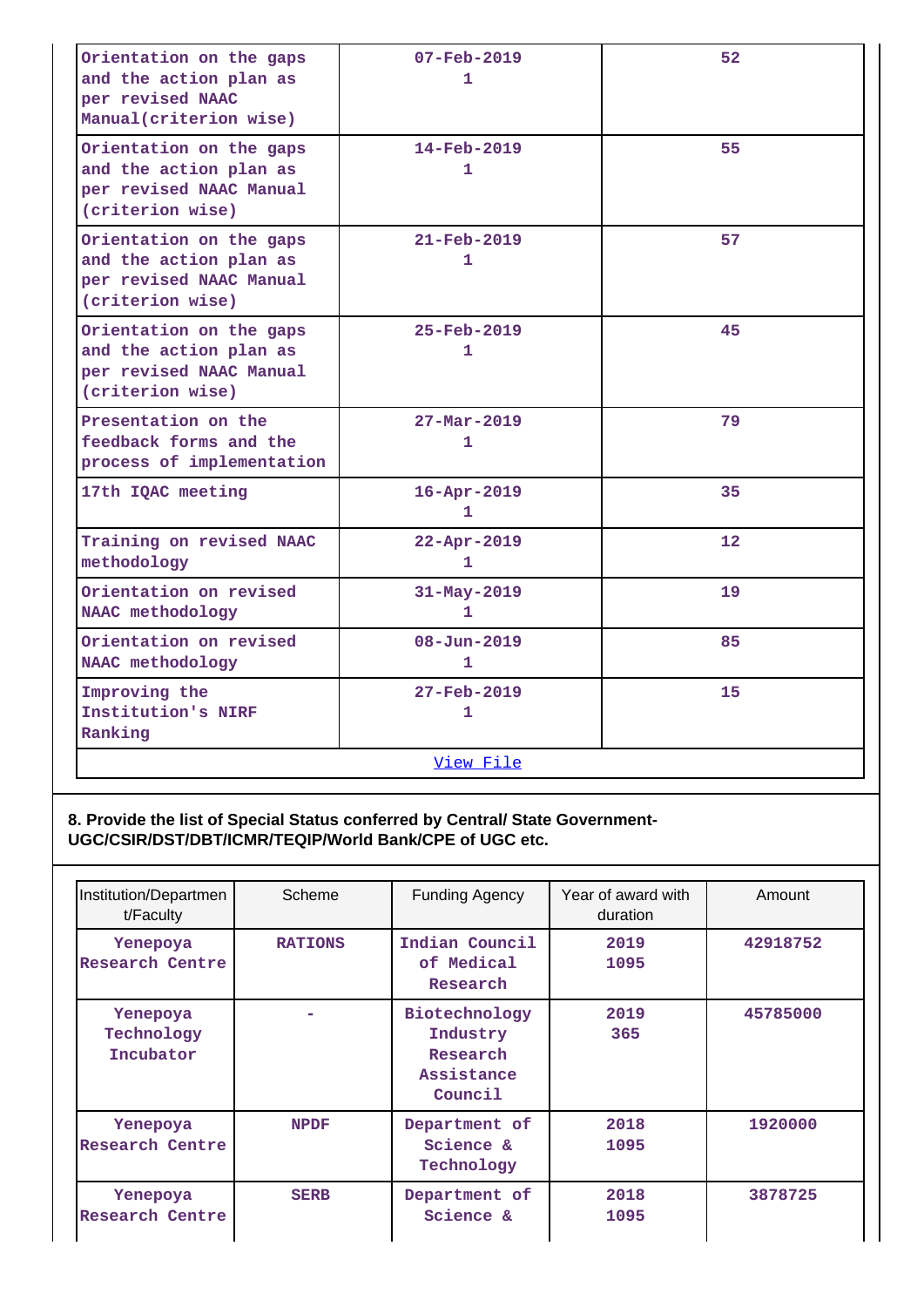| | | |
|---|---|---|
| Orientation on the gaps and the action plan as per revised NAAC Manual(criterion wise) | 07-Feb-2019 1 | 52 |
| Orientation on the gaps and the action plan as per revised NAAC Manual (criterion wise) | 14-Feb-2019 1 | 55 |
| Orientation on the gaps and the action plan as per revised NAAC Manual (criterion wise) | 21-Feb-2019 1 | 57 |
| Orientation on the gaps and the action plan as per revised NAAC Manual (criterion wise) | 25-Feb-2019 1 | 45 |
| Presentation on the feedback forms and the process of implementation | 27-Mar-2019 1 | 79 |
| 17th IQAC meeting | 16-Apr-2019 1 | 35 |
| Training on revised NAAC methodology | 22-Apr-2019 1 | 12 |
| Orientation on revised NAAC methodology | 31-May-2019 1 | 19 |
| Orientation on revised NAAC methodology | 08-Jun-2019 1 | 85 |
| Improving the Institution's NIRF Ranking | 27-Feb-2019 1 | 15 |
| | View File | |

**8. Provide the list of Special Status conferred by Central/ State Government- UGC/CSIR/DST/DBT/ICMR/TEQIP/World Bank/CPE of UGC etc.**

| Institution/Department/Faculty | Scheme | Funding Agency | Year of award with duration | Amount |
|---|---|---|---|---|
| Yenepoya Research Centre | RATIONS | Indian Council of Medical Research | 2019 1095 | 42918752 |
| Yenepoya Technology Incubator | - | Biotechnology Industry Research Assistance Council | 2019 365 | 45785000 |
| Yenepoya Research Centre | NPDF | Department of Science & Technology | 2018 1095 | 1920000 |
| Yenepoya Research Centre | SERB | Department of Science & | 2018 1095 | 3878725 |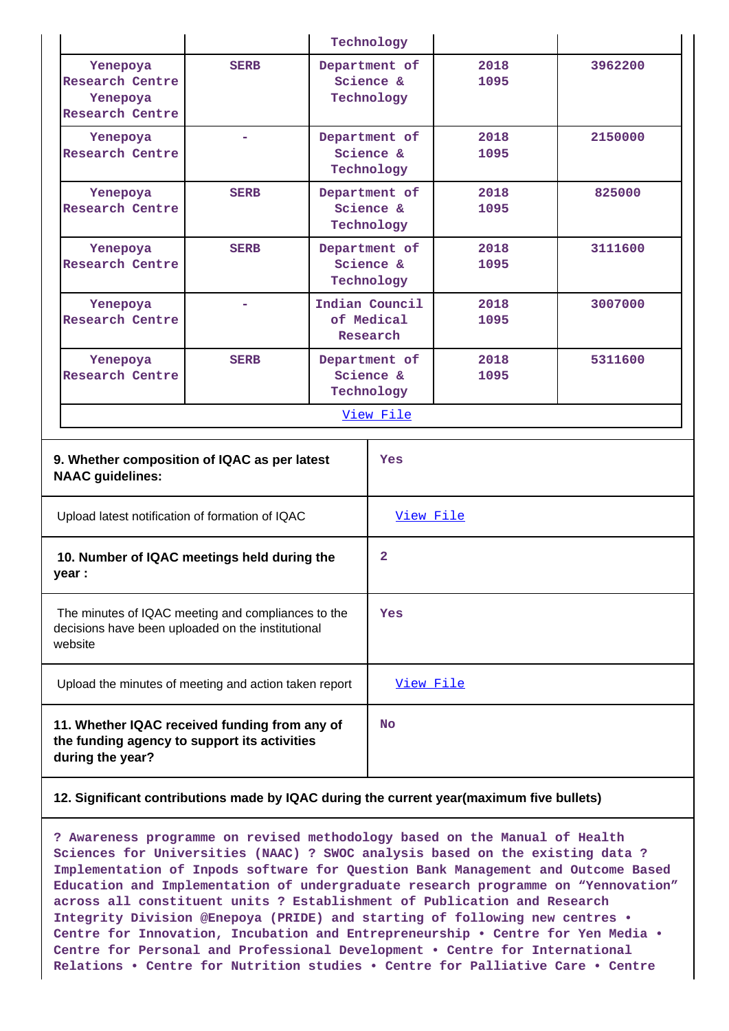| | | Technology | | |
|---|---|---|---|---|
| Yenepoya Research Centre Yenepoya Research Centre | SERB | Department of Science & Technology | 2018 1095 | 3962200 |
| Yenepoya Research Centre | - | Department of Science & Technology | 2018 1095 | 2150000 |
| Yenepoya Research Centre | SERB | Department of Science & Technology | 2018 1095 | 825000 |
| Yenepoya Research Centre | SERB | Department of Science & Technology | 2018 1095 | 3111600 |
| Yenepoya Research Centre | - | Indian Council of Medical Research | 2018 1095 | 3007000 |
| Yenepoya Research Centre | SERB | Department of Science & Technology | 2018 1095 | 5311600 |
| View File | | | | |

| | |
|---|---|
| **9. Whether composition of IQAC as per latest NAAC guidelines:** | Yes |
| Upload latest notification of formation of IQAC | View File |
| **10. Number of IQAC meetings held during the year :** | 2 |
| The minutes of IQAC meeting and compliances to the decisions have been uploaded on the institutional website | Yes |
| Upload the minutes of meeting and action taken report | View File |
| **11. Whether IQAC received funding from any of the funding agency to support its activities during the year?** | No |

**12. Significant contributions made by IQAC during the current year(maximum five bullets)**

? Awareness programme on revised methodology based on the Manual of Health Sciences for Universities (NAAC) ? SWOC analysis based on the existing data ? Implementation of Inpods software for Question Bank Management and Outcome Based Education and Implementation of undergraduate research programme on "Yennovation" across all constituent units ? Establishment of Publication and Research Integrity Division @Enepoya (PRIDE) and starting of following new centres • Centre for Innovation, Incubation and Entrepreneurship • Centre for Yen Media • Centre for Personal and Professional Development • Centre for International Relations • Centre for Nutrition studies • Centre for Palliative Care • Centre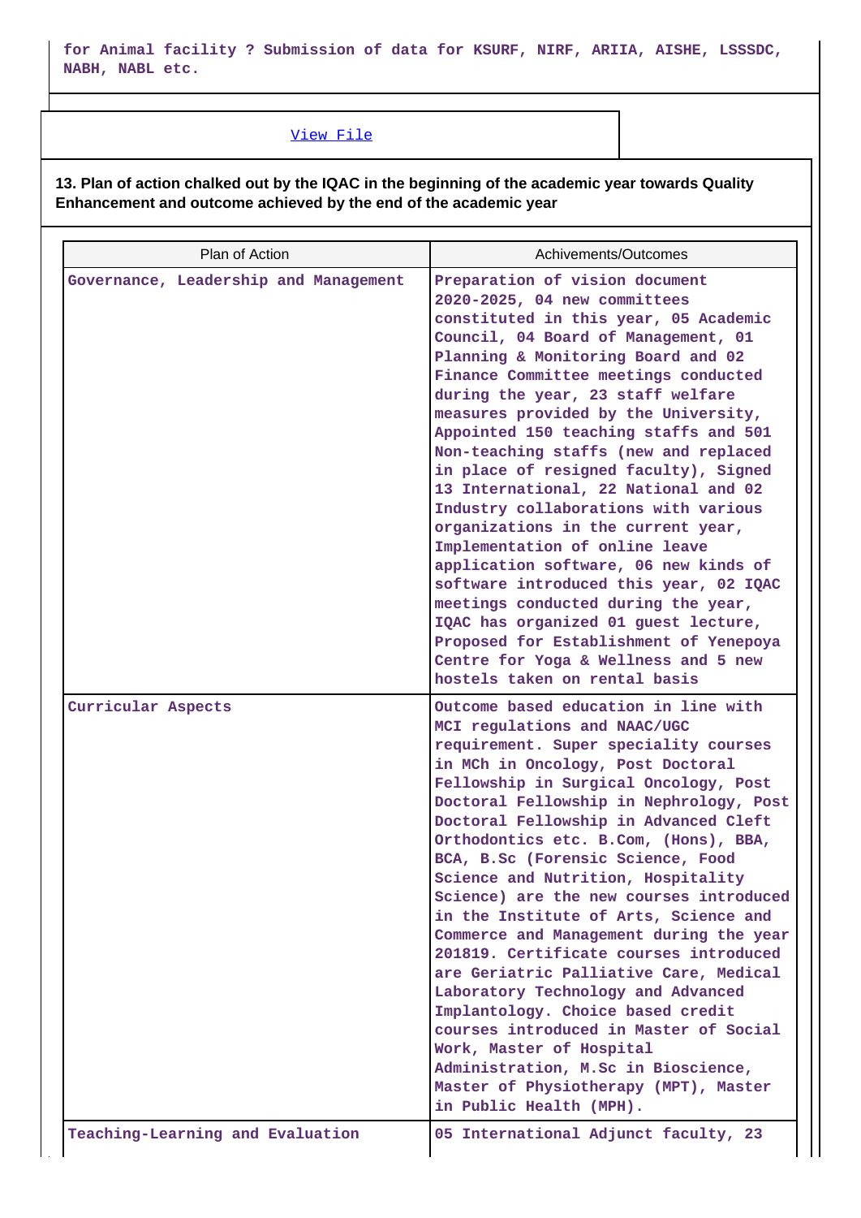for Animal facility ? Submission of data for KSURF, NIRF, ARIIA, AISHE, LSSSDC, NABH, NABL etc.

View File

**13. Plan of action chalked out by the IQAC in the beginning of the academic year towards Quality Enhancement and outcome achieved by the end of the academic year**

| Plan of Action | Achivements/Outcomes |
|---|---|
| Governance, Leadership and Management | Preparation of vision document 2020-2025, 04 new committees constituted in this year, 05 Academic Council, 04 Board of Management, 01 Planning & Monitoring Board and 02 Finance Committee meetings conducted during the year, 23 staff welfare measures provided by the University, Appointed 150 teaching staffs and 501 Non-teaching staffs (new and replaced in place of resigned faculty), Signed 13 International, 22 National and 02 Industry collaborations with various organizations in the current year, Implementation of online leave application software, 06 new kinds of software introduced this year, 02 IQAC meetings conducted during the year, IQAC has organized 01 guest lecture, Proposed for Establishment of Yenepoya Centre for Yoga & Wellness and 5 new hostels taken on rental basis |
| Curricular Aspects | Outcome based education in line with MCI regulations and NAAC/UGC requirement. Super speciality courses in MCh in Oncology, Post Doctoral Fellowship in Surgical Oncology, Post Doctoral Fellowship in Nephrology, Post Doctoral Fellowship in Advanced Cleft Orthodontics etc. B.Com, (Hons), BBA, BCA, B.Sc (Forensic Science, Food Science and Nutrition, Hospitality Science) are the new courses introduced in the Institute of Arts, Science and Commerce and Management during the year 201819. Certificate courses introduced are Geriatric Palliative Care, Medical Laboratory Technology and Advanced Implantology. Choice based credit courses introduced in Master of Social Work, Master of Hospital Administration, M.Sc in Bioscience, Master of Physiotherapy (MPT), Master in Public Health (MPH). |
| Teaching-Learning and Evaluation | 05 International Adjunct faculty, 23 |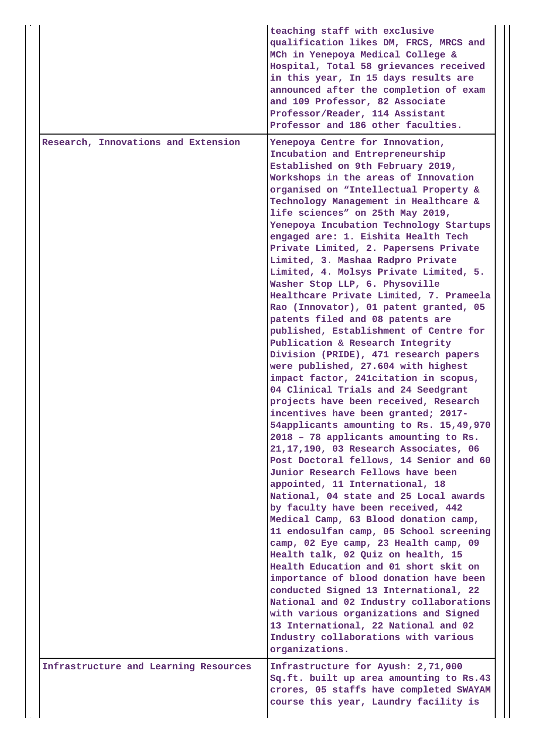| | |
|---|---|
| | teaching staff with exclusive qualification likes DM, FRCS, MRCS and MCh in Yenepoya Medical College & Hospital, Total 58 grievances received in this year, In 15 days results are announced after the completion of exam and 109 Professor, 82 Associate Professor/Reader, 114 Assistant Professor and 186 other faculties. |
| Research, Innovations and Extension | Yenepoya Centre for Innovation, Incubation and Entrepreneurship Established on 9th February 2019, Workshops in the areas of Innovation organised on "Intellectual Property & Technology Management in Healthcare & life sciences" on 25th May 2019, Yenepoya Incubation Technology Startups engaged are: 1. Eishita Health Tech Private Limited, 2. Papersens Private Limited, 3. Mashaa Radpro Private Limited, 4. Molsys Private Limited, 5. Washer Stop LLP, 6. Physoville Healthcare Private Limited, 7. Prameela Rao (Innovator), 01 patent granted, 05 patents filed and 08 patents are published, Establishment of Centre for Publication & Research Integrity Division (PRIDE), 471 research papers were published, 27.604 with highest impact factor, 241citation in scopus, 04 Clinical Trials and 24 Seedgrant projects have been received, Research incentives have been granted; 2017-54applicants amounting to Rs. 15,49,970 2018 – 78 applicants amounting to Rs. 21,17,190, 03 Research Associates, 06 Post Doctoral fellows, 14 Senior and 60 Junior Research Fellows have been appointed, 11 International, 18 National, 04 state and 25 Local awards by faculty have been received, 442 Medical Camp, 63 Blood donation camp, 11 endosulfan camp, 05 School screening camp, 02 Eye camp, 23 Health camp, 09 Health talk, 02 Quiz on health, 15 Health Education and 01 short skit on importance of blood donation have been conducted Signed 13 International, 22 National and 02 Industry collaborations with various organizations and Signed 13 International, 22 National and 02 Industry collaborations with various organizations. |
| Infrastructure and Learning Resources | Infrastructure for Ayush: 2,71,000 Sq.ft. built up area amounting to Rs.43 crores, 05 staffs have completed SWAYAM course this year, Laundry facility is |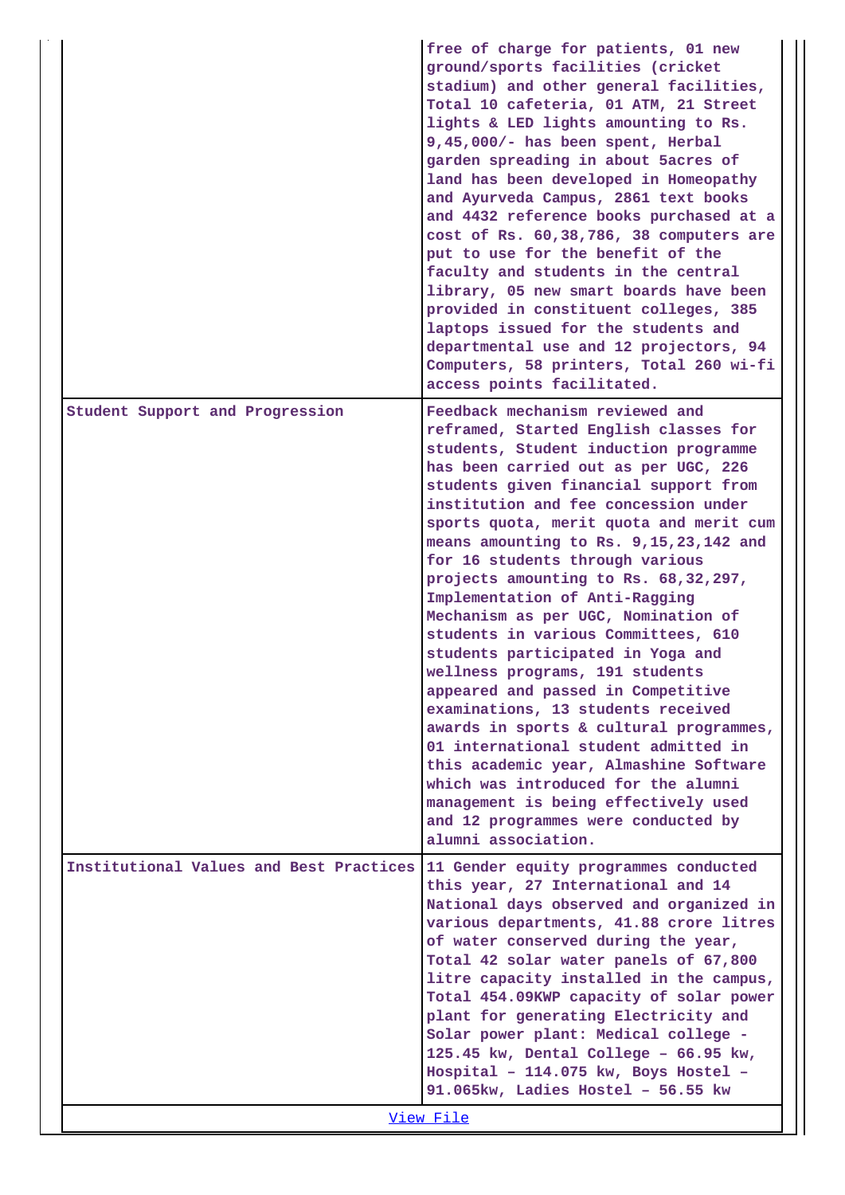| | |
|---|---|
| | free of charge for patients, 01 new ground/sports facilities (cricket stadium) and other general facilities, Total 10 cafeteria, 01 ATM, 21 Street lights & LED lights amounting to Rs. 9,45,000/- has been spent, Herbal garden spreading in about 5acres of land has been developed in Homeopathy and Ayurveda Campus, 2861 text books and 4432 reference books purchased at a cost of Rs. 60,38,786, 38 computers are put to use for the benefit of the faculty and students in the central library, 05 new smart boards have been provided in constituent colleges, 385 laptops issued for the students and departmental use and 12 projectors, 94 Computers, 58 printers, Total 260 wi-fi access points facilitated. |
| Student Support and Progression | Feedback mechanism reviewed and reframed, Started English classes for students, Student induction programme has been carried out as per UGC, 226 students given financial support from institution and fee concession under sports quota, merit quota and merit cum means amounting to Rs. 9,15,23,142 and for 16 students through various projects amounting to Rs. 68,32,297, Implementation of Anti-Ragging Mechanism as per UGC, Nomination of students in various Committees, 610 students participated in Yoga and wellness programs, 191 students appeared and passed in Competitive examinations, 13 students received awards in sports & cultural programmes, 01 international student admitted in this academic year, Almashine Software which was introduced for the alumni management is being effectively used and 12 programmes were conducted by alumni association. |
| Institutional Values and Best Practices | 11 Gender equity programmes conducted this year, 27 International and 14 National days observed and organized in various departments, 41.88 crore litres of water conserved during the year, Total 42 solar water panels of 67,800 litre capacity installed in the campus, Total 454.09KWP capacity of solar power plant for generating Electricity and Solar power plant: Medical college - 125.45 kw, Dental College – 66.95 kw, Hospital – 114.075 kw, Boys Hostel – 91.065kw, Ladies Hostel – 56.55 kw |

View File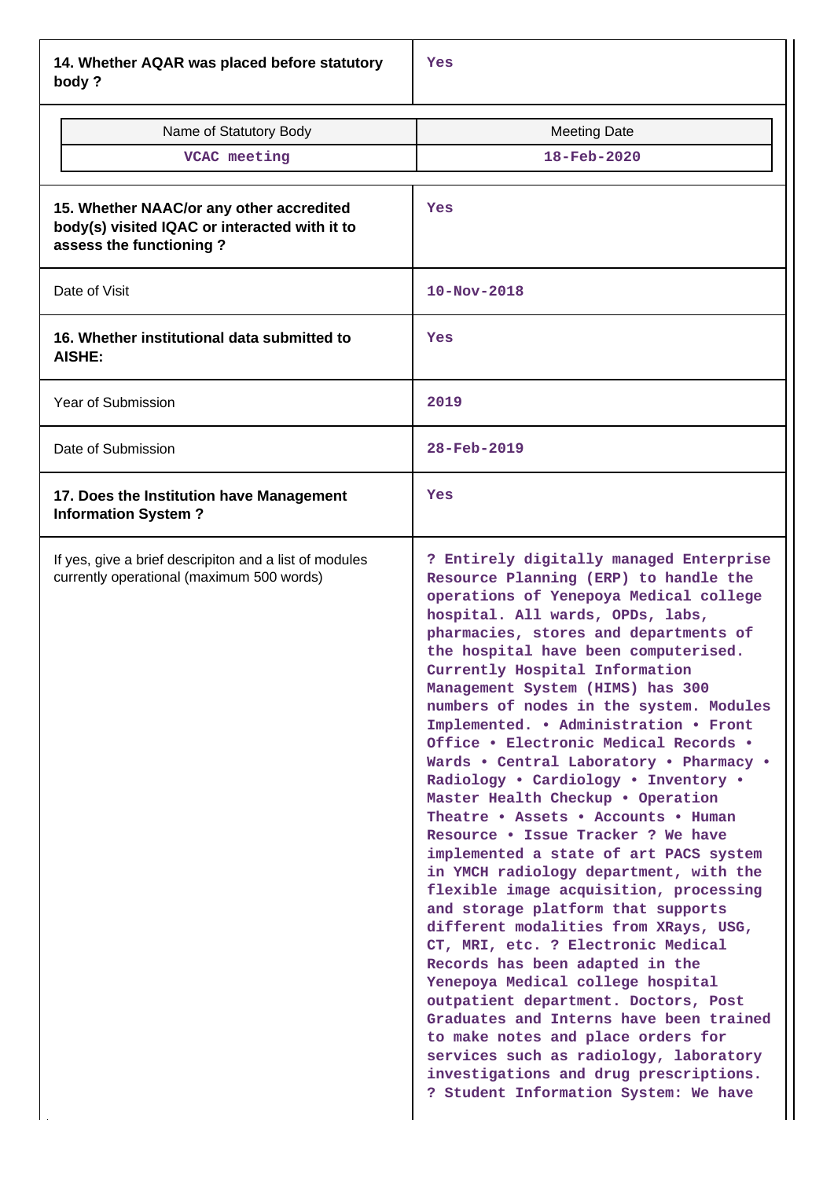| 14. Whether AQAR was placed before statutory body ? | Yes |
|---|---|

| Name of Statutory Body | Meeting Date |
|---|---|
| VCAC meeting | 18-Feb-2020 |

| 15. Whether NAAC/or any other accredited body(s) visited IQAC or interacted with it to assess the functioning ? | Yes |
|---|---|
| Date of Visit | 10-Nov-2018 |
| **16. Whether institutional data submitted to AISHE:** | Yes |
| Year of Submission | 2019 |
| Date of Submission | 28-Feb-2019 |
| **17. Does the Institution have Management Information System ?** | Yes |
| If yes, give a brief descripiton and a list of modules currently operational (maximum 500 words) | ? Entirely digitally managed Enterprise Resource Planning (ERP) to handle the operations of Yenepoya Medical college hospital. All wards, OPDs, labs, pharmacies, stores and departments of the hospital have been computerised. Currently Hospital Information Management System (HIMS) has 300 numbers of nodes in the system. Modules Implemented. • Administration • Front Office • Electronic Medical Records • Wards • Central Laboratory • Pharmacy • Radiology • Cardiology • Inventory • Master Health Checkup • Operation Theatre • Assets • Accounts • Human Resource • Issue Tracker ? We have implemented a state of art PACS system in YMCH radiology department, with the flexible image acquisition, processing and storage platform that supports different modalities from XRays, USG, CT, MRI, etc. ? Electronic Medical Records has been adapted in the Yenepoya Medical college hospital outpatient department. Doctors, Post Graduates and Interns have been trained to make notes and place orders for services such as radiology, laboratory investigations and drug prescriptions. ? Student Information System: We have |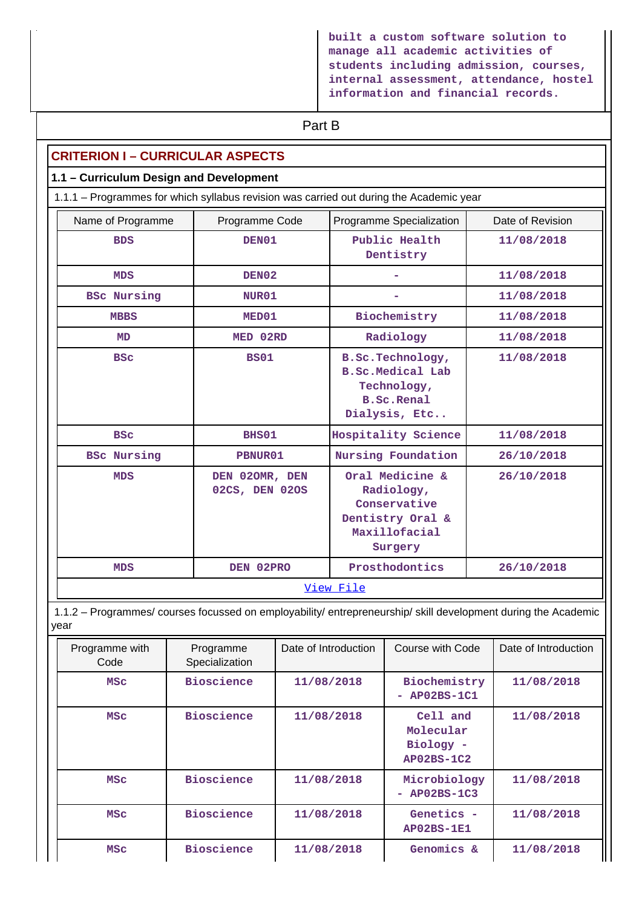built a custom software solution to manage all academic activities of students including admission, courses, internal assessment, attendance, hostel information and financial records.

Part B

## CRITERION I – CURRICULAR ASPECTS

### 1.1 – Curriculum Design and Development

1.1.1 – Programmes for which syllabus revision was carried out during the Academic year

| Name of Programme | Programme Code | Programme Specialization | Date of Revision |
|---|---|---|---|
| BDS | DEN01 | Public Health Dentistry | 11/08/2018 |
| MDS | DEN02 | - | 11/08/2018 |
| BSc Nursing | NUR01 | - | 11/08/2018 |
| MBBS | MED01 | Biochemistry | 11/08/2018 |
| MD | MED 02RD | Radiology | 11/08/2018 |
| BSc | BS01 | B.Sc.Technology, B.Sc.Medical Lab Technology, B.Sc.Renal Dialysis, Etc.. | 11/08/2018 |
| BSc | BHS01 | Hospitality Science | 11/08/2018 |
| BSc Nursing | PBNUR01 | Nursing Foundation | 26/10/2018 |
| MDS | DEN 02OMR, DEN 02CS, DEN 02OS | Oral Medicine & Radiology, Conservative Dentistry Oral & Maxillofacial Surgery | 26/10/2018 |
| MDS | DEN 02PRO | Prosthodontics | 26/10/2018 |

View File

1.1.2 – Programmes/ courses focussed on employability/ entrepreneurship/ skill development during the Academic year

| Programme with Code | Programme Specialization | Date of Introduction | Course with Code | Date of Introduction |
|---|---|---|---|---|
| MSc | Bioscience | 11/08/2018 | Biochemistry - AP02BS-1C1 | 11/08/2018 |
| MSc | Bioscience | 11/08/2018 | Cell and Molecular Biology - AP02BS-1C2 | 11/08/2018 |
| MSc | Bioscience | 11/08/2018 | Microbiology - AP02BS-1C3 | 11/08/2018 |
| MSc | Bioscience | 11/08/2018 | Genetics - AP02BS-1E1 | 11/08/2018 |
| MSc | Bioscience | 11/08/2018 | Genomics & | 11/08/2018 |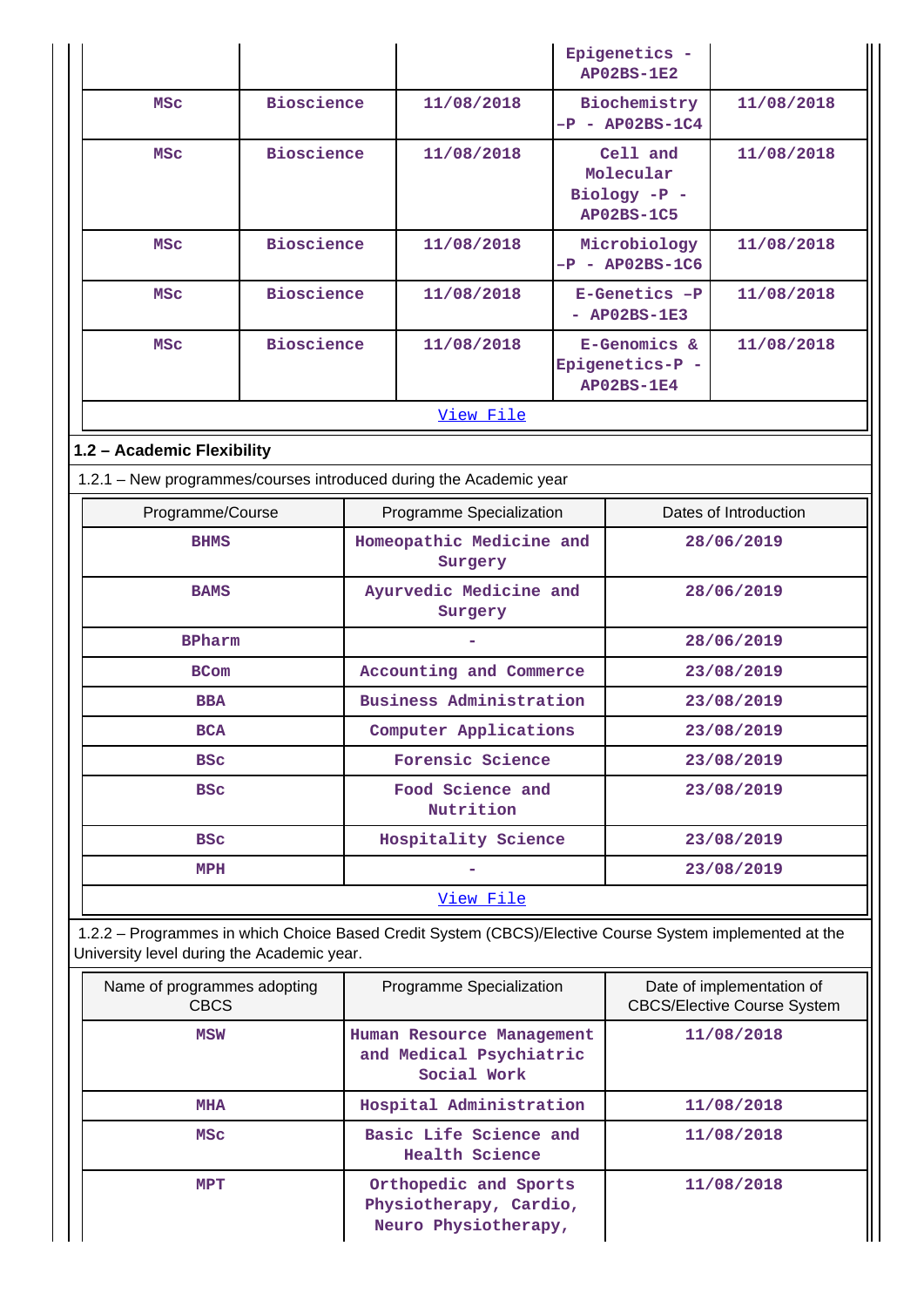| | | | Epigenetics - AP02BS-1E2 | |
|---|---|---|---|---|
| MSc | Bioscience | 11/08/2018 | Biochemistry -P - AP02BS-1C4 | 11/08/2018 |
| MSc | Bioscience | 11/08/2018 | Cell and Molecular Biology -P - AP02BS-1C5 | 11/08/2018 |
| MSc | Bioscience | 11/08/2018 | Microbiology -P - AP02BS-1C6 | 11/08/2018 |
| MSc | Bioscience | 11/08/2018 | E-Genetics -P - AP02BS-1E3 | 11/08/2018 |
| MSc | Bioscience | 11/08/2018 | E-Genomics & Epigenetics-P - AP02BS-1E4 | 11/08/2018 |
| View File | | | | |

**1.2 – Academic Flexibility**

1.2.1 – New programmes/courses introduced during the Academic year

| Programme/Course | Programme Specialization | Dates of Introduction |
|---|---|---|
| BHMS | Homeopathic Medicine and Surgery | 28/06/2019 |
| BAMS | Ayurvedic Medicine and Surgery | 28/06/2019 |
| BPharm | - | 28/06/2019 |
| BCom | Accounting and Commerce | 23/08/2019 |
| BBA | Business Administration | 23/08/2019 |
| BCA | Computer Applications | 23/08/2019 |
| BSc | Forensic Science | 23/08/2019 |
| BSc | Food Science and Nutrition | 23/08/2019 |
| BSc | Hospitality Science | 23/08/2019 |
| MPH | - | 23/08/2019 |
| View File | | |

1.2.2 – Programmes in which Choice Based Credit System (CBCS)/Elective Course System implemented at the University level during the Academic year.

| Name of programmes adopting CBCS | Programme Specialization | Date of implementation of CBCS/Elective Course System |
|---|---|---|
| MSW | Human Resource Management and Medical Psychiatric Social Work | 11/08/2018 |
| MHA | Hospital Administration | 11/08/2018 |
| MSc | Basic Life Science and Health Science | 11/08/2018 |
| MPT | Orthopedic and Sports Physiotherapy, Cardio, Neuro Physiotherapy, | 11/08/2018 |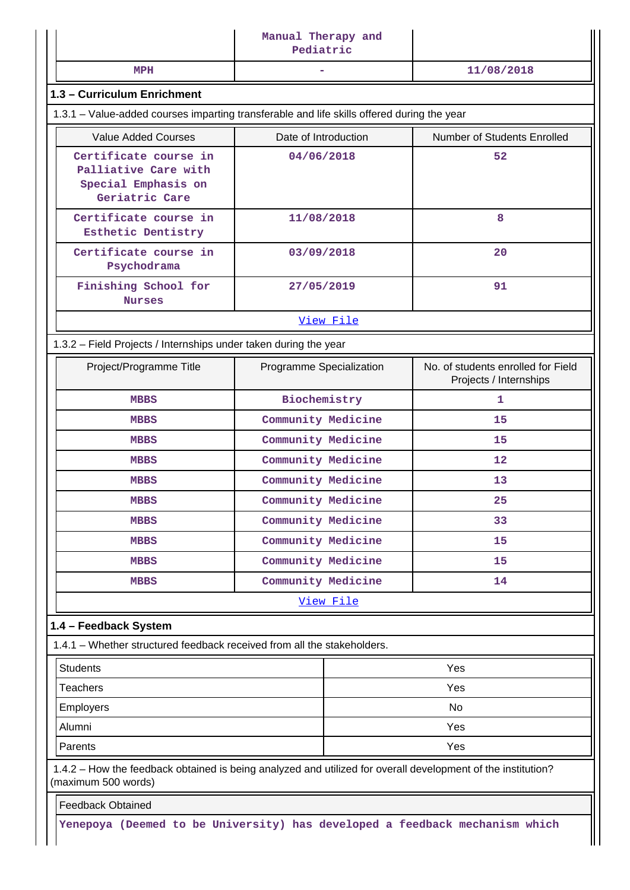| | Manual Therapy and Pediatric | |
|---|---|---|
| MPH | - | 11/08/2018 |

## 1.3 – Curriculum Enrichment

1.3.1 – Value-added courses imparting transferable and life skills offered during the year

| Value Added Courses | Date of Introduction | Number of Students Enrolled |
|---|---|---|
| Certificate course in Palliative Care with Special Emphasis on Geriatric Care | 04/06/2018 | 52 |
| Certificate course in Esthetic Dentistry | 11/08/2018 | 8 |
| Certificate course in Psychodrama | 03/09/2018 | 20 |
| Finishing School for Nurses | 27/05/2019 | 91 |

View File

1.3.2 – Field Projects / Internships under taken during the year

| Project/Programme Title | Programme Specialization | No. of students enrolled for Field Projects / Internships |
|---|---|---|
| MBBS | Biochemistry | 1 |
| MBBS | Community Medicine | 15 |
| MBBS | Community Medicine | 15 |
| MBBS | Community Medicine | 12 |
| MBBS | Community Medicine | 13 |
| MBBS | Community Medicine | 25 |
| MBBS | Community Medicine | 33 |
| MBBS | Community Medicine | 15 |
| MBBS | Community Medicine | 15 |
| MBBS | Community Medicine | 14 |

View File

## 1.4 – Feedback System

1.4.1 – Whether structured feedback received from all the stakeholders.

| | |
|---|---|
| Students | Yes |
| Teachers | Yes |
| Employers | No |
| Alumni | Yes |
| Parents | Yes |

1.4.2 – How the feedback obtained is being analyzed and utilized for overall development of the institution? (maximum 500 words)

Feedback Obtained

Yenepoya (Deemed to be University) has developed a feedback mechanism which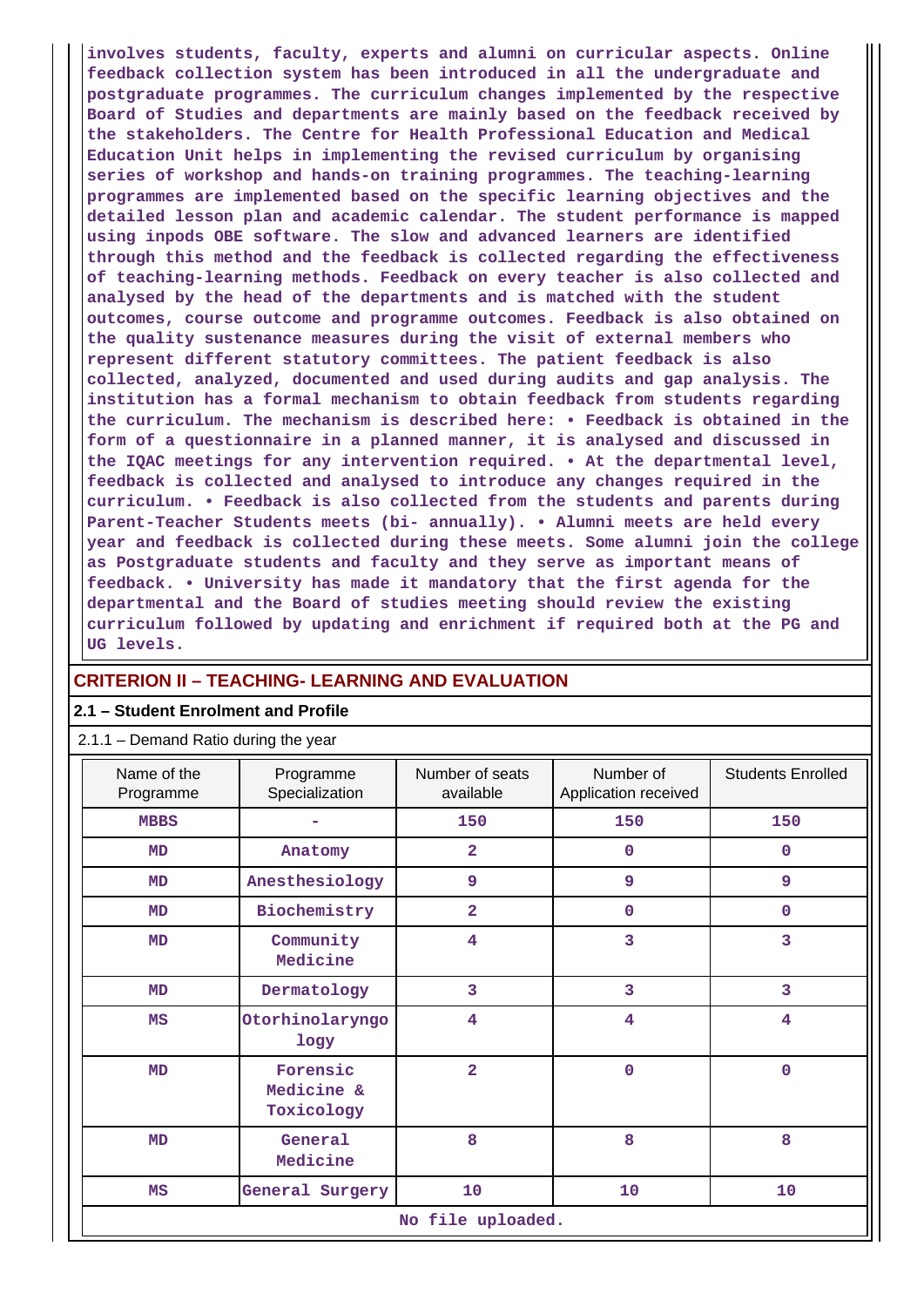involves students, faculty, experts and alumni on curricular aspects. Online feedback collection system has been introduced in all the undergraduate and postgraduate programmes. The curriculum changes implemented by the respective Board of Studies and departments are mainly based on the feedback received by the stakeholders. The Centre for Health Professional Education and Medical Education Unit helps in implementing the revised curriculum by organising series of workshop and hands-on training programmes. The teaching-learning programmes are implemented based on the specific learning objectives and the detailed lesson plan and academic calendar. The student performance is mapped using inpods OBE software. The slow and advanced learners are identified through this method and the feedback is collected regarding the effectiveness of teaching-learning methods. Feedback on every teacher is also collected and analysed by the head of the departments and is matched with the student outcomes, course outcome and programme outcomes. Feedback is also obtained on the quality sustenance measures during the visit of external members who represent different statutory committees. The patient feedback is also collected, analyzed, documented and used during audits and gap analysis. The institution has a formal mechanism to obtain feedback from students regarding the curriculum. The mechanism is described here: • Feedback is obtained in the form of a questionnaire in a planned manner, it is analysed and discussed in the IQAC meetings for any intervention required. • At the departmental level, feedback is collected and analysed to introduce any changes required in the curriculum. • Feedback is also collected from the students and parents during Parent-Teacher Students meets (bi- annually). • Alumni meets are held every year and feedback is collected during these meets. Some alumni join the college as Postgraduate students and faculty and they serve as important means of feedback. • University has made it mandatory that the first agenda for the departmental and the Board of studies meeting should review the existing curriculum followed by updating and enrichment if required both at the PG and UG levels.

## CRITERION II – TEACHING- LEARNING AND EVALUATION

### 2.1 – Student Enrolment and Profile

2.1.1 – Demand Ratio during the year

| Name of the Programme | Programme Specialization | Number of seats available | Number of Application received | Students Enrolled |
|---|---|---|---|---|
| MBBS | - | 150 | 150 | 150 |
| MD | Anatomy | 2 | 0 | 0 |
| MD | Anesthesiology | 9 | 9 | 9 |
| MD | Biochemistry | 2 | 0 | 0 |
| MD | Community Medicine | 4 | 3 | 3 |
| MD | Dermatology | 3 | 3 | 3 |
| MS | Otorhinolaryngology | 4 | 4 | 4 |
| MD | Forensic Medicine & Toxicology | 2 | 0 | 0 |
| MD | General Medicine | 8 | 8 | 8 |
| MS | General Surgery | 10 | 10 | 10 |

No file uploaded.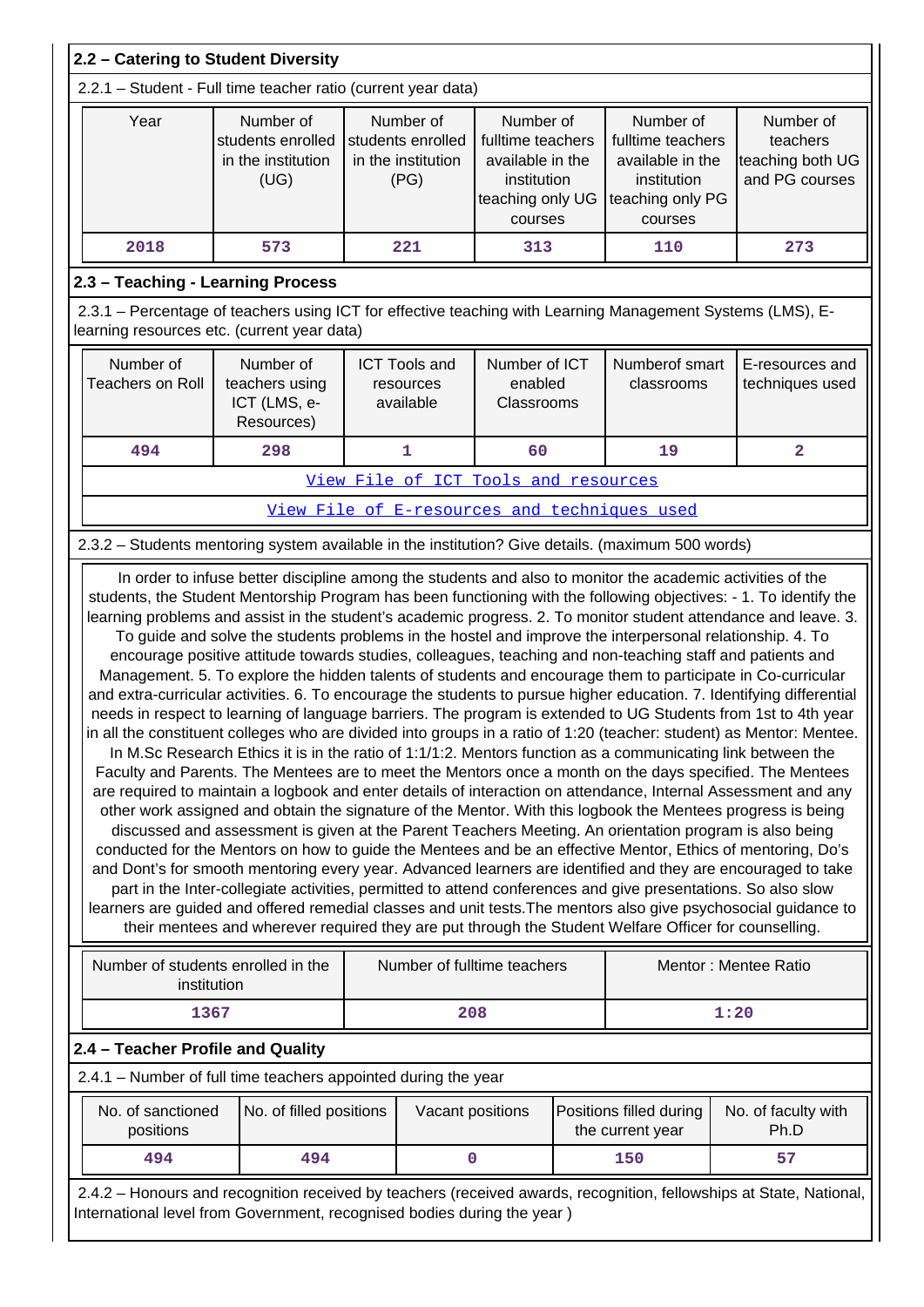## 2.2 – Catering to Student Diversity

2.2.1 – Student - Full time teacher ratio (current year data)

| Year | Number of students enrolled in the institution (UG) | Number of students enrolled in the institution (PG) | Number of fulltime teachers available in the institution teaching only UG courses | Number of fulltime teachers available in the institution teaching only PG courses | Number of teachers teaching both UG and PG courses |
|---|---|---|---|---|---|
| 2018 | 573 | 221 | 313 | 110 | 273 |

## 2.3 – Teaching - Learning Process

2.3.1 – Percentage of teachers using ICT for effective teaching with Learning Management Systems (LMS), E-learning resources etc. (current year data)

| Number of Teachers on Roll | Number of teachers using ICT (LMS, e-Resources) | ICT Tools and resources available | Number of ICT enabled Classrooms | Numberof smart classrooms | E-resources and techniques used |
|---|---|---|---|---|---|
| 494 | 298 | 1 | 60 | 19 | 2 |

View File of ICT Tools and resources

View File of E-resources and techniques used

2.3.2 – Students mentoring system available in the institution? Give details. (maximum 500 words)

In order to infuse better discipline among the students and also to monitor the academic activities of the students, the Student Mentorship Program has been functioning with the following objectives: - 1. To identify the learning problems and assist in the student's academic progress. 2. To monitor student attendance and leave. 3. To guide and solve the students problems in the hostel and improve the interpersonal relationship. 4. To encourage positive attitude towards studies, colleagues, teaching and non-teaching staff and patients and Management. 5. To explore the hidden talents of students and encourage them to participate in Co-curricular and extra-curricular activities. 6. To encourage the students to pursue higher education. 7. Identifying differential needs in respect to learning of language barriers. The program is extended to UG Students from 1st to 4th year in all the constituent colleges who are divided into groups in a ratio of 1:20 (teacher: student) as Mentor: Mentee. In M.Sc Research Ethics it is in the ratio of 1:1/1:2. Mentors function as a communicating link between the Faculty and Parents. The Mentees are to meet the Mentors once a month on the days specified. The Mentees are required to maintain a logbook and enter details of interaction on attendance, Internal Assessment and any other work assigned and obtain the signature of the Mentor. With this logbook the Mentees progress is being discussed and assessment is given at the Parent Teachers Meeting. An orientation program is also being conducted for the Mentors on how to guide the Mentees and be an effective Mentor, Ethics of mentoring, Do's and Dont's for smooth mentoring every year. Advanced learners are identified and they are encouraged to take part in the Inter-collegiate activities, permitted to attend conferences and give presentations. So also slow learners are guided and offered remedial classes and unit tests.The mentors also give psychosocial guidance to their mentees and wherever required they are put through the Student Welfare Officer for counselling.

| Number of students enrolled in the institution | Number of fulltime teachers | Mentor : Mentee Ratio |
|---|---|---|
| 1367 | 208 | 1:20 |

## 2.4 – Teacher Profile and Quality

2.4.1 – Number of full time teachers appointed during the year

| No. of sanctioned positions | No. of filled positions | Vacant positions | Positions filled during the current year | No. of faculty with Ph.D |
|---|---|---|---|---|
| 494 | 494 | 0 | 150 | 57 |

2.4.2 – Honours and recognition received by teachers (received awards, recognition, fellowships at State, National, International level from Government, recognised bodies during the year )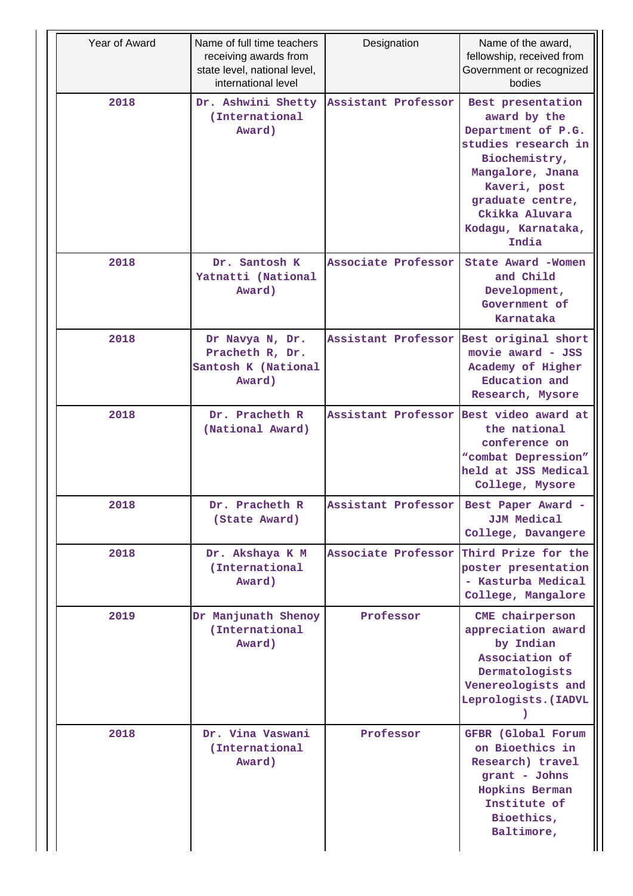| Year of Award | Name of full time teachers receiving awards from state level, national level, international level | Designation | Name of the award, fellowship, received from Government or recognized bodies |
| --- | --- | --- | --- |
| 2018 | Dr. Ashwini Shetty (International Award) | Assistant Professor | Best presentation award by the Department of P.G. studies research in Biochemistry, Mangalore, Jnana Kaveri, post graduate centre, Ckikka Aluvara Kodagu, Karnataka, India |
| 2018 | Dr. Santosh K Yatnatti (National Award) | Associate Professor | State Award -Women and Child Development, Government of Karnataka |
| 2018 | Dr Navya N, Dr. Pracheth R, Dr. Santosh K (National Award) | Assistant Professor | Best original short movie award - JSS Academy of Higher Education and Research, Mysore |
| 2018 | Dr. Pracheth R (National Award) | Assistant Professor | Best video award at the national conference on "combat Depression" held at JSS Medical College, Mysore |
| 2018 | Dr. Pracheth R (State Award) | Assistant Professor | Best Paper Award - JJM Medical College, Davangere |
| 2018 | Dr. Akshaya K M (International Award) | Associate Professor | Third Prize for the poster presentation - Kasturba Medical College, Mangalore |
| 2019 | Dr Manjunath Shenoy (International Award) | Professor | CME chairperson appreciation award by Indian Association of Dermatologists Venereologists and Leprologists.(IADVL) |
| 2018 | Dr. Vina Vaswani (International Award) | Professor | GFBR (Global Forum on Bioethics in Research) travel grant - Johns Hopkins Berman Institute of Bioethics, Baltimore, |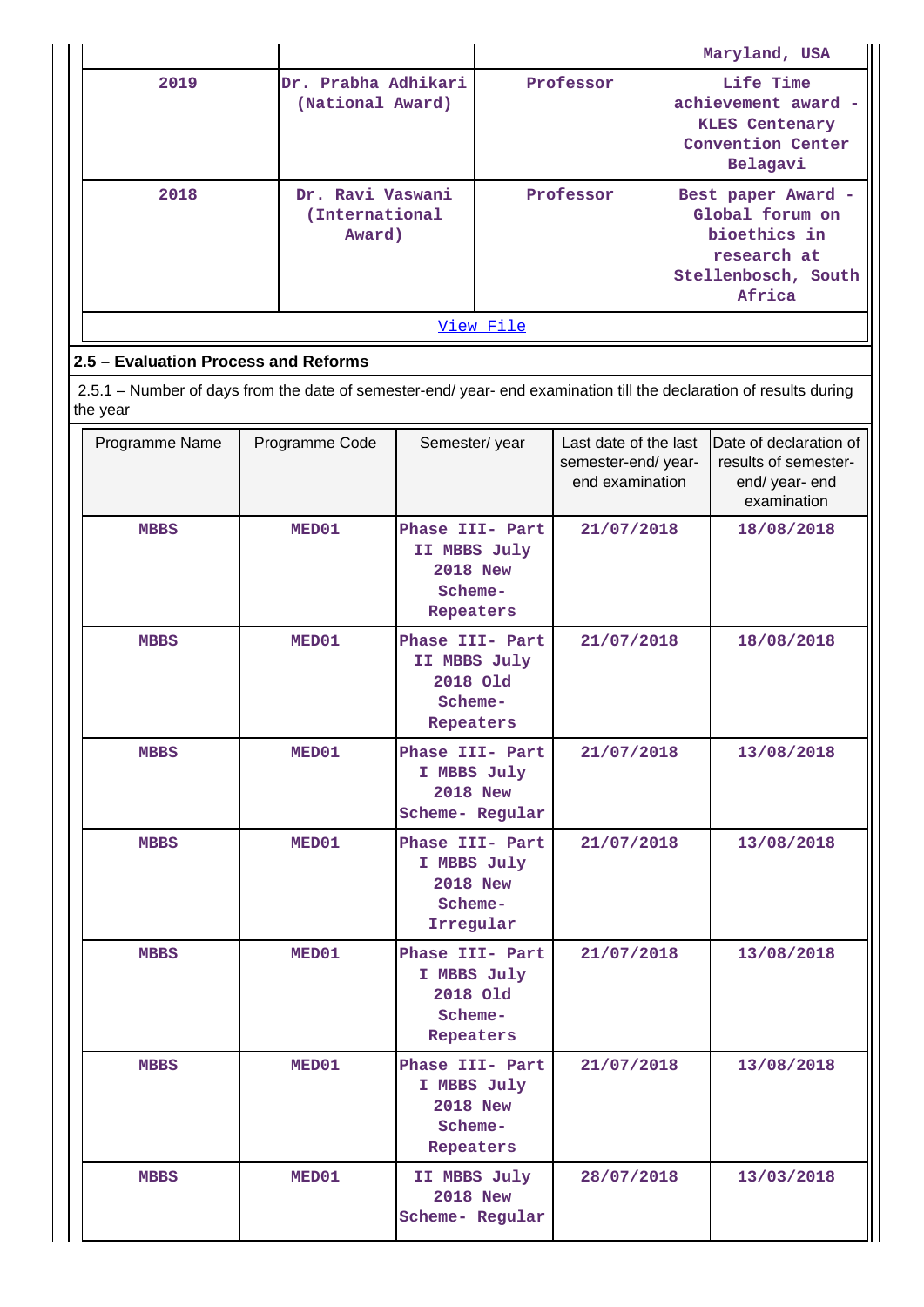| | | | Maryland, USA |
|---|---|---|---|
| 2019 | Dr. Prabha Adhikari (National Award) | Professor | Life Time achievement award - KLES Centenary Convention Center Belagavi |
| 2018 | Dr. Ravi Vaswani (International Award) | Professor | Best paper Award - Global forum on bioethics in research at Stellenbosch, South Africa |

View File

## 2.5 – Evaluation Process and Reforms

2.5.1 – Number of days from the date of semester-end/ year- end examination till the declaration of results during the year

| Programme Name | Programme Code | Semester/ year | Last date of the last semester-end/ year- end examination | Date of declaration of results of semester- end/ year- end examination |
|---|---|---|---|---|
| MBBS | MED01 | Phase III- Part II MBBS July 2018 New Scheme- Repeaters | 21/07/2018 | 18/08/2018 |
| MBBS | MED01 | Phase III- Part II MBBS July 2018 Old Scheme- Repeaters | 21/07/2018 | 18/08/2018 |
| MBBS | MED01 | Phase III- Part I MBBS July 2018 New Scheme- Regular | 21/07/2018 | 13/08/2018 |
| MBBS | MED01 | Phase III- Part I MBBS July 2018 New Scheme- Irregular | 21/07/2018 | 13/08/2018 |
| MBBS | MED01 | Phase III- Part I MBBS July 2018 Old Scheme- Repeaters | 21/07/2018 | 13/08/2018 |
| MBBS | MED01 | Phase III- Part I MBBS July 2018 New Scheme- Repeaters | 21/07/2018 | 13/08/2018 |
| MBBS | MED01 | II MBBS July 2018 New Scheme- Regular | 28/07/2018 | 13/03/2018 |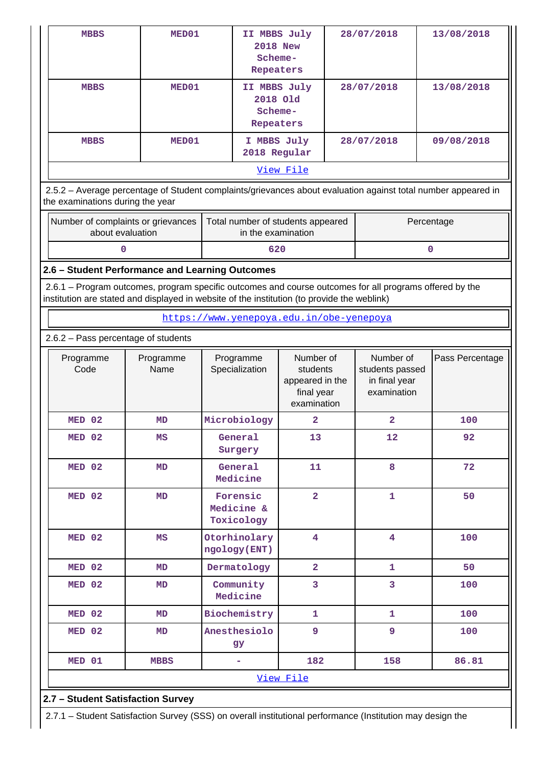| MBBS | MED01 | II MBBS July 2018 New Scheme-Repeaters | 28/07/2018 | 13/08/2018 |
|---|---|---|---|---|
| MBBS | MED01 | II MBBS July 2018 Old Scheme-Repeaters | 28/07/2018 | 13/08/2018 |
| MBBS | MED01 | I MBBS July 2018 Regular | 28/07/2018 | 09/08/2018 |
| View File | | | | |

2.5.2 – Average percentage of Student complaints/grievances about evaluation against total number appeared in the examinations during the year

| Number of complaints or grievances about evaluation | Total number of students appeared in the examination | Percentage |
|---|---|---|
| 0 | 620 | 0 |

**2.6 – Student Performance and Learning Outcomes**

2.6.1 – Program outcomes, program specific outcomes and course outcomes for all programs offered by the institution are stated and displayed in website of the institution (to provide the weblink)

https://www.yenepoya.edu.in/obe-yenepoya

2.6.2 – Pass percentage of students

| Programme Code | Programme Name | Programme Specialization | Number of students appeared in the final year examination | Number of students passed in final year examination | Pass Percentage |
|---|---|---|---|---|---|
| MED 02 | MD | Microbiology | 2 | 2 | 100 |
| MED 02 | MS | General Surgery | 13 | 12 | 92 |
| MED 02 | MD | General Medicine | 11 | 8 | 72 |
| MED 02 | MD | Forensic Medicine & Toxicology | 2 | 1 | 50 |
| MED 02 | MS | Otorhinolaryngology(ENT) | 4 | 4 | 100 |
| MED 02 | MD | Dermatology | 2 | 1 | 50 |
| MED 02 | MD | Community Medicine | 3 | 3 | 100 |
| MED 02 | MD | Biochemistry | 1 | 1 | 100 |
| MED 02 | MD | Anesthesiology | 9 | 9 | 100 |
| MED 01 | MBBS | - | 182 | 158 | 86.81 |
| View File | | | | | |

**2.7 – Student Satisfaction Survey**

2.7.1 – Student Satisfaction Survey (SSS) on overall institutional performance (Institution may design the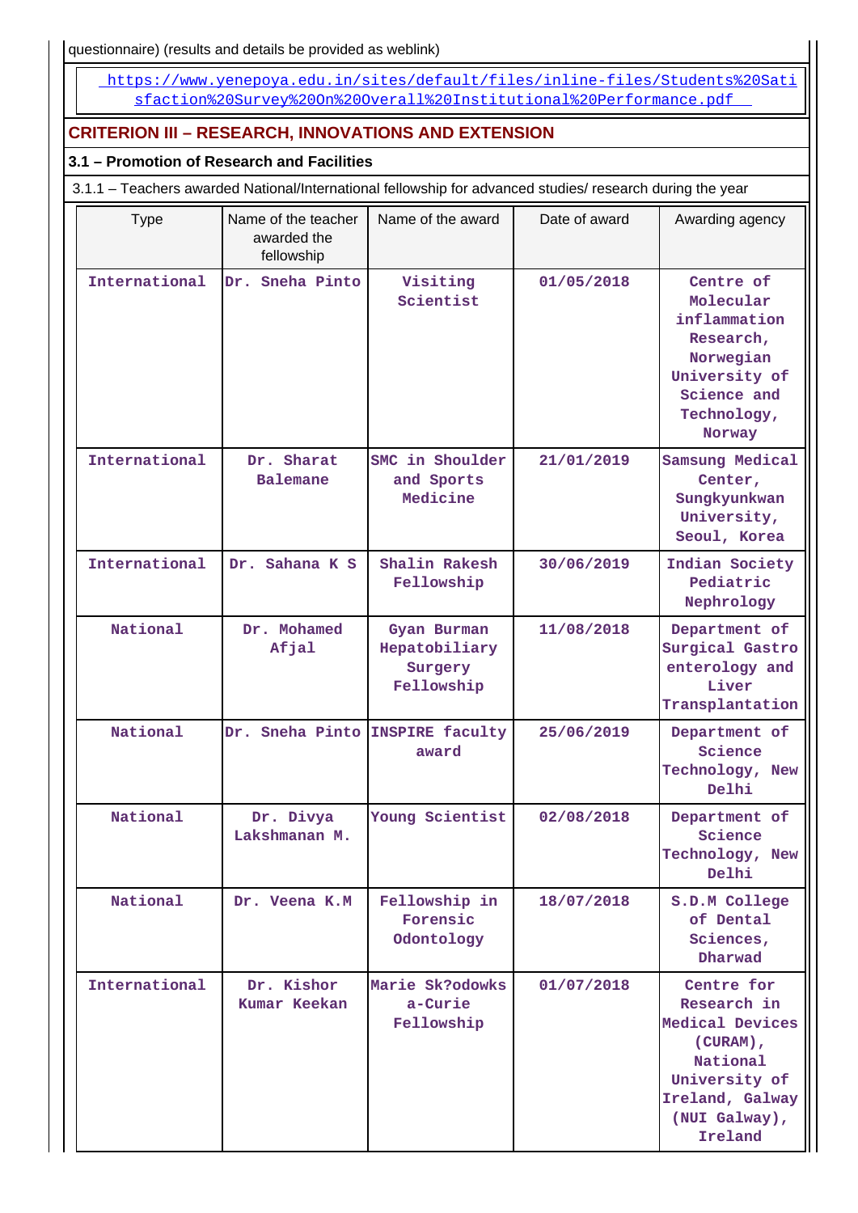questionnaire) (results and details be provided as weblink)

https://www.yenepoya.edu.in/sites/default/files/inline-files/Students%20Satisfaction%20Survey%20On%20Overall%20Institutional%20Performance.pdf

## CRITERION III – RESEARCH, INNOVATIONS AND EXTENSION

### 3.1 – Promotion of Research and Facilities

3.1.1 – Teachers awarded National/International fellowship for advanced studies/ research during the year

| Type | Name of the teacher awarded the fellowship | Name of the award | Date of award | Awarding agency |
|---|---|---|---|---|
| International | Dr. Sneha Pinto | Visiting Scientist | 01/05/2018 | Centre of Molecular inflammation Research, Norwegian University of Science and Technology, Norway |
| International | Dr. Sharat Balemane | SMC in Shoulder and Sports Medicine | 21/01/2019 | Samsung Medical Center, Sungkyunkwan University, Seoul, Korea |
| International | Dr. Sahana K S | Shalin Rakesh Fellowship | 30/06/2019 | Indian Society Pediatric Nephrology |
| National | Dr. Mohamed Afjal | Gyan Burman Hepatobiliary Surgery Fellowship | 11/08/2018 | Department of Surgical Gastro enterology and Liver Transplantation |
| National | Dr. Sneha Pinto | INSPIRE faculty award | 25/06/2019 | Department of Science Technology, New Delhi |
| National | Dr. Divya Lakshmanan M. | Young Scientist | 02/08/2018 | Department of Science Technology, New Delhi |
| National | Dr. Veena K.M | Fellowship in Forensic Odontology | 18/07/2018 | S.D.M College of Dental Sciences, Dharwad |
| International | Dr. Kishor Kumar Keekan | Marie Sk?odowska-Curie Fellowship | 01/07/2018 | Centre for Research in Medical Devices (CURAM), National University of Ireland, Galway (NUI Galway), Ireland |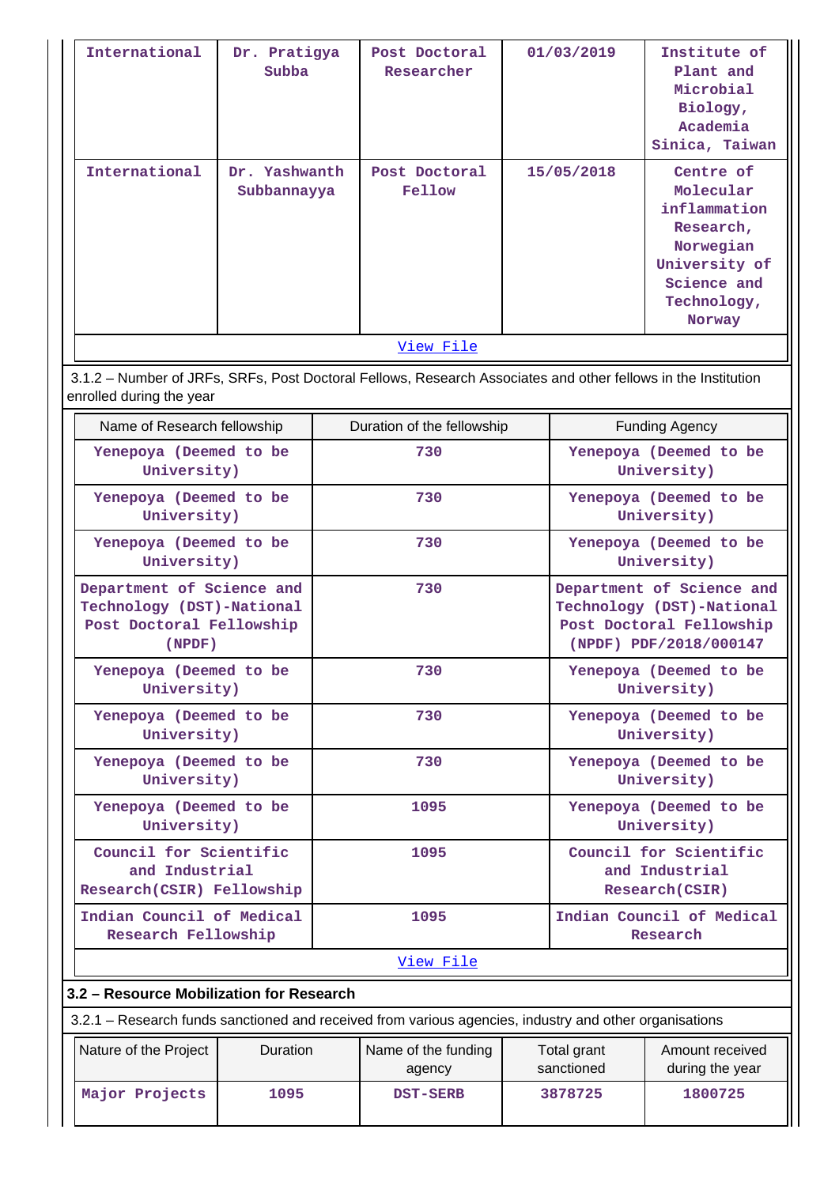| International | Dr. Pratigya Subba | Post Doctoral Researcher | 01/03/2019 | Institute of Plant and Microbial Biology, Academia Sinica, Taiwan |
|---|---|---|---|---|
| International | Dr. Yashwanth Subbannayya | Post Doctoral Fellow | 15/05/2018 | Centre of Molecular inflammation Research, Norwegian University of Science and Technology, Norway |

View File

3.1.2 – Number of JRFs, SRFs, Post Doctoral Fellows, Research Associates and other fellows in the Institution enrolled during the year

| Name of Research fellowship | Duration of the fellowship | Funding Agency |
|---|---|---|
| Yenepoya (Deemed to be University) | 730 | Yenepoya (Deemed to be University) |
| Yenepoya (Deemed to be University) | 730 | Yenepoya (Deemed to be University) |
| Yenepoya (Deemed to be University) | 730 | Yenepoya (Deemed to be University) |
| Department of Science and Technology (DST)-National Post Doctoral Fellowship (NPDF) | 730 | Department of Science and Technology (DST)-National Post Doctoral Fellowship (NPDF) PDF/2018/000147 |
| Yenepoya (Deemed to be University) | 730 | Yenepoya (Deemed to be University) |
| Yenepoya (Deemed to be University) | 730 | Yenepoya (Deemed to be University) |
| Yenepoya (Deemed to be University) | 730 | Yenepoya (Deemed to be University) |
| Yenepoya (Deemed to be University) | 1095 | Yenepoya (Deemed to be University) |
| Council for Scientific and Industrial Research(CSIR) Fellowship | 1095 | Council for Scientific and Industrial Research(CSIR) |
| Indian Council of Medical Research Fellowship | 1095 | Indian Council of Medical Research |

View File

**3.2 – Resource Mobilization for Research**

3.2.1 – Research funds sanctioned and received from various agencies, industry and other organisations

| Nature of the Project | Duration | Name of the funding agency | Total grant sanctioned | Amount received during the year |
|---|---|---|---|---|
| Major Projects | 1095 | DST-SERB | 3878725 | 1800725 |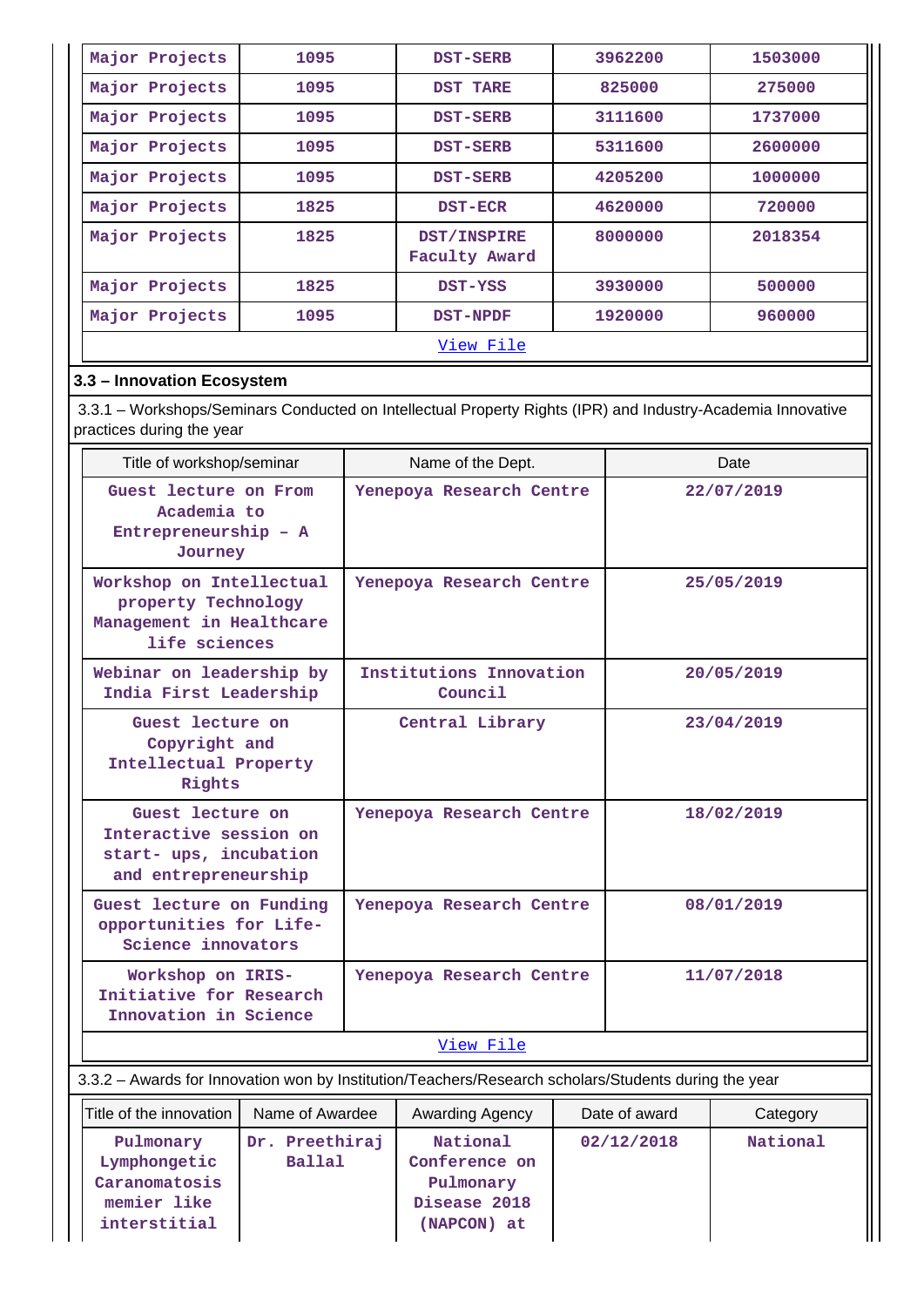| Major Projects | 1095 | DST-SERB | 3962200 | 1503000 |
|---|---|---|---|---|
| Major Projects | 1095 | DST TARE | 825000 | 275000 |
| Major Projects | 1095 | DST-SERB | 3111600 | 1737000 |
| Major Projects | 1095 | DST-SERB | 5311600 | 2600000 |
| Major Projects | 1095 | DST-SERB | 4205200 | 1000000 |
| Major Projects | 1825 | DST-ECR | 4620000 | 720000 |
| Major Projects | 1825 | DST/INSPIRE Faculty Award | 8000000 | 2018354 |
| Major Projects | 1825 | DST-YSS | 3930000 | 500000 |
| Major Projects | 1095 | DST-NPDF | 1920000 | 960000 |
| View File | | | | |

### 3.3 – Innovation Ecosystem

3.3.1 – Workshops/Seminars Conducted on Intellectual Property Rights (IPR) and Industry-Academia Innovative practices during the year

| Title of workshop/seminar | Name of the Dept. | Date |
|---|---|---|
| Guest lecture on From Academia to Entrepreneurship – A Journey | Yenepoya Research Centre | 22/07/2019 |
| Workshop on Intellectual property Technology Management in Healthcare life sciences | Yenepoya Research Centre | 25/05/2019 |
| Webinar on leadership by India First Leadership | Institutions Innovation Council | 20/05/2019 |
| Guest lecture on Copyright and Intellectual Property Rights | Central Library | 23/04/2019 |
| Guest lecture on Interactive session on start- ups, incubation and entrepreneurship | Yenepoya Research Centre | 18/02/2019 |
| Guest lecture on Funding opportunities for Life-Science innovators | Yenepoya Research Centre | 08/01/2019 |
| Workshop on IRIS-Initiative for Research Innovation in Science | Yenepoya Research Centre | 11/07/2018 |
| View File | | |

3.3.2 – Awards for Innovation won by Institution/Teachers/Research scholars/Students during the year

| Title of the innovation | Name of Awardee | Awarding Agency | Date of award | Category |
|---|---|---|---|---|
| Pulmonary Lymphongetic Caranomatosis memier like interstitial | Dr. Preethiraj Ballal | National Conference on Pulmonary Disease 2018 (NAPCON) at | 02/12/2018 | National |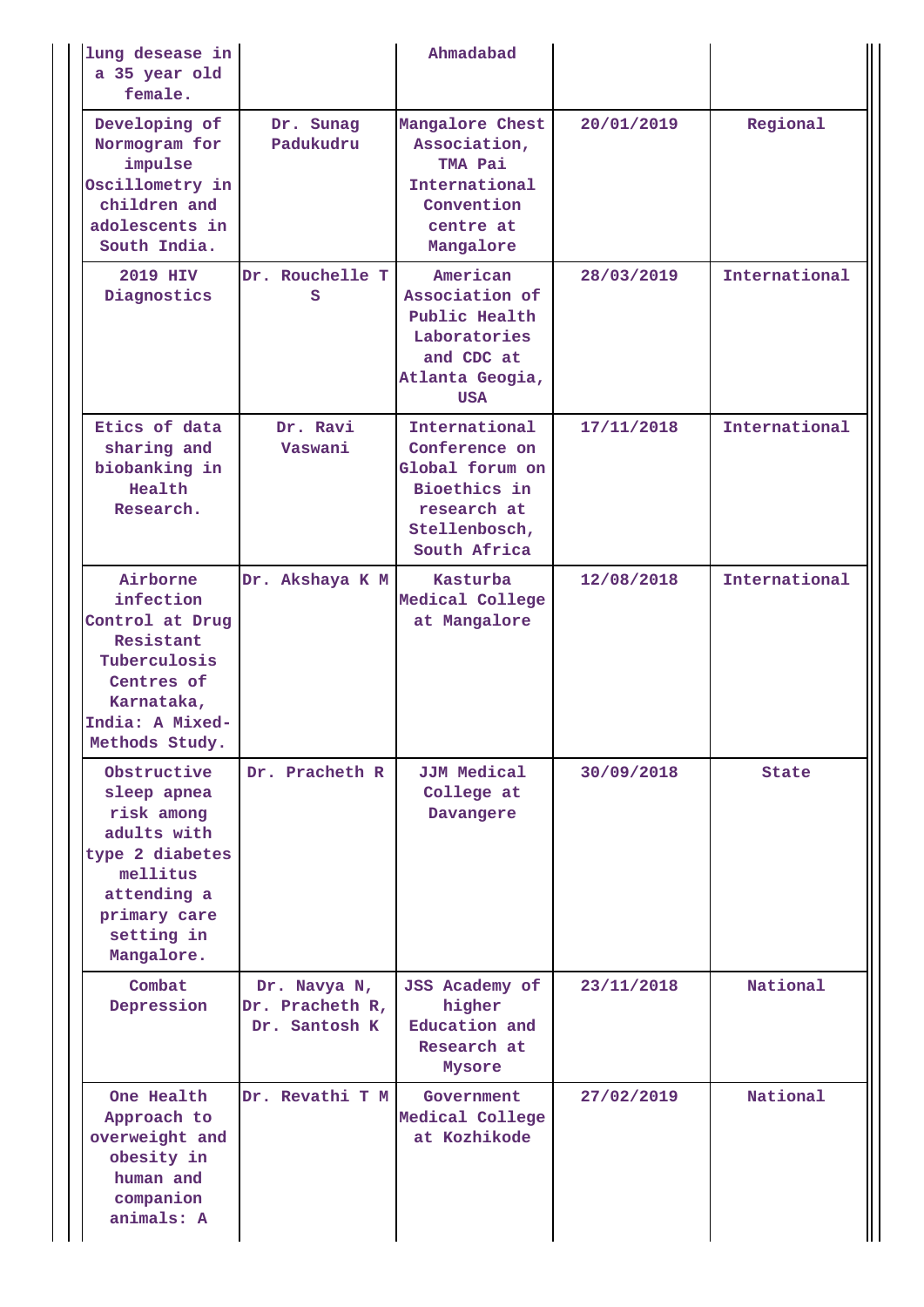| | | | | |
|---|---|---|---|---|
| lung desease in a 35 year old female. | | Ahmadabad | | |
| Developing of Normogram for impulse Oscillometry in children and adolescents in South India. | Dr. Sunag Padukudru | Mangalore Chest Association, TMA Pai International Convention centre at Mangalore | 20/01/2019 | Regional |
| 2019 HIV Diagnostics | Dr. Rouchelle T S | American Association of Public Health Laboratories and CDC at Atlanta Geogia, USA | 28/03/2019 | International |
| Etics of data sharing and biobanking in Health Research. | Dr. Ravi Vaswani | International Conference on Global forum on Bioethics in research at Stellenbosch, South Africa | 17/11/2018 | International |
| Airborne infection Control at Drug Resistant Tuberculosis Centres of Karnataka, India: A Mixed-Methods Study. | Dr. Akshaya K M | Kasturba Medical College at Mangalore | 12/08/2018 | International |
| Obstructive sleep apnea risk among adults with type 2 diabetes mellitus attending a primary care setting in Mangalore. | Dr. Pracheth R | JJM Medical College at Davangere | 30/09/2018 | State |
| Combat Depression | Dr. Navya N, Dr. Pracheth R, Dr. Santosh K | JSS Academy of higher Education and Research at Mysore | 23/11/2018 | National |
| One Health Approach to overweight and obesity in human and companion animals: A | Dr. Revathi T M | Government Medical College at Kozhikode | 27/02/2019 | National |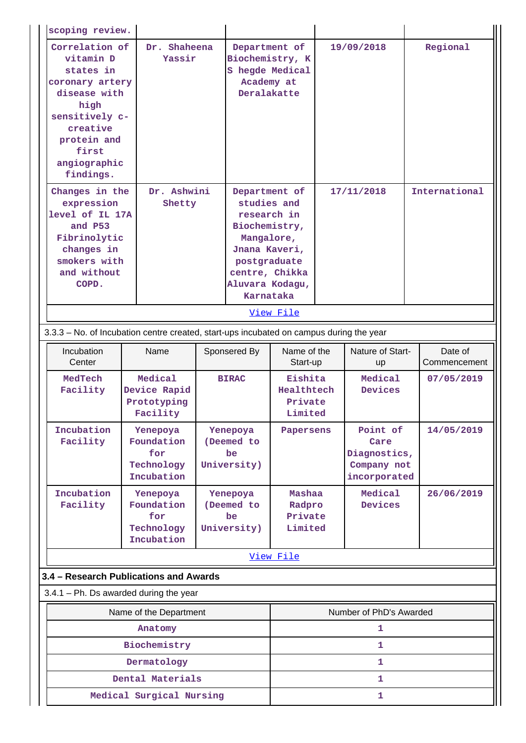| | | | | |
|---|---|---|---|---|
| scoping review. | | | | |
| Correlation of vitamin D states in coronary artery disease with high sensitively c-creative protein and first angiographic findings. | Dr. Shaheena Yassir | Department of Biochemistry, K S hegde Medical Academy at Deralakatte | 19/09/2018 | Regional |
| Changes in the expression level of IL 17A and P53 Fibrinolytic changes in smokers with and without COPD. | Dr. Ashwini Shetty | Department of studies and research in Biochemistry, Mangalore, Jnana Kaveri, postgraduate centre, Chikka Aluvara Kodagu, Karnataka | 17/11/2018 | International |
| View File | | | | |

3.3.3 – No. of Incubation centre created, start-ups incubated on campus during the year

| Incubation Center | Name | Sponsored By | Name of the Start-up | Nature of Start-up | Date of Commencement |
|---|---|---|---|---|---|
| MedTech Facility | Medical Device Rapid Prototyping Facility | BIRAC | Eishita Healthtech Private Limited | Medical Devices | 07/05/2019 |
| Incubation Facility | Yenepoya Foundation for Technology Incubation | Yenepoya (Deemed to be University) | Papersens | Point of Care Diagnostics, Company not incorporated | 14/05/2019 |
| Incubation Facility | Yenepoya Foundation for Technology Incubation | Yenepoya (Deemed to be University) | Mashaa Radpro Private Limited | Medical Devices | 26/06/2019 |
| View File | | | | | |

### 3.4 – Research Publications and Awards

3.4.1 – Ph. Ds awarded during the year

| Name of the Department | Number of PhD's Awarded |
|---|---|
| Anatomy | 1 |
| Biochemistry | 1 |
| Dermatology | 1 |
| Dental Materials | 1 |
| Medical Surgical Nursing | 1 |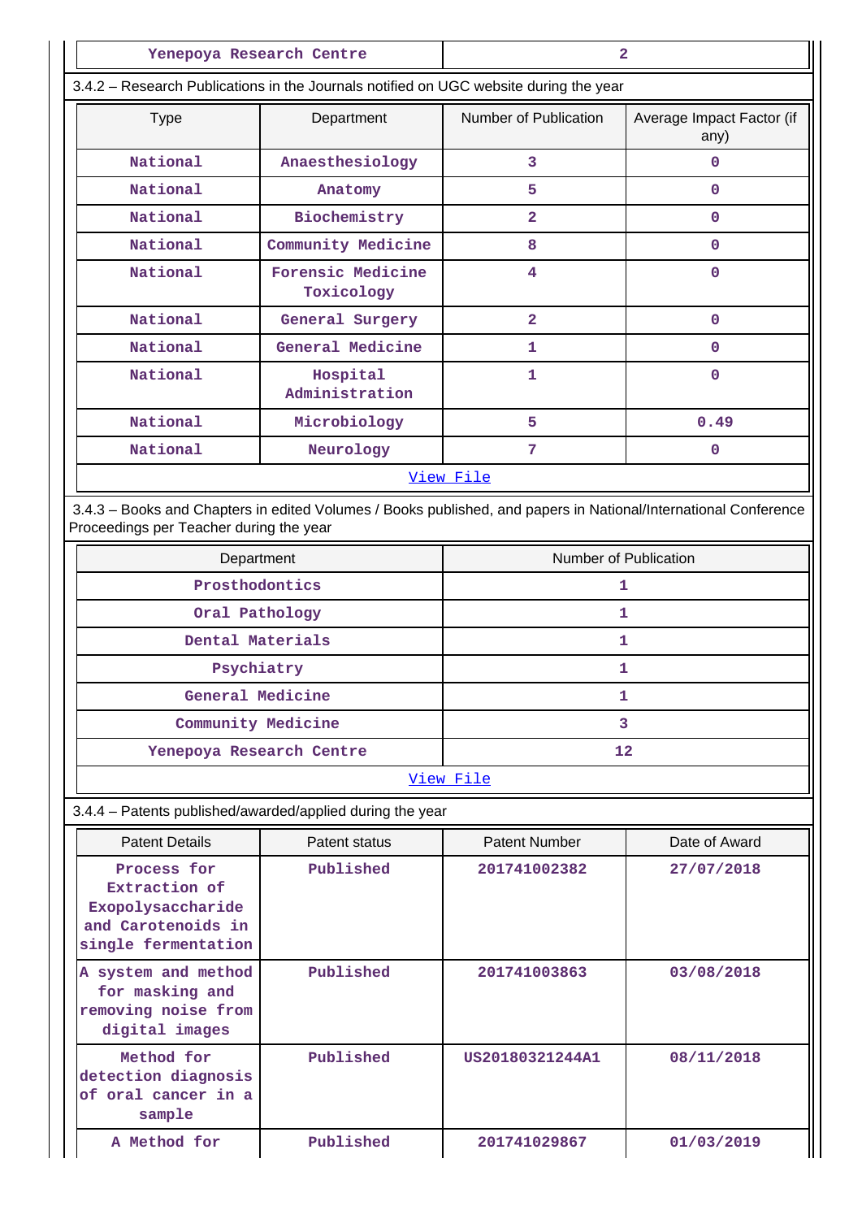| Yenepoya Research Centre | 2 |
|---|---|

3.4.2 – Research Publications in the Journals notified on UGC website during the year

| Type | Department | Number of Publication | Average Impact Factor (if any) |
|---|---|---|---|
| National | Anaesthesiology | 3 | 0 |
| National | Anatomy | 5 | 0 |
| National | Biochemistry | 2 | 0 |
| National | Community Medicine | 8 | 0 |
| National | Forensic Medicine Toxicology | 4 | 0 |
| National | General Surgery | 2 | 0 |
| National | General Medicine | 1 | 0 |
| National | Hospital Administration | 1 | 0 |
| National | Microbiology | 5 | 0.49 |
| National | Neurology | 7 | 0 |

View File

3.4.3 – Books and Chapters in edited Volumes / Books published, and papers in National/International Conference Proceedings per Teacher during the year

| Department | Number of Publication |
|---|---|
| Prosthodontics | 1 |
| Oral Pathology | 1 |
| Dental Materials | 1 |
| Psychiatry | 1 |
| General Medicine | 1 |
| Community Medicine | 3 |
| Yenepoya Research Centre | 12 |

View File

3.4.4 – Patents published/awarded/applied during the year

| Patent Details | Patent status | Patent Number | Date of Award |
|---|---|---|---|
| Process for Extraction of Exopolysaccharide and Carotenoids in single fermentation | Published | 201741002382 | 27/07/2018 |
| A system and method for masking and removing noise from digital images | Published | 201741003863 | 03/08/2018 |
| Method for detection diagnosis of oral cancer in a sample | Published | US20180321244A1 | 08/11/2018 |
| A Method for | Published | 201741029867 | 01/03/2019 |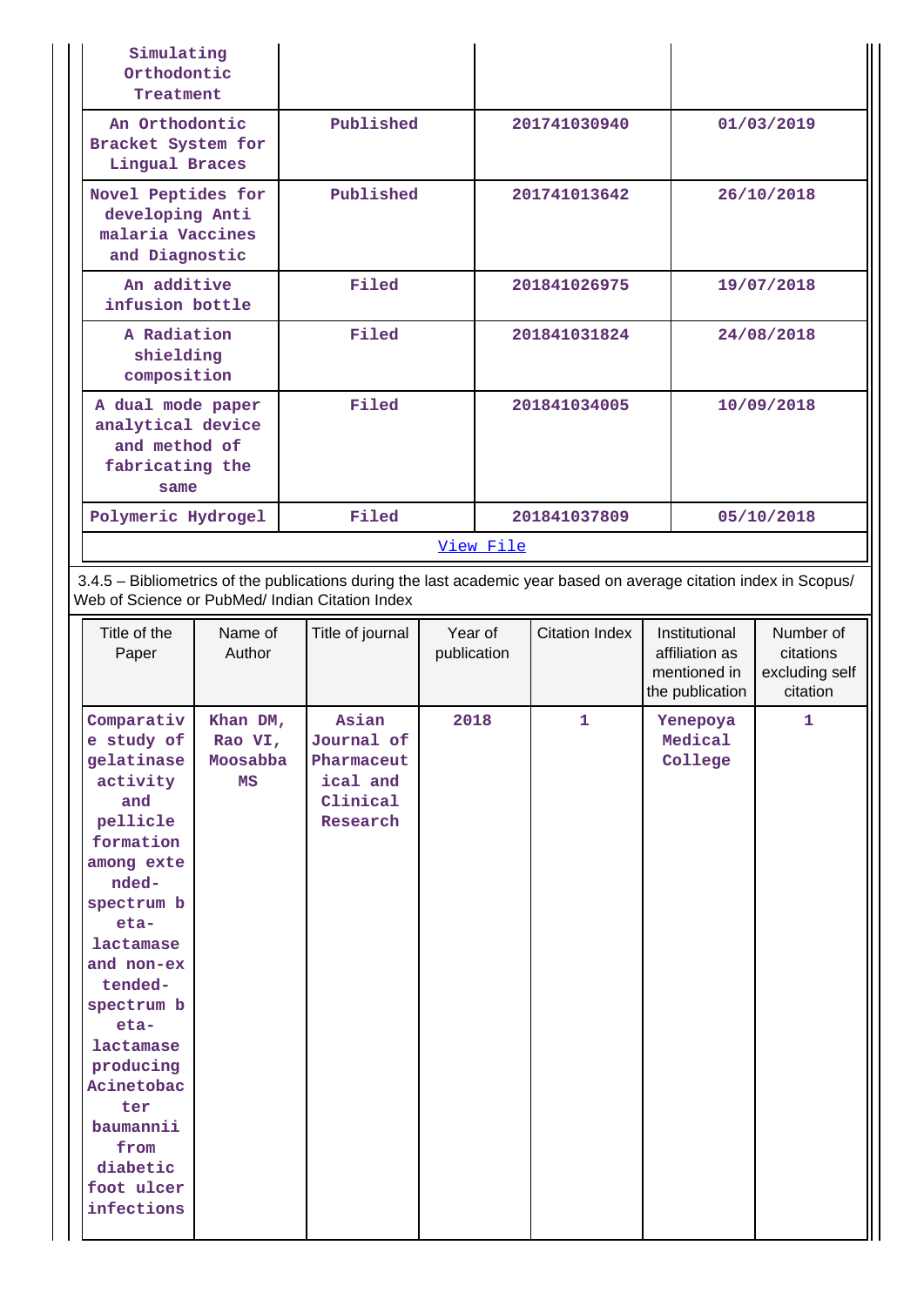| | | | |
|---|---|---|---|
| Simulating Orthodontic Treatment | | | |
| An Orthodontic Bracket System for Lingual Braces | Published | 201741030940 | 01/03/2019 |
| Novel Peptides for developing Anti malaria Vaccines and Diagnostic | Published | 201741013642 | 26/10/2018 |
| An additive infusion bottle | Filed | 201841026975 | 19/07/2018 |
| A Radiation shielding composition | Filed | 201841031824 | 24/08/2018 |
| A dual mode paper analytical device and method of fabricating the same | Filed | 201841034005 | 10/09/2018 |
| Polymeric Hydrogel | Filed | 201841037809 | 05/10/2018 |

[View File]

3.4.5 – Bibliometrics of the publications during the last academic year based on average citation index in Scopus/ Web of Science or PubMed/ Indian Citation Index

| Title of the Paper | Name of Author | Title of journal | Year of publication | Citation Index | Institutional affiliation as mentioned in the publication | Number of citations excluding self citation |
|---|---|---|---|---|---|---|
| Comparative study of gelatinase activity and pellicle formation among extended-spectrum beta-lactamase and non-extended-spectrum beta-lactamase producing Acinetobacter baumannii from diabetic foot ulcer infections | Khan DM, Rao VI, Moosabba MS | Asian Journal of Pharmaceutical and Clinical Research | 2018 | 1 | Yenepoya Medical College | 1 |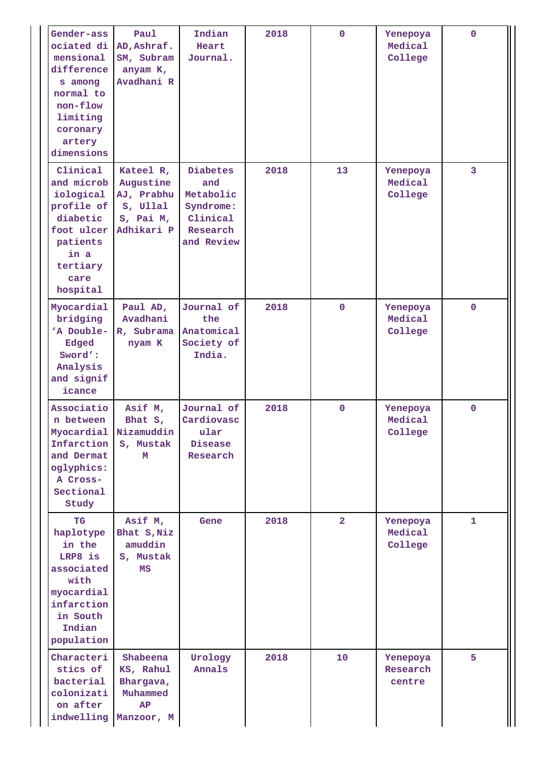| | | | | | | |
|---|---|---|---|---|---|---|
| Gender-associated dimensional differences among normal to non-flow limiting coronary artery dimensions | Paul AD,Ashraf. SM, Subramanyam K, Avadhani R | Indian Heart Journal. | 2018 | 0 | Yenepoya Medical College | 0 |
| Clinical and microbiological profile of diabetic foot ulcer patients in a tertiary care hospital | Kateel R, Augustine AJ, Prabhu S, Ullal S, Pai M, Adhikari P | Diabetes and Metabolic Syndrome: Clinical Research and Review | 2018 | 13 | Yenepoya Medical College | 3 |
| Myocardial bridging 'A Double-Edged Sword': Analysis and significance | Paul AD, Avadhani R, Subramanyam K | Journal of the Anatomical Society of India. | 2018 | 0 | Yenepoya Medical College | 0 |
| Association between Myocardial Infarction and Dermatoglyphics: A Cross-Sectional Study | Asif M, Bhat S, Nizamuddin S, Mustak M | Journal of Cardiovascular Disease Research | 2018 | 0 | Yenepoya Medical College | 0 |
| TG haplotype in the LRP8 is associated with myocardial infarction in South Indian population | Asif M, Bhat S,Nizamuddin S, Mustak MS | Gene | 2018 | 2 | Yenepoya Medical College | 1 |
| Characteristics of bacterial colonization after indwelling | Shabeena KS, Rahul Bhargava, Muhammed AP Manzoor, M | Urology Annals | 2018 | 10 | Yenepoya Research centre | 5 |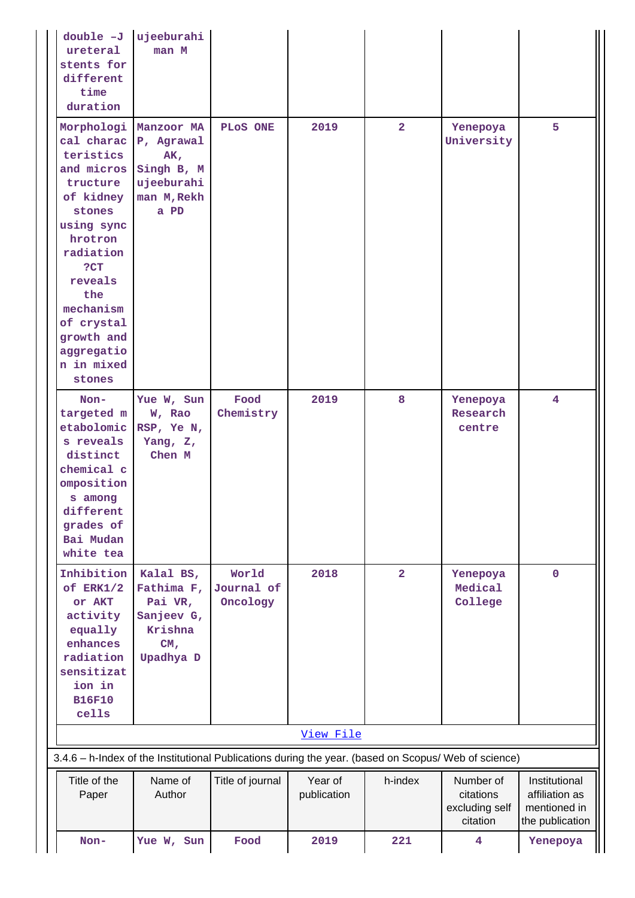| | | | | | | |
|---|---|---|---|---|---|---|
| double -J ureteral stents for different time duration | ujeeburahi man M | | | | | |
| Morphological characteristics and microstructure of kidney stones using synchrotron radiation ?CT reveals the mechanism of crystal growth and aggregation in mixed stones | Manzoor MA P, Agrawal AK, Singh B, Mujeeburahiman M,Rekha PD | PLoS ONE | 2019 | 2 | Yenepoya University | 5 |
| Non-targeted metabolomics reveals distinct chemical compositions among different grades of Bai Mudan white tea | Yue W, Sun W, Rao RSP, Ye N, Yang, Z, Chen M | Food Chemistry | 2019 | 8 | Yenepoya Research centre | 4 |
| Inhibition of ERK1/2 or AKT activity equally enhances radiation sensitization in B16F10 cells | Kalal BS, Fathima F, Pai VR, Sanjeev G, Krishna CM, Upadhya D | World Journal of Oncology | 2018 | 2 | Yenepoya Medical College | 0 |

[View File]()

3.4.6 – h-Index of the Institutional Publications during the year. (based on Scopus/ Web of science)

| Title of the Paper | Name of Author | Title of journal | Year of publication | h-index | Number of citations excluding self citation | Institutional affiliation as mentioned in the publication |
|---|---|---|---|---|---|---|
| Non- | Yue W, Sun | Food | 2019 | 221 | 4 | Yenepoya |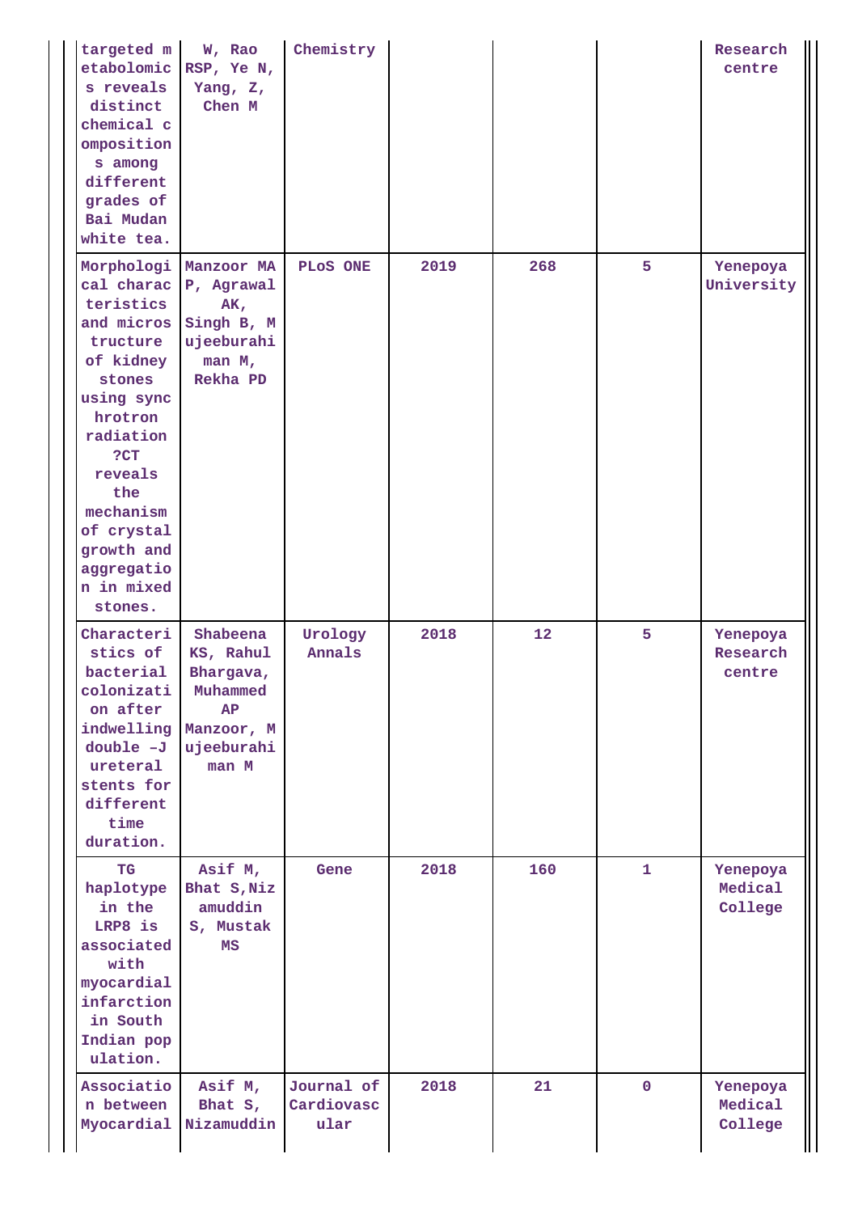| | | | | | | |
|---|---|---|---|---|---|---|
| targeted metabolomics reveals distinct chemical compositions among different grades of Bai Mudan white tea. | W, Rao RSP, Ye N, Yang, Z, Chen M | Chemistry | | | | Research centre |
| Morphological characteristics and microstructure of kidney stones using synchrotron radiation ?CT reveals the mechanism of crystal growth and aggregation in mixed stones. | Manzoor MAP, Agrawal AK, Singh B, Mujeeburahiman M, Rekha PD | PLoS ONE | 2019 | 268 | 5 | Yenepoya University |
| Characteristics of bacterial colonization after indwelling double –J ureteral stents for different time duration. | Shabeena KS, Rahul Bhargava, Muhammed AP Manzoor, Mujeeburahiman M | Urology Annals | 2018 | 12 | 5 | Yenepoya Research centre |
| TG haplotype in the LRP8 is associated with myocardial infarction in South Indian population. | Asif M, Bhat S,Nizamuddin S, Mustak MS | Gene | 2018 | 160 | 1 | Yenepoya Medical College |
| Association between Myocardial | Asif M, Bhat S, Nizamuddin | Journal of Cardiovascular | 2018 | 21 | 0 | Yenepoya Medical College |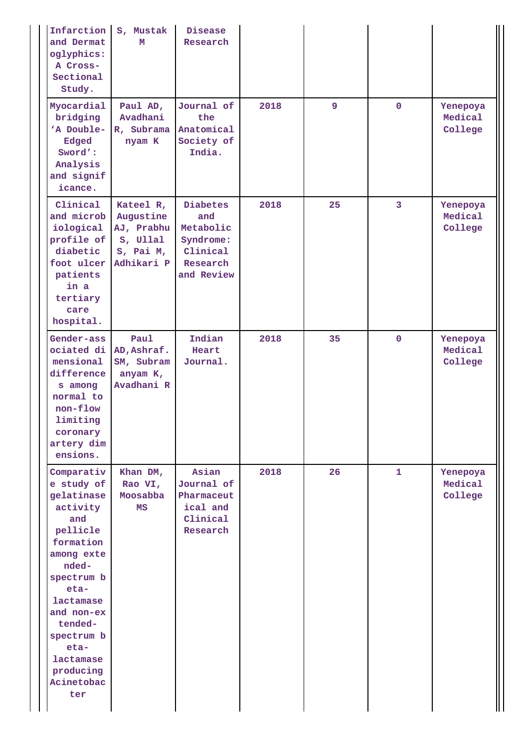| | | | | | | |
|---|---|---|---|---|---|---|
| Infarction and Dermatoglyphics: A Cross-Sectional Study. | S, Mustak M | Disease Research | | | | |
| Myocardial bridging 'A Double-Edged Sword': Analysis and significance. | Paul AD, Avadhani R, Subramanyam K | Journal of the Anatomical Society of India. | 2018 | 9 | 0 | Yenepoya Medical College |
| Clinical and microbiological profile of diabetic foot ulcer patients in a tertiary care hospital. | Kateel R, Augustine AJ, Prabhu S, Ullal S, Pai M, Adhikari P | Diabetes and Metabolic Syndrome: Clinical Research and Review | 2018 | 25 | 3 | Yenepoya Medical College |
| Gender-associated dimensional differences among normal to non-flow limiting coronary artery dimensions. | Paul AD,Ashraf. SM, Subramanyam K, Avadhani R | Indian Heart Journal. | 2018 | 35 | 0 | Yenepoya Medical College |
| Comparative study of gelatinase activity and pellicle formation among extended-spectrum beta-lactamase and non-extended-spectrum beta-lactamase producing Acinetobacter | Khan DM, Rao VI, Moosabba MS | Asian Journal of Pharmaceutical and Clinical Research | 2018 | 26 | 1 | Yenepoya Medical College |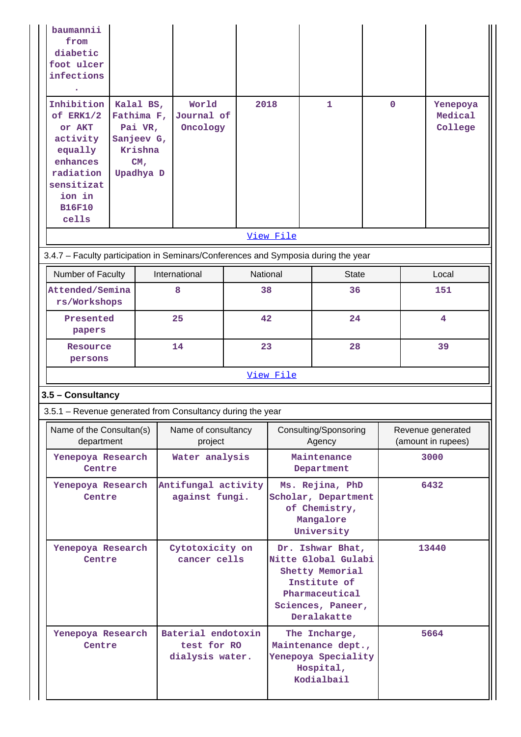| | | | | | | |
|---|---|---|---|---|---|---|
| baumannii from diabetic foot ulcer infections . | | | | | | |
| Inhibition of ERK1/2 or AKT activity equally enhances radiation sensitization in B16F10 cells | Kalal BS, Fathima F, Pai VR, Sanjeev G, Krishna CM, Upadhya D | World Journal of Oncology | 2018 | 1 | 0 | Yenepoya Medical College |

View File

3.4.7 – Faculty participation in Seminars/Conferences and Symposia during the year

| Number of Faculty | International | National | State | Local |
|---|---|---|---|---|
| Attended/Seminars/Workshops | 8 | 38 | 36 | 151 |
| Presented papers | 25 | 42 | 24 | 4 |
| Resource persons | 14 | 23 | 28 | 39 |

View File

## 3.5 – Consultancy

3.5.1 – Revenue generated from Consultancy during the year

| Name of the Consultan(s) department | Name of consultancy project | Consulting/Sponsoring Agency | Revenue generated (amount in rupees) |
|---|---|---|---|
| Yenepoya Research Centre | Water analysis | Maintenance Department | 3000 |
| Yenepoya Research Centre | Antifungal activity against fungi. | Ms. Rejina, PhD Scholar, Department of Chemistry, Mangalore University | 6432 |
| Yenepoya Research Centre | Cytotoxicity on cancer cells | Dr. Ishwar Bhat, Nitte Global Gulabi Shetty Memorial Institute of Pharmaceutical Sciences, Paneer, Deralakatte | 13440 |
| Yenepoya Research Centre | Baterial endotoxin test for RO dialysis water. | The Incharge, Maintenance dept., Yenepoya Speciality Hospital, Kodialbail | 5664 |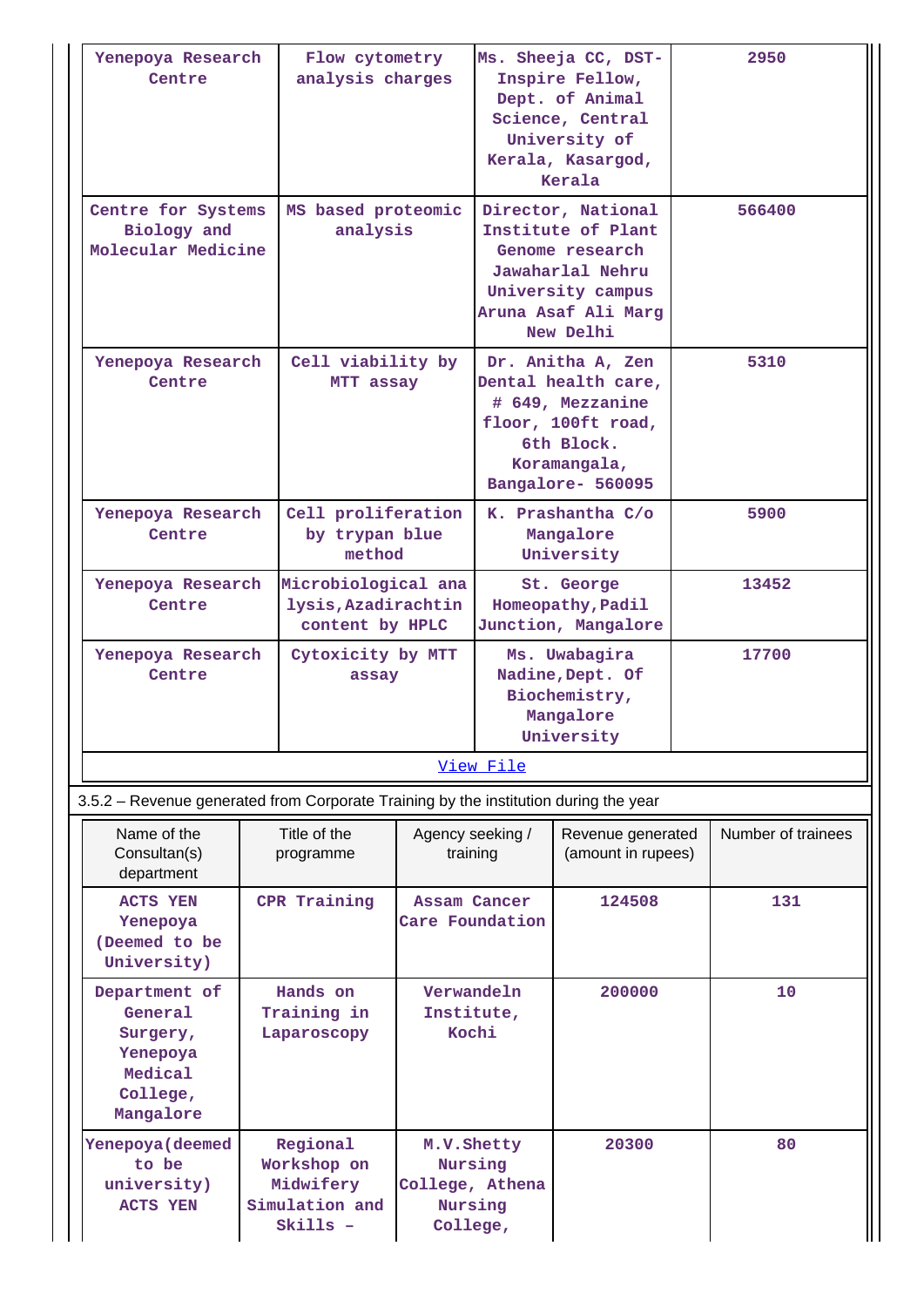| | | | |
|---|---|---|---|
| Yenepoya Research Centre | Flow cytometry analysis charges | Ms. Sheeja CC, DST-Inspire Fellow, Dept. of Animal Science, Central University of Kerala, Kasargod, Kerala | 2950 |
| Centre for Systems Biology and Molecular Medicine | MS based proteomic analysis | Director, National Institute of Plant Genome research Jawaharlal Nehru University campus Aruna Asaf Ali Marg New Delhi | 566400 |
| Yenepoya Research Centre | Cell viability by MTT assay | Dr. Anitha A, Zen Dental health care, # 649, Mezzanine floor, 100ft road, 6th Block. Koramangala, Bangalore- 560095 | 5310 |
| Yenepoya Research Centre | Cell proliferation by trypan blue method | K. Prashantha C/o Mangalore University | 5900 |
| Yenepoya Research Centre | Microbiological analysis,Azadirachtin content by HPLC | St. George Homeopathy,Padil Junction, Mangalore | 13452 |
| Yenepoya Research Centre | Cytoxicity by MTT assay | Ms. Uwabagira Nadine,Dept. Of Biochemistry, Mangalore University | 17700 |

View File

3.5.2 – Revenue generated from Corporate Training by the institution during the year

| Name of the Consultan(s) department | Title of the programme | Agency seeking / training | Revenue generated (amount in rupees) | Number of trainees |
|---|---|---|---|---|
| ACTS YEN Yenepoya (Deemed to be University) | CPR Training | Assam Cancer Care Foundation | 124508 | 131 |
| Department of General Surgery, Yenepoya Medical College, Mangalore | Hands on Training in Laparoscopy | Verwandeln Institute, Kochi | 200000 | 10 |
| Yenepoya(deemed to be university) ACTS YEN | Regional Workshop on Midwifery Simulation and Skills – | M.V.Shetty Nursing College, Athena Nursing College, | 20300 | 80 |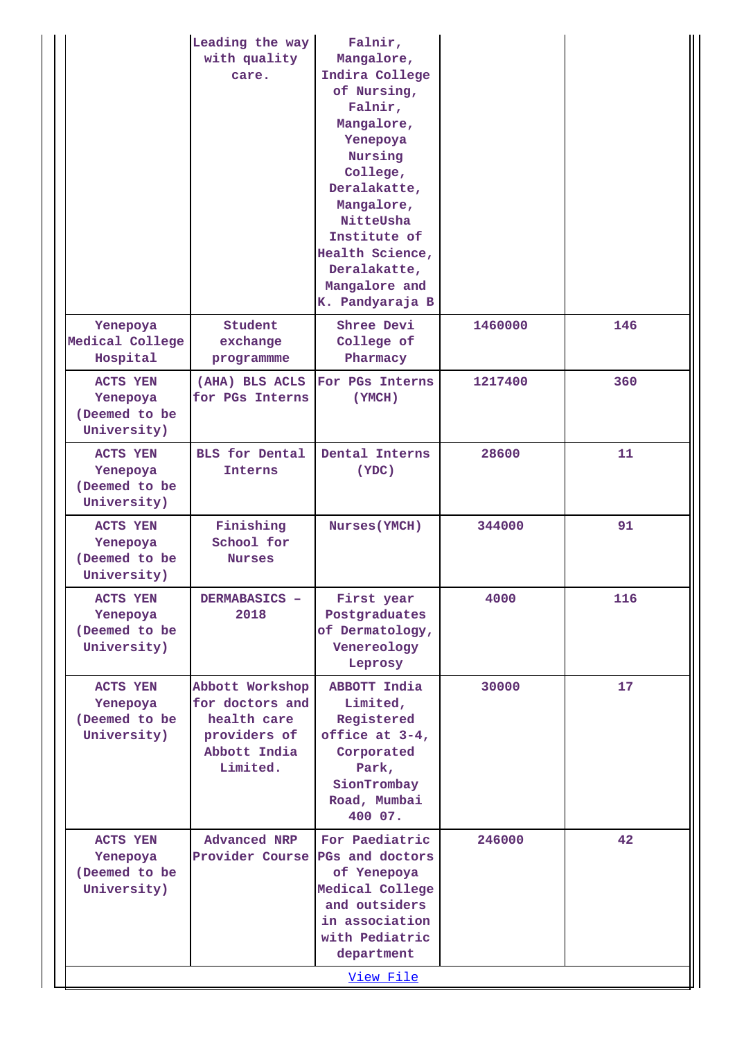|  | Leading the way with quality care. | Falnir, Mangalore, Indira College of Nursing, Falnir, Mangalore, Yenepoya Nursing College, Deralakatte, Mangalore, NitteUsha Institute of Health Science, Deralakatte, Mangalore and K. Pandyaraja B |  |  |
|---|---|---|---|---|
| Yenepoya Medical College Hospital | Student exchange programmme | Shree Devi College of Pharmacy | 1460000 | 146 |
| ACTS YEN Yenepoya (Deemed to be University) | (AHA) BLS ACLS for PGs Interns | For PGs Interns (YMCH) | 1217400 | 360 |
| ACTS YEN Yenepoya (Deemed to be University) | BLS for Dental Interns | Dental Interns (YDC) | 28600 | 11 |
| ACTS YEN Yenepoya (Deemed to be University) | Finishing School for Nurses | Nurses(YMCH) | 344000 | 91 |
| ACTS YEN Yenepoya (Deemed to be University) | DERMABASICS - 2018 | First year Postgraduates of Dermatology, Venereology Leprosy | 4000 | 116 |
| ACTS YEN Yenepoya (Deemed to be University) | Abbott Workshop for doctors and health care providers of Abbott India Limited. | ABBOTT India Limited, Registered office at 3-4, Corporated Park, SionTrombay Road, Mumbai 400 07. | 30000 | 17 |
| ACTS YEN Yenepoya (Deemed to be University) | Advanced NRP Provider Course | For Paediatric PGs and doctors of Yenepoya Medical College and outsiders in association with Pediatric department | 246000 | 42 |

View File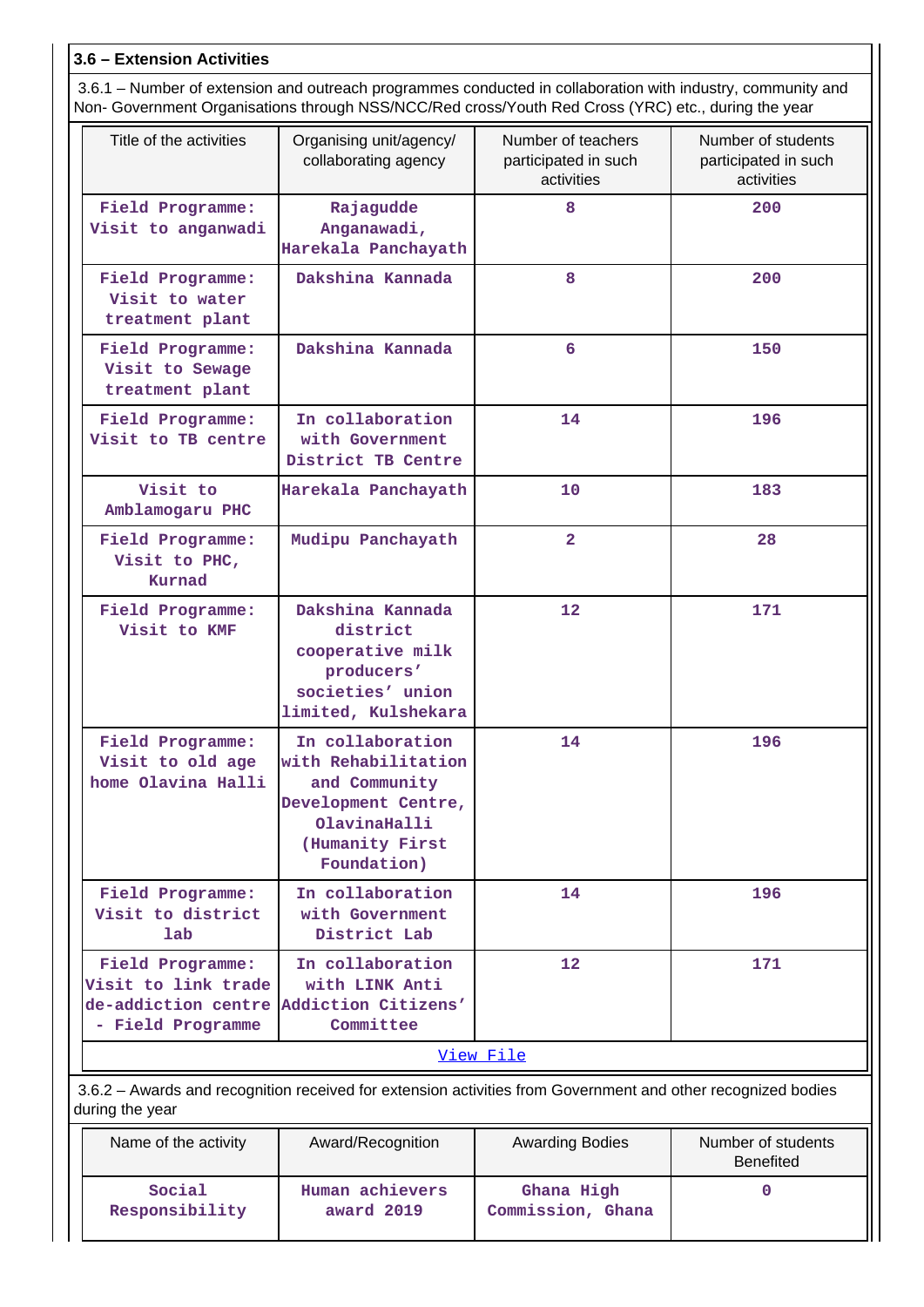### 3.6 – Extension Activities

3.6.1 – Number of extension and outreach programmes conducted in collaboration with industry, community and Non- Government Organisations through NSS/NCC/Red cross/Youth Red Cross (YRC) etc., during the year

| Title of the activities | Organising unit/agency/ collaborating agency | Number of teachers participated in such activities | Number of students participated in such activities |
|---|---|---|---|
| Field Programme: Visit to anganwadi | Rajagudde Anganawadi, Harekala Panchayath | 8 | 200 |
| Field Programme: Visit to water treatment plant | Dakshina Kannada | 8 | 200 |
| Field Programme: Visit to Sewage treatment plant | Dakshina Kannada | 6 | 150 |
| Field Programme: Visit to TB centre | In collaboration with Government District TB Centre | 14 | 196 |
| Visit to Amblamogaru PHC | Harekala Panchayath | 10 | 183 |
| Field Programme: Visit to PHC, Kurnad | Mudipu Panchayath | 2 | 28 |
| Field Programme: Visit to KMF | Dakshina Kannada district cooperative milk producers' societies' union limited, Kulshekara | 12 | 171 |
| Field Programme: Visit to old age home Olavina Halli | In collaboration with Rehabilitation and Community Development Centre, OlavinaHalli (Humanity First Foundation) | 14 | 196 |
| Field Programme: Visit to district lab | In collaboration with Government District Lab | 14 | 196 |
| Field Programme: Visit to link trade de-addiction centre - Field Programme | In collaboration with LINK Anti Addiction Citizens' Committee | 12 | 171 |

View File

3.6.2 – Awards and recognition received for extension activities from Government and other recognized bodies during the year

| Name of the activity | Award/Recognition | Awarding Bodies | Number of students Benefited |
|---|---|---|---|
| Social Responsibility | Human achievers award 2019 | Ghana High Commission, Ghana | 0 |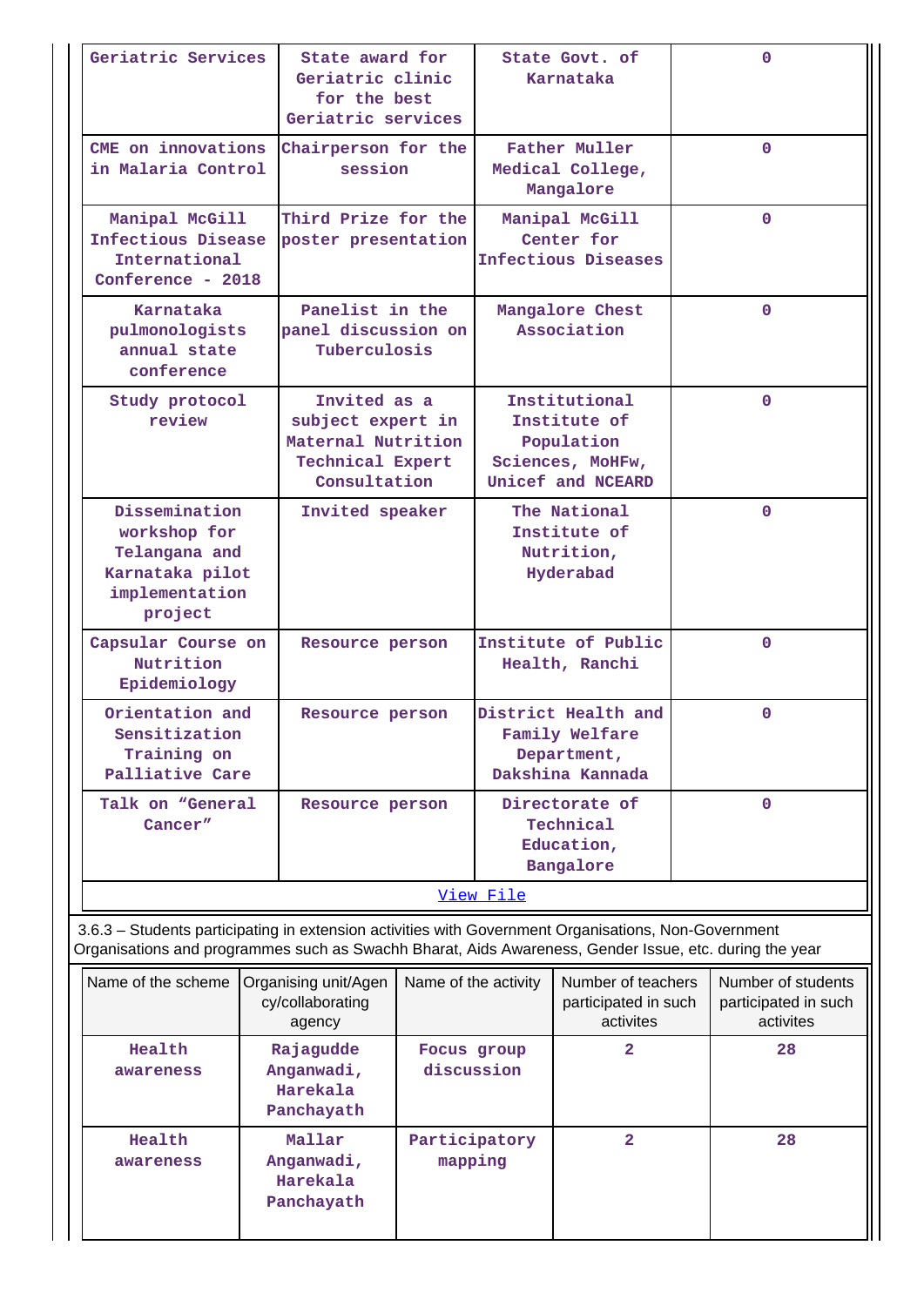| | | | |
|---|---|---|---|
| Geriatric Services | State award for Geriatric clinic for the best Geriatric services | State Govt. of Karnataka | 0 |
| CME on innovations in Malaria Control | Chairperson for the session | Father Muller Medical College, Mangalore | 0 |
| Manipal McGill Infectious Disease International Conference - 2018 | Third Prize for the poster presentation | Manipal McGill Center for Infectious Diseases | 0 |
| Karnataka pulmonologists annual state conference | Panelist in the panel discussion on Tuberculosis | Mangalore Chest Association | 0 |
| Study protocol review | Invited as a subject expert in Maternal Nutrition Technical Expert Consultation | Institutional Institute of Population Sciences, MoHFw, Unicef and NCEARD | 0 |
| Dissemination workshop for Telangana and Karnataka pilot implementation project | Invited speaker | The National Institute of Nutrition, Hyderabad | 0 |
| Capsular Course on Nutrition Epidemiology | Resource person | Institute of Public Health, Ranchi | 0 |
| Orientation and Sensitization Training on Palliative Care | Resource person | District Health and Family Welfare Department, Dakshina Kannada | 0 |
| Talk on "General Cancer" | Resource person | Directorate of Technical Education, Bangalore | 0 |

View File

3.6.3 – Students participating in extension activities with Government Organisations, Non-Government Organisations and programmes such as Swachh Bharat, Aids Awareness, Gender Issue, etc. during the year

| Name of the scheme | Organising unit/Agency/collaborating agency | Name of the activity | Number of teachers participated in such activites | Number of students participated in such activites |
|---|---|---|---|---|
| Health awareness | Rajagudde Anganwadi, Harekala Panchayath | Focus group discussion | 2 | 28 |
| Health awareness | Mallar Anganwadi, Harekala Panchayath | Participatory mapping | 2 | 28 |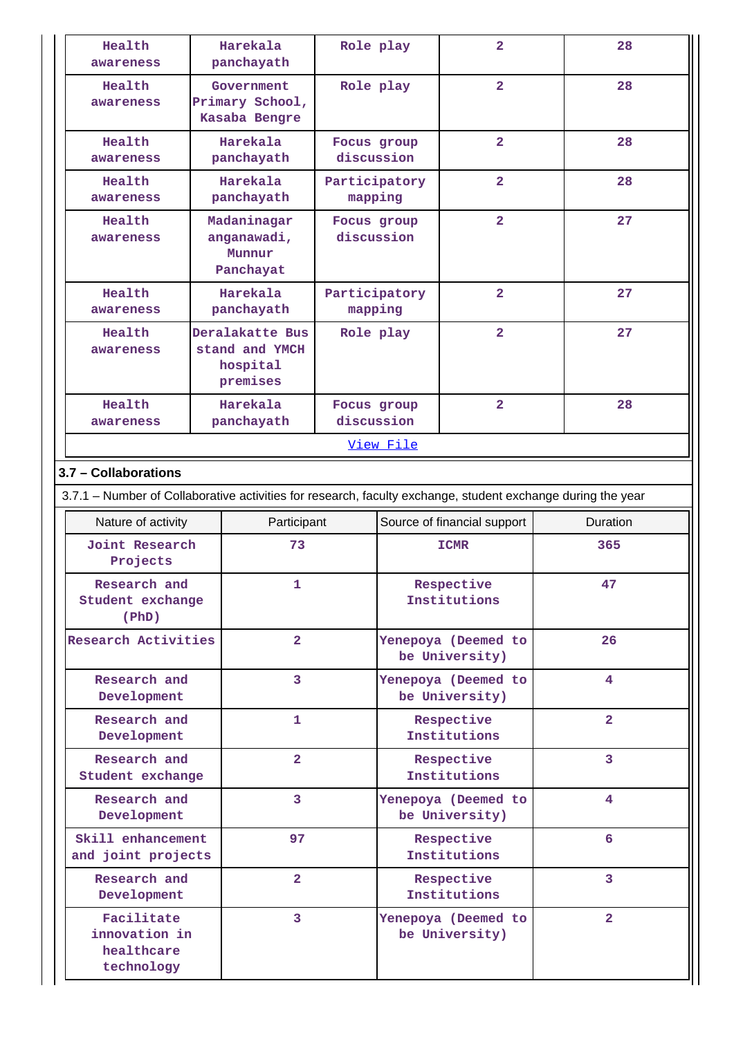| | | | | |
|---|---|---|---|---|
| Health awareness | Harekala panchayath | Role play | 2 | 28 |
| Health awareness | Government Primary School, Kasaba Bengre | Role play | 2 | 28 |
| Health awareness | Harekala panchayath | Focus group discussion | 2 | 28 |
| Health awareness | Harekala panchayath | Participatory mapping | 2 | 28 |
| Health awareness | Madaninagar anganawadi, Munnur Panchayat | Focus group discussion | 2 | 27 |
| Health awareness | Harekala panchayath | Participatory mapping | 2 | 27 |
| Health awareness | Deralakatte Bus stand and YMCH hospital premises | Role play | 2 | 27 |
| Health awareness | Harekala panchayath | Focus group discussion | 2 | 28 |

View File

### 3.7 – Collaborations

3.7.1 – Number of Collaborative activities for research, faculty exchange, student exchange during the year

| Nature of activity | Participant | Source of financial support | Duration |
|---|---|---|---|
| Joint Research Projects | 73 | ICMR | 365 |
| Research and Student exchange (PhD) | 1 | Respective Institutions | 47 |
| Research Activities | 2 | Yenepoya (Deemed to be University) | 26 |
| Research and Development | 3 | Yenepoya (Deemed to be University) | 4 |
| Research and Development | 1 | Respective Institutions | 2 |
| Research and Student exchange | 2 | Respective Institutions | 3 |
| Research and Development | 3 | Yenepoya (Deemed to be University) | 4 |
| Skill enhancement and joint projects | 97 | Respective Institutions | 6 |
| Research and Development | 2 | Respective Institutions | 3 |
| Facilitate innovation in healthcare technology | 3 | Yenepoya (Deemed to be University) | 2 |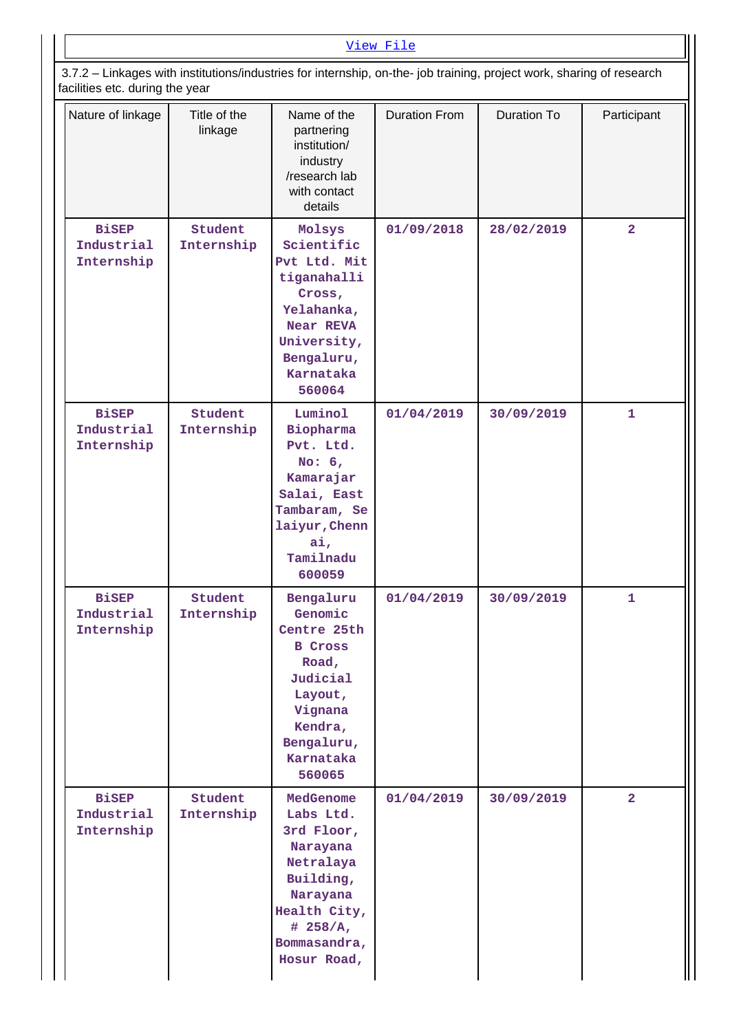View File

3.7.2 – Linkages with institutions/industries for internship, on-the- job training, project work, sharing of research facilities etc. during the year

| Nature of linkage | Title of the linkage | Name of the partnering institution/ industry /research lab with contact details | Duration From | Duration To | Participant |
|---|---|---|---|---|---|
| BiSEP Industrial Internship | Student Internship | Molsys Scientific Pvt Ltd. Mittiganahalli Cross, Yelahanka, Near REVA University, Bengaluru, Karnataka 560064 | 01/09/2018 | 28/02/2019 | 2 |
| BiSEP Industrial Internship | Student Internship | Luminol Biopharma Pvt. Ltd. No: 6, Kamarajar Salai, East Tambaram, Selaiyur,Chennai, Tamilnadu 600059 | 01/04/2019 | 30/09/2019 | 1 |
| BiSEP Industrial Internship | Student Internship | Bengaluru Genomic Centre 25th B Cross Road, Judicial Layout, Vignana Kendra, Bengaluru, Karnataka 560065 | 01/04/2019 | 30/09/2019 | 1 |
| BiSEP Industrial Internship | Student Internship | MedGenome Labs Ltd. 3rd Floor, Narayana Netralaya Building, Narayana Health City, # 258/A, Bommasandra, Hosur Road, | 01/04/2019 | 30/09/2019 | 2 |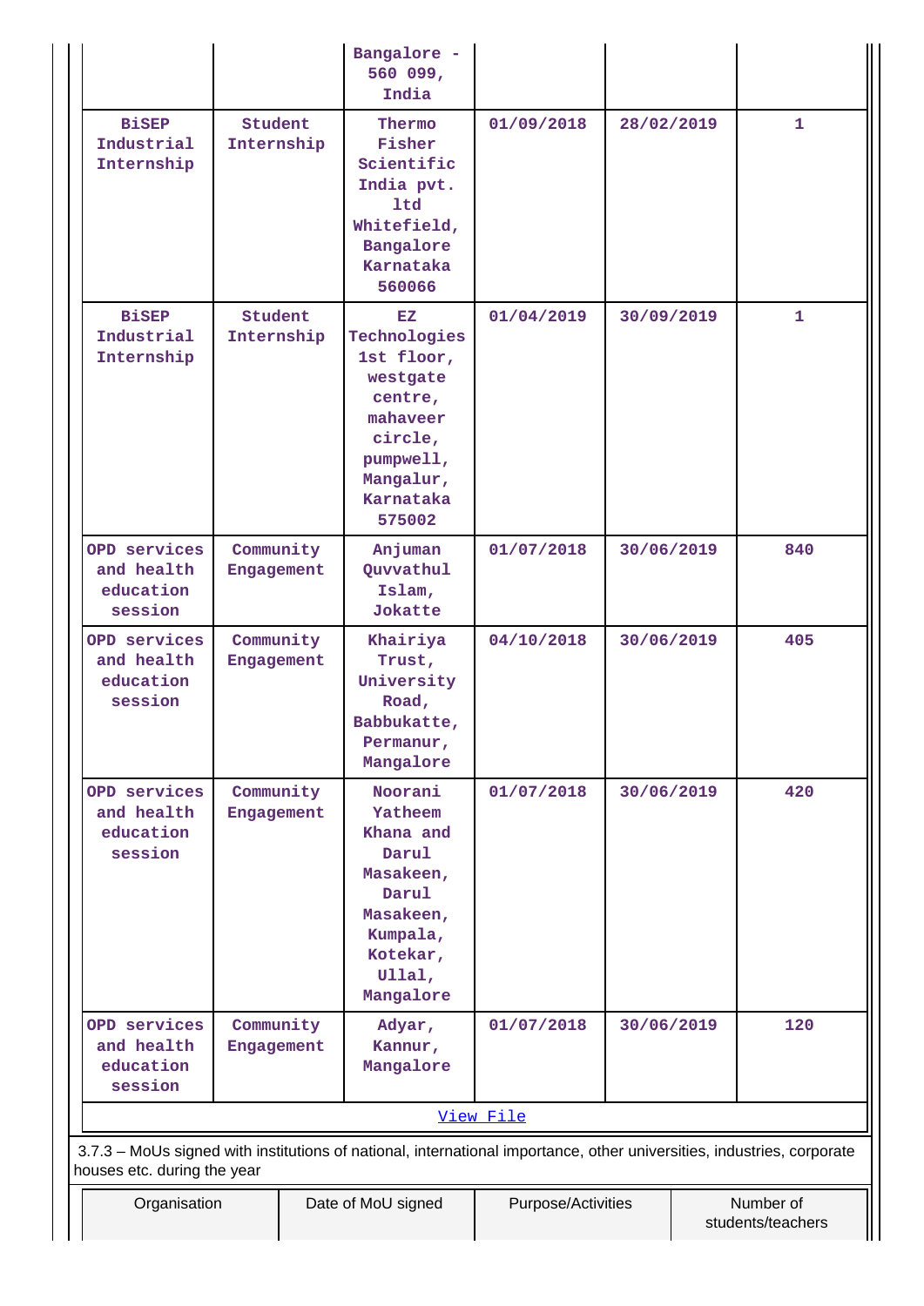| | | Bangalore - 560 099, India | | | |
|---|---|---|---|---|---|
| BiSEP Industrial Internship | Student Internship | Thermo Fisher Scientific India pvt. ltd Whitefield, Bangalore Karnataka 560066 | 01/09/2018 | 28/02/2019 | 1 |
| BiSEP Industrial Internship | Student Internship | EZ Technologies 1st floor, westgate centre, mahaveer circle, pumpwell, Mangalur, Karnataka 575002 | 01/04/2019 | 30/09/2019 | 1 |
| OPD services and health education session | Community Engagement | Anjuman Quvvathul Islam, Jokatte | 01/07/2018 | 30/06/2019 | 840 |
| OPD services and health education session | Community Engagement | Khairiya Trust, University Road, Babbukatte, Permanur, Mangalore | 04/10/2018 | 30/06/2019 | 405 |
| OPD services and health education session | Community Engagement | Noorani Yatheem Khana and Darul Masakeen, Darul Masakeen, Kumpala, Kotekar, Ullal, Mangalore | 01/07/2018 | 30/06/2019 | 420 |
| OPD services and health education session | Community Engagement | Adyar, Kannur, Mangalore | 01/07/2018 | 30/06/2019 | 120 |

View File

3.7.3 – MoUs signed with institutions of national, international importance, other universities, industries, corporate houses etc. during the year

| Organisation | Date of MoU signed | Purpose/Activities | Number of students/teachers |
|---|---|---|---|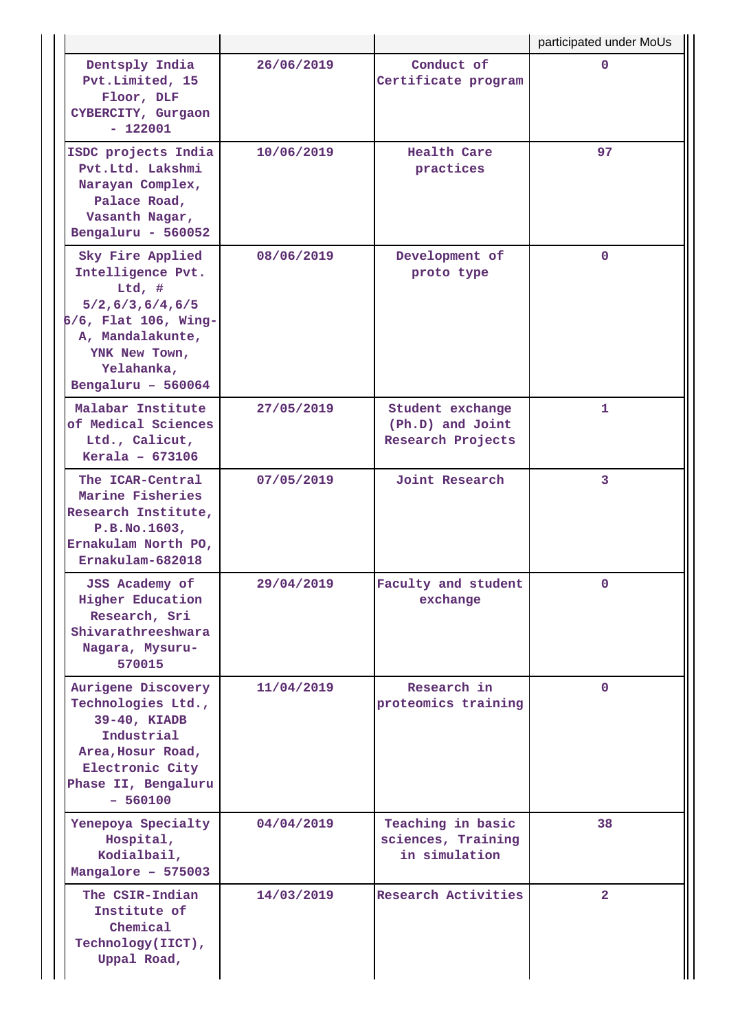| | | | participated under MoUs |
|---|---|---|---|
| Dentsply India Pvt.Limited, 15 Floor, DLF CYBERCITY, Gurgaon - 122001 | 26/06/2019 | Conduct of Certificate program | 0 |
| ISDC projects India Pvt.Ltd. Lakshmi Narayan Complex, Palace Road, Vasanth Nagar, Bengaluru - 560052 | 10/06/2019 | Health Care practices | 97 |
| Sky Fire Applied Intelligence Pvt. Ltd, # 5/2,6/3,6/4,6/5 6/6, Flat 106, Wing-A, Mandalakunte, YNK New Town, Yelahanka, Bengaluru – 560064 | 08/06/2019 | Development of proto type | 0 |
| Malabar Institute of Medical Sciences Ltd., Calicut, Kerala – 673106 | 27/05/2019 | Student exchange (Ph.D) and Joint Research Projects | 1 |
| The ICAR-Central Marine Fisheries Research Institute, P.B.No.1603, Ernakulam North PO, Ernakulam-682018 | 07/05/2019 | Joint Research | 3 |
| JSS Academy of Higher Education Research, Sri Shivarathreeshwara Nagara, Mysuru-570015 | 29/04/2019 | Faculty and student exchange | 0 |
| Aurigene Discovery Technologies Ltd., 39-40, KIADB Industrial Area,Hosur Road, Electronic City Phase II, Bengaluru – 560100 | 11/04/2019 | Research in proteomics training | 0 |
| Yenepoya Specialty Hospital, Kodialbail, Mangalore – 575003 | 04/04/2019 | Teaching in basic sciences, Training in simulation | 38 |
| The CSIR-Indian Institute of Chemical Technology(IICT), Uppal Road, | 14/03/2019 | Research Activities | 2 |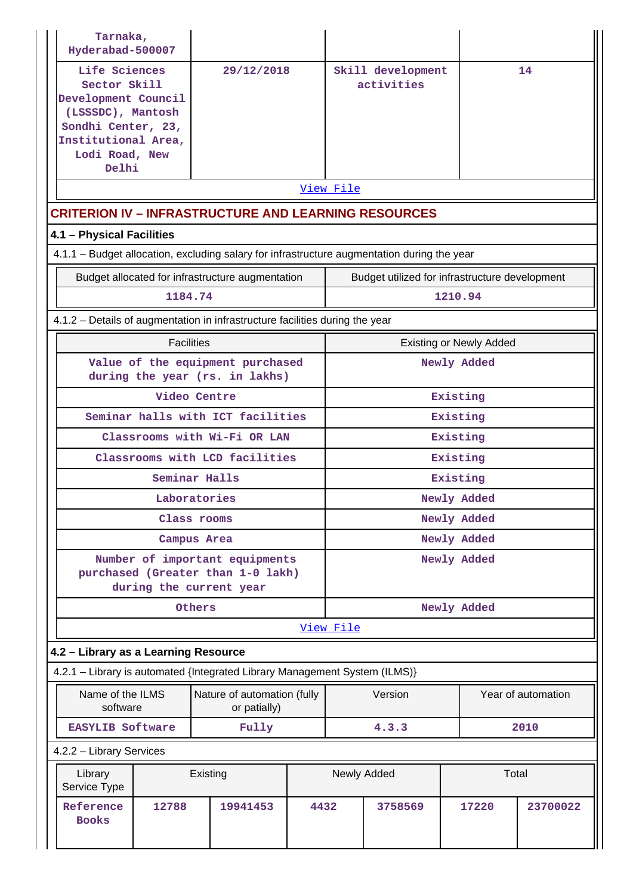| | | | |
|---|---|---|---|
| Tarnaka, Hyderabad-500007 | | | |
| Life Sciences Sector Skill Development Council (LSSSDC), Mantosh Sondhi Center, 23, Institutional Area, Lodi Road, New Delhi | 29/12/2018 | Skill development activities | 14 |

View File

## CRITERION IV – INFRASTRUCTURE AND LEARNING RESOURCES

### 4.1 – Physical Facilities

4.1.1 – Budget allocation, excluding salary for infrastructure augmentation during the year

| Budget allocated for infrastructure augmentation | Budget utilized for infrastructure development |
|---|---|
| 1184.74 | 1210.94 |

4.1.2 – Details of augmentation in infrastructure facilities during the year

| Facilities | Existing or Newly Added |
|---|---|
| Value of the equipment purchased during the year (rs. in lakhs) | Newly Added |
| Video Centre | Existing |
| Seminar halls with ICT facilities | Existing |
| Classrooms with Wi-Fi OR LAN | Existing |
| Classrooms with LCD facilities | Existing |
| Seminar Halls | Existing |
| Laboratories | Newly Added |
| Class rooms | Newly Added |
| Campus Area | Newly Added |
| Number of important equipments purchased (Greater than 1-0 lakh) during the current year | Newly Added |
| Others | Newly Added |

View File

### 4.2 – Library as a Learning Resource

4.2.1 – Library is automated {Integrated Library Management System (ILMS)}

| Name of the ILMS software | Nature of automation (fully or patially) | Version | Year of automation |
|---|---|---|---|
| EASYLIB Software | Fully | 4.3.3 | 2010 |

4.2.2 – Library Services

| Library Service Type | Existing | | Newly Added | | Total | |
|---|---|---|---|---|---|---|
| Reference Books | 12788 | 19941453 | 4432 | 3758569 | 17220 | 23700022 |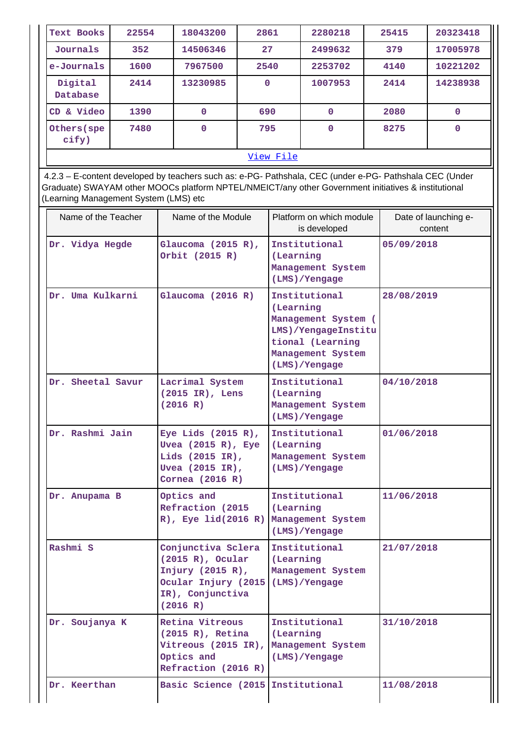| Text Books | 22554 | 18043200 | 2861 | 2280218 | 25415 | 20323418 |
|---|---|---|---|---|---|---|
| Journals | 352 | 14506346 | 27 | 2499632 | 379 | 17005978 |
| e-Journals | 1600 | 7967500 | 2540 | 2253702 | 4140 | 10221202 |
| Digital Database | 2414 | 13230985 | 0 | 1007953 | 2414 | 14238938 |
| CD & Video | 1390 | 0 | 690 | 0 | 2080 | 0 |
| Others(specify) | 7480 | 0 | 795 | 0 | 8275 | 0 |

[View File](View File)

4.2.3 – E-content developed by teachers such as: e-PG- Pathshala, CEC (under e-PG- Pathshala CEC (Under Graduate) SWAYAM other MOOCs platform NPTEL/NMEICT/any other Government initiatives & institutional (Learning Management System (LMS) etc

| Name of the Teacher | Name of the Module | Platform on which module is developed | Date of launching e-content |
|---|---|---|---|
| Dr. Vidya Hegde | Glaucoma (2015 R), Orbit (2015 R) | Institutional (Learning Management System (LMS)/Yengage | 05/09/2018 |
| Dr. Uma Kulkarni | Glaucoma (2016 R) | Institutional (Learning Management System ( LMS)/YengageInstitutional (Learning Management System (LMS)/Yengage | 28/08/2019 |
| Dr. Sheetal Savur | Lacrimal System (2015 IR), Lens (2016 R) | Institutional (Learning Management System (LMS)/Yengage | 04/10/2018 |
| Dr. Rashmi Jain | Eye Lids (2015 R), Uvea (2015 R), Eye Lids (2015 IR), Uvea (2015 IR), Cornea (2016 R) | Institutional (Learning Management System (LMS)/Yengage | 01/06/2018 |
| Dr. Anupama B | Optics and Refraction (2015 R), Eye lid(2016 R) | Institutional (Learning Management System (LMS)/Yengage | 11/06/2018 |
| Rashmi S | Conjunctiva Sclera (2015 R), Ocular Injury (2015 R), Ocular Injury (2015 IR), Conjunctiva (2016 R) | Institutional (Learning Management System (LMS)/Yengage | 21/07/2018 |
| Dr. Soujanya K | Retina Vitreous (2015 R), Retina Vitreous (2015 IR), Optics and Refraction (2016 R) | Institutional (Learning Management System (LMS)/Yengage | 31/10/2018 |
| Dr. Keerthan | Basic Science (2015 | Institutional | 11/08/2018 |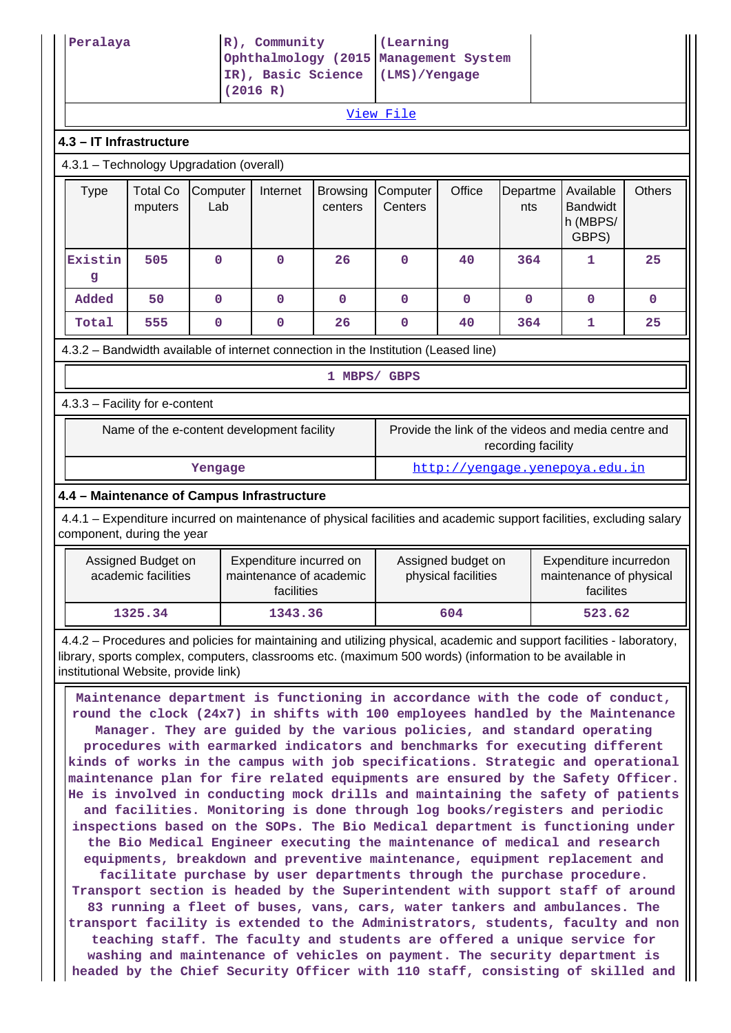| Peralaya | R), Community Ophthalmology (2015 IR), Basic Science (2016 R) | (Learning Management System (LMS)/Yengage | |
|---|---|---|---|

[View File](#)

### 4.3 – IT Infrastructure

4.3.1 – Technology Upgradation (overall)

| Type | Total Computers | Computer Lab | Internet | Browsing centers | Computer Centers | Office | Departments | Available Bandwidth (MBPS/ GBPS) | Others |
|---|---|---|---|---|---|---|---|---|---|
| Existing | 505 | 0 | 0 | 26 | 0 | 40 | 364 | 1 | 25 |
| Added | 50 | 0 | 0 | 0 | 0 | 0 | 0 | 0 | 0 |
| Total | 555 | 0 | 0 | 26 | 0 | 40 | 364 | 1 | 25 |

4.3.2 – Bandwidth available of internet connection in the Institution (Leased line)

1 MBPS/ GBPS

4.3.3 – Facility for e-content

| Name of the e-content development facility | Provide the link of the videos and media centre and recording facility |
|---|---|
| Yengage | [http://yengage.yenepoya.edu.in](http://yengage.yenepoya.edu.in) |

### 4.4 – Maintenance of Campus Infrastructure

4.4.1 – Expenditure incurred on maintenance of physical facilities and academic support facilities, excluding salary component, during the year

| Assigned Budget on academic facilities | Expenditure incurred on maintenance of academic facilities | Assigned budget on physical facilities | Expenditure incurredon maintenance of physical facilites |
|---|---|---|---|
| 1325.34 | 1343.36 | 604 | 523.62 |

4.4.2 – Procedures and policies for maintaining and utilizing physical, academic and support facilities - laboratory, library, sports complex, computers, classrooms etc. (maximum 500 words) (information to be available in institutional Website, provide link)

Maintenance department is functioning in accordance with the code of conduct, round the clock (24x7) in shifts with 100 employees handled by the Maintenance Manager. They are guided by the various policies, and standard operating procedures with earmarked indicators and benchmarks for executing different kinds of works in the campus with job specifications. Strategic and operational maintenance plan for fire related equipments are ensured by the Safety Officer. He is involved in conducting mock drills and maintaining the safety of patients and facilities. Monitoring is done through log books/registers and periodic inspections based on the SOPs. The Bio Medical department is functioning under the Bio Medical Engineer executing the maintenance of medical and research equipments, breakdown and preventive maintenance, equipment replacement and facilitate purchase by user departments through the purchase procedure. Transport section is headed by the Superintendent with support staff of around 83 running a fleet of buses, vans, cars, water tankers and ambulances. The transport facility is extended to the Administrators, students, faculty and non teaching staff. The faculty and students are offered a unique service for washing and maintenance of vehicles on payment. The security department is headed by the Chief Security Officer with 110 staff, consisting of skilled and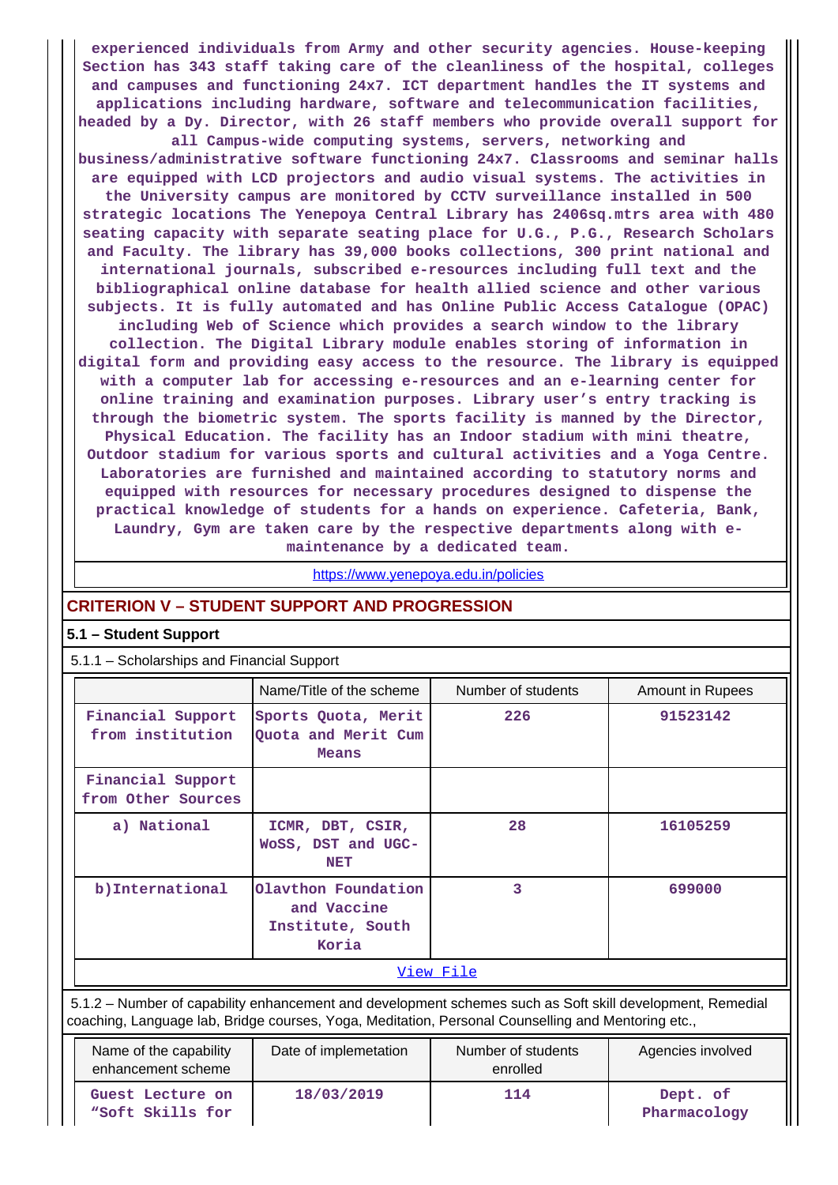experienced individuals from Army and other security agencies. House-keeping Section has 343 staff taking care of the cleanliness of the hospital, colleges and campuses and functioning 24x7. ICT department handles the IT systems and applications including hardware, software and telecommunication facilities, headed by a Dy. Director, with 26 staff members who provide overall support for all Campus-wide computing systems, servers, networking and business/administrative software functioning 24x7. Classrooms and seminar halls are equipped with LCD projectors and audio visual systems. The activities in the University campus are monitored by CCTV surveillance installed in 500 strategic locations The Yenepoya Central Library has 2406sq.mtrs area with 480 seating capacity with separate seating place for U.G., P.G., Research Scholars and Faculty. The library has 39,000 books collections, 300 print national and international journals, subscribed e-resources including full text and the bibliographical online database for health allied science and other various subjects. It is fully automated and has Online Public Access Catalogue (OPAC) including Web of Science which provides a search window to the library collection. The Digital Library module enables storing of information in digital form and providing easy access to the resource. The library is equipped with a computer lab for accessing e-resources and an e-learning center for online training and examination purposes. Library user's entry tracking is through the biometric system. The sports facility is manned by the Director, Physical Education. The facility has an Indoor stadium with mini theatre, Outdoor stadium for various sports and cultural activities and a Yoga Centre. Laboratories are furnished and maintained according to statutory norms and equipped with resources for necessary procedures designed to dispense the practical knowledge of students for a hands on experience. Cafeteria, Bank, Laundry, Gym are taken care by the respective departments along with e-maintenance by a dedicated team.

https://www.yenepoya.edu.in/policies

## CRITERION V – STUDENT SUPPORT AND PROGRESSION

### 5.1 – Student Support

5.1.1 – Scholarships and Financial Support

| | Name/Title of the scheme | Number of students | Amount in Rupees |
|---|---|---|---|
| Financial Support from institution | Sports Quota, Merit Quota and Merit Cum Means | 226 | 91523142 |
| Financial Support from Other Sources | | | |
| a) National | ICMR, DBT, CSIR, WoSS, DST and UGC-NET | 28 | 16105259 |
| b)International | Olavthon Foundation and Vaccine Institute, South Koria | 3 | 699000 |

View File

5.1.2 – Number of capability enhancement and development schemes such as Soft skill development, Remedial coaching, Language lab, Bridge courses, Yoga, Meditation, Personal Counselling and Mentoring etc.,

| Name of the capability enhancement scheme | Date of implemetation | Number of students enrolled | Agencies involved |
|---|---|---|---|
| Guest Lecture on "Soft Skills for | 18/03/2019 | 114 | Dept. of Pharmacology |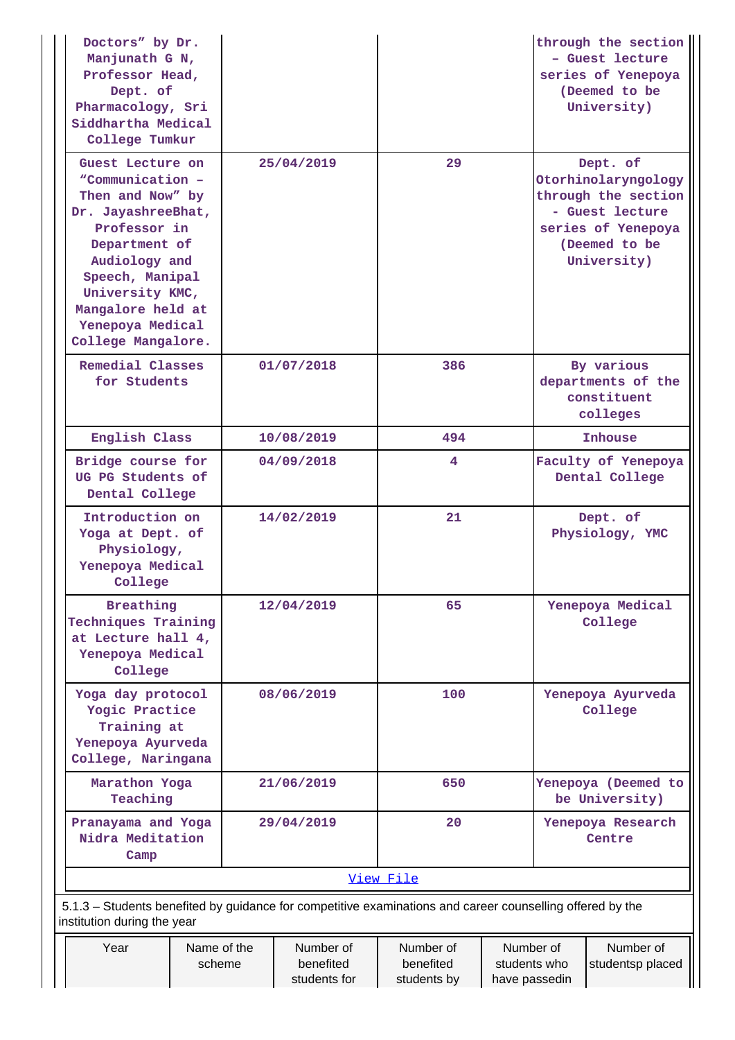| | | | |
|---|---|---|---|
| Doctors" by Dr. Manjunath G N, Professor Head, Dept. of Pharmacology, Sri Siddhartha Medical College Tumkur | | | through the section – Guest lecture series of Yenepoya (Deemed to be University) |
| Guest Lecture on "Communication – Then and Now" by Dr. JayashreeBhat, Professor in Department of Audiology and Speech, Manipal University KMC, Mangalore held at Yenepoya Medical College Mangalore. | 25/04/2019 | 29 | Dept. of Otorhinolaryngology through the section - Guest lecture series of Yenepoya (Deemed to be University) |
| Remedial Classes for Students | 01/07/2018 | 386 | By various departments of the constituent colleges |
| English Class | 10/08/2019 | 494 | Inhouse |
| Bridge course for UG PG Students of Dental College | 04/09/2018 | 4 | Faculty of Yenepoya Dental College |
| Introduction on Yoga at Dept. of Physiology, Yenepoya Medical College | 14/02/2019 | 21 | Dept. of Physiology, YMC |
| Breathing Techniques Training at Lecture hall 4, Yenepoya Medical College | 12/04/2019 | 65 | Yenepoya Medical College |
| Yoga day protocol Yogic Practice Training at Yenepoya Ayurveda College, Naringana | 08/06/2019 | 100 | Yenepoya Ayurveda College |
| Marathon Yoga Teaching | 21/06/2019 | 650 | Yenepoya (Deemed to be University) |
| Pranayama and Yoga Nidra Meditation Camp | 29/04/2019 | 20 | Yenepoya Research Centre |

View File

5.1.3 – Students benefited by guidance for competitive examinations and career counselling offered by the institution during the year

| Year | Name of the scheme | Number of benefited students for | Number of benefited students by | Number of students who have passedin | Number of studentsp placed |
|---|---|---|---|---|---|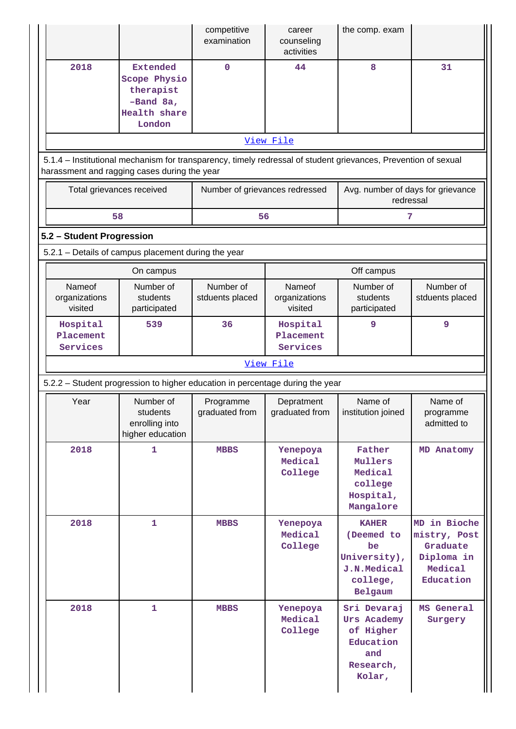| | | competitive examination | career counseling activities | the comp. exam | |
|---|---|---|---|---|---|
| 2018 | Extended Scope Physio therapist -Band 8a, Health share London | 0 | 44 | 8 | 31 |

View File

5.1.4 – Institutional mechanism for transparency, timely redressal of student grievances, Prevention of sexual harassment and ragging cases during the year

| Total grievances received | Number of grievances redressed | Avg. number of days for grievance redressal |
|---|---|---|
| 58 | 56 | 7 |

## 5.2 – Student Progression

5.2.1 – Details of campus placement during the year

| On campus | | | Off campus | | |
|---|---|---|---|---|---|
| Nameof organizations visited | Number of students participated | Number of stduents placed | Nameof organizations visited | Number of students participated | Number of stduents placed |
| Hospital Placement Services | 539 | 36 | Hospital Placement Services | 9 | 9 |

View File

5.2.2 – Student progression to higher education in percentage during the year

| Year | Number of students enrolling into higher education | Programme graduated from | Depratment graduated from | Name of institution joined | Name of programme admitted to |
|---|---|---|---|---|---|
| 2018 | 1 | MBBS | Yenepoya Medical College | Father Mullers Medical college Hospital, Mangalore | MD Anatomy |
| 2018 | 1 | MBBS | Yenepoya Medical College | KAHER (Deemed to be University), J.N.Medical college, Belgaum | MD in Biochemistry, Post Graduate Diploma in Medical Education |
| 2018 | 1 | MBBS | Yenepoya Medical College | Sri Devaraj Urs Academy of Higher Education and Research, Kolar, | MS General Surgery |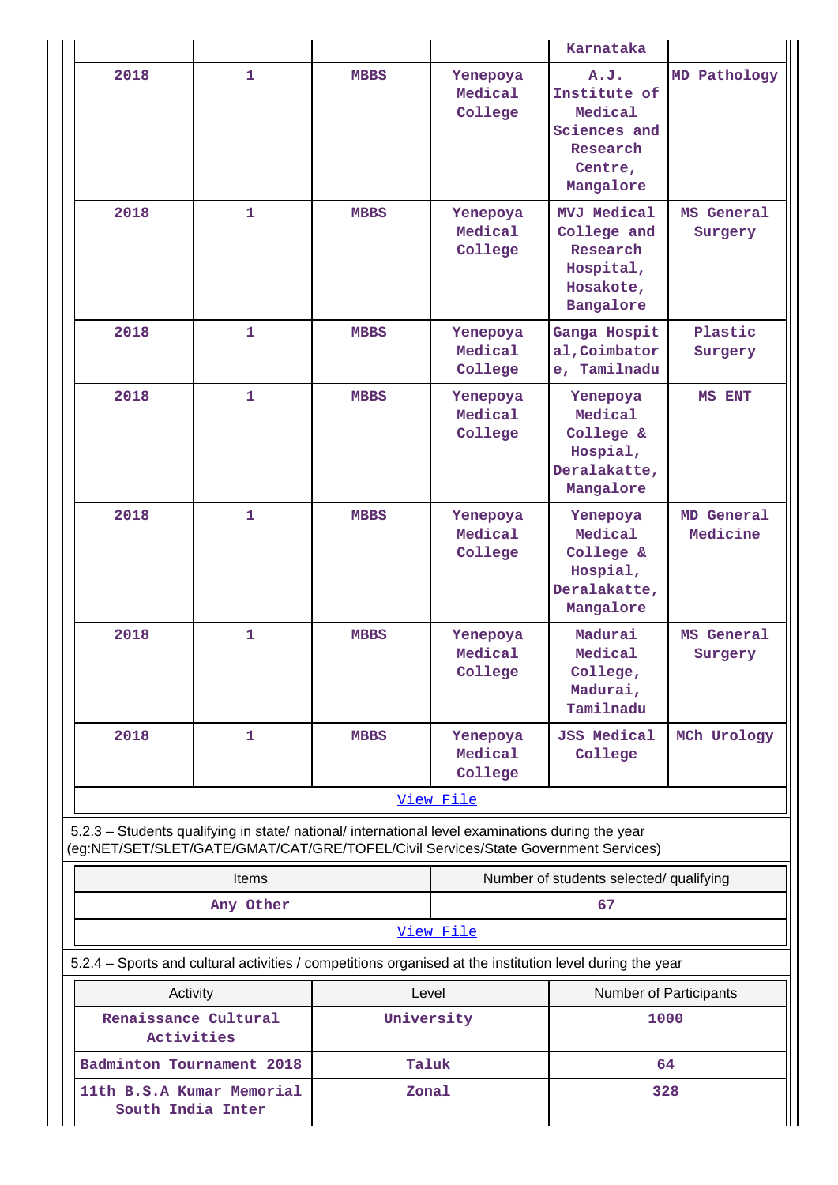|  |  |  |  | Karnataka |  |
|---|---|---|---|---|---|
| 2018 | 1 | MBBS | Yenepoya Medical College | A.J. Institute of Medical Sciences and Research Centre, Mangalore | MD Pathology |
| 2018 | 1 | MBBS | Yenepoya Medical College | MVJ Medical College and Research Hospital, Hosakote, Bangalore | MS General Surgery |
| 2018 | 1 | MBBS | Yenepoya Medical College | Ganga Hospital,Coimbatore, Tamilnadu | Plastic Surgery |
| 2018 | 1 | MBBS | Yenepoya Medical College | Yenepoya Medical College & Hospial, Deralakatte, Mangalore | MS ENT |
| 2018 | 1 | MBBS | Yenepoya Medical College | Yenepoya Medical College & Hospial, Deralakatte, Mangalore | MD General Medicine |
| 2018 | 1 | MBBS | Yenepoya Medical College | Madurai Medical College, Madurai, Tamilnadu | MS General Surgery |
| 2018 | 1 | MBBS | Yenepoya Medical College | JSS Medical College | MCh Urology |

View File

5.2.3 – Students qualifying in state/ national/ international level examinations during the year (eg:NET/SET/SLET/GATE/GMAT/CAT/GRE/TOFEL/Civil Services/State Government Services)

| Items | Number of students selected/ qualifying |
|---|---|
| Any Other | 67 |

View File

5.2.4 – Sports and cultural activities / competitions organised at the institution level during the year

| Activity | Level | Number of Participants |
|---|---|---|
| Renaissance Cultural Activities | University | 1000 |
| Badminton Tournament 2018 | Taluk | 64 |
| 11th B.S.A Kumar Memorial South India Inter | Zonal | 328 |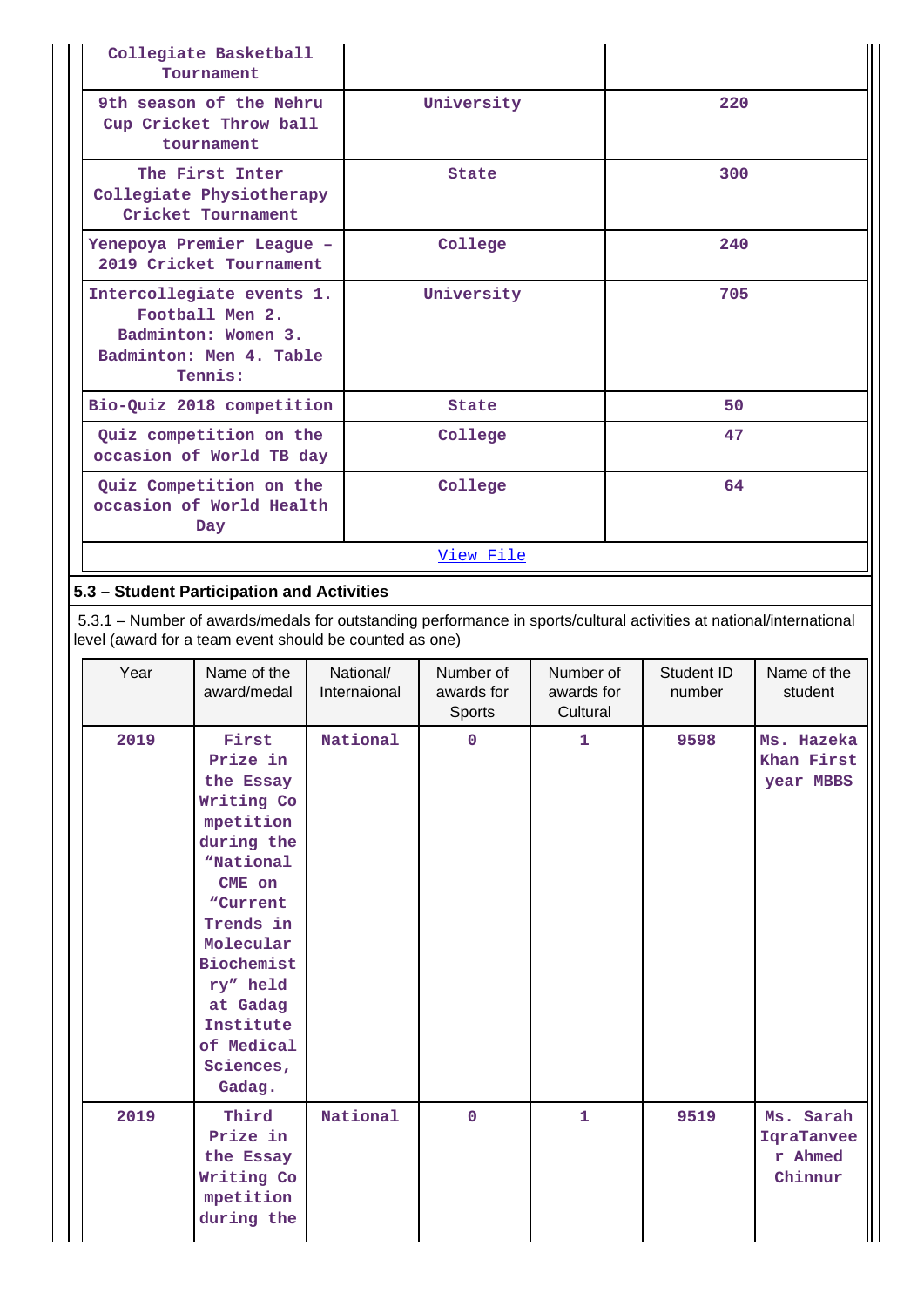| | | |
|---|---|---|
| Collegiate Basketball Tournament | | |
| 9th season of the Nehru Cup Cricket Throw ball tournament | University | 220 |
| The First Inter Collegiate Physiotherapy Cricket Tournament | State | 300 |
| Yenepoya Premier League – 2019 Cricket Tournament | College | 240 |
| Intercollegiate events 1. Football Men 2. Badminton: Women 3. Badminton: Men 4. Table Tennis: | University | 705 |
| Bio-Quiz 2018 competition | State | 50 |
| Quiz competition on the occasion of World TB day | College | 47 |
| Quiz Competition on the occasion of World Health Day | College | 64 |
| View File | | |

### 5.3 – Student Participation and Activities

5.3.1 – Number of awards/medals for outstanding performance in sports/cultural activities at national/international level (award for a team event should be counted as one)

| Year | Name of the award/medal | National/ Internaional | Number of awards for Sports | Number of awards for Cultural | Student ID number | Name of the student |
|---|---|---|---|---|---|---|
| 2019 | First Prize in the Essay Writing Competition during the "National CME on "Current Trends in Molecular Biochemistry" held at Gadag Institute of Medical Sciences, Gadag. | National | 0 | 1 | 9598 | Ms. Hazeka Khan First year MBBS |
| 2019 | Third Prize in the Essay Writing Competition during the | National | 0 | 1 | 9519 | Ms. Sarah IqraTanveer Ahmed Chinnur |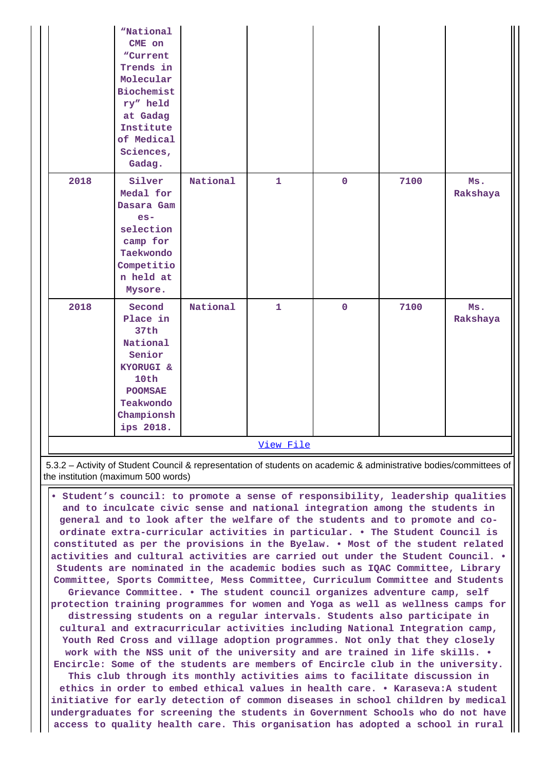|  | "National CME on "Current Trends in Molecular Biochemistry" held at Gadag Institute of Medical Sciences, Gadag. |  |  |  |  |  |
|---|---|---|---|---|---|---|
| 2018 | Silver Medal for Dasara Games-selection camp for Taekwondo Competition held at Mysore. | National | 1 | 0 | 7100 | Ms. Rakshaya |
| 2018 | Second Place in 37th National Senior KYORUGI & 10th POOMSAE Teakwondo Championships 2018. | National | 1 | 0 | 7100 | Ms. Rakshaya |

View File

5.3.2 – Activity of Student Council & representation of students on academic & administrative bodies/committees of the institution (maximum 500 words)

• Student's council: to promote a sense of responsibility, leadership qualities and to inculcate civic sense and national integration among the students in general and to look after the welfare of the students and to promote and co-ordinate extra-curricular activities in particular. • The Student Council is constituted as per the provisions in the Byelaw. • Most of the student related activities and cultural activities are carried out under the Student Council. • Students are nominated in the academic bodies such as IQAC Committee, Library Committee, Sports Committee, Mess Committee, Curriculum Committee and Students Grievance Committee. • The student council organizes adventure camp, self protection training programmes for women and Yoga as well as wellness camps for distressing students on a regular intervals. Students also participate in cultural and extracurricular activities including National Integration camp, Youth Red Cross and village adoption programmes. Not only that they closely work with the NSS unit of the university and are trained in life skills. • Encircle: Some of the students are members of Encircle club in the university. This club through its monthly activities aims to facilitate discussion in ethics in order to embed ethical values in health care. • Karaseva:A student initiative for early detection of common diseases in school children by medical undergraduates for screening the students in Government Schools who do not have access to quality health care. This organisation has adopted a school in rural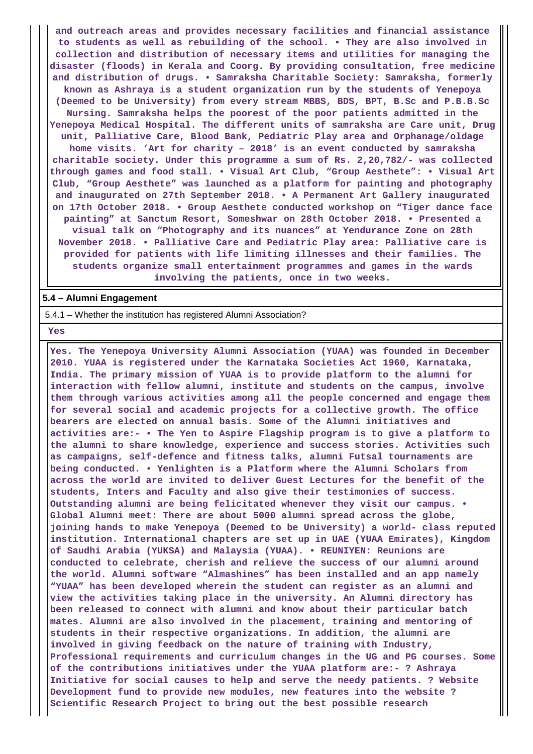and outreach areas and provides necessary facilities and financial assistance to students as well as rebuilding of the school. • They are also involved in collection and distribution of necessary items and utilities for managing the disaster (floods) in Kerala and Coorg. By providing consultation, free medicine and distribution of drugs. • Samraksha Charitable Society: Samraksha, formerly known as Ashraya is a student organization run by the students of Yenepoya (Deemed to be University) from every stream MBBS, BDS, BPT, B.Sc and P.B.B.Sc Nursing. Samraksha helps the poorest of the poor patients admitted in the Yenepoya Medical Hospital. The different units of samraksha are Care unit, Drug unit, Palliative Care, Blood Bank, Pediatric Play area and Orphanage/oldage home visits. 'Art for charity – 2018' is an event conducted by samraksha charitable society. Under this programme a sum of Rs. 2,20,782/- was collected through games and food stall. • Visual Art Club, "Group Aesthete": • Visual Art Club, "Group Aesthete" was launched as a platform for painting and photography and inaugurated on 27th September 2018. • A Permanent Art Gallery inaugurated on 17th October 2018. • Group Aesthete conducted workshop on "Tiger dance face painting" at Sanctum Resort, Someshwar on 28th October 2018. • Presented a visual talk on "Photography and its nuances" at Yendurance Zone on 28th November 2018. • Palliative Care and Pediatric Play area: Palliative care is provided for patients with life limiting illnesses and their families. The students organize small entertainment programmes and games in the wards involving the patients, once in two weeks.

**5.4 – Alumni Engagement**

5.4.1 – Whether the institution has registered Alumni Association?

Yes

Yes. The Yenepoya University Alumni Association (YUAA) was founded in December 2010. YUAA is registered under the Karnataka Societies Act 1960, Karnataka, India. The primary mission of YUAA is to provide platform to the alumni for interaction with fellow alumni, institute and students on the campus, involve them through various activities among all the people concerned and engage them for several social and academic projects for a collective growth. The office bearers are elected on annual basis. Some of the Alumni initiatives and activities are:- • The Yen to Aspire Flagship program is to give a platform to the alumni to share knowledge, experience and success stories. Activities such as campaigns, self-defence and fitness talks, alumni Futsal tournaments are being conducted. • Yenlighten is a Platform where the Alumni Scholars from across the world are invited to deliver Guest Lectures for the benefit of the students, Inters and Faculty and also give their testimonies of success. Outstanding alumni are being felicitated whenever they visit our campus. • Global Alumni meet: There are about 5000 alumni spread across the globe, joining hands to make Yenepoya (Deemed to be University) a world- class reputed institution. International chapters are set up in UAE (YUAA Emirates), Kingdom of Saudhi Arabia (YUKSA) and Malaysia (YUAA). • REUNIYEN: Reunions are conducted to celebrate, cherish and relieve the success of our alumni around the world. Alumni software "Almashines" has been installed and an app namely "YUAA" has been developed wherein the student can register as an alumni and view the activities taking place in the university. An Alumni directory has been released to connect with alumni and know about their particular batch mates. Alumni are also involved in the placement, training and mentoring of students in their respective organizations. In addition, the alumni are involved in giving feedback on the nature of training with Industry, Professional requirements and curriculum changes in the UG and PG courses. Some of the contributions initiatives under the YUAA platform are:- ? Ashraya Initiative for social causes to help and serve the needy patients. ? Website Development fund to provide new modules, new features into the website ? Scientific Research Project to bring out the best possible research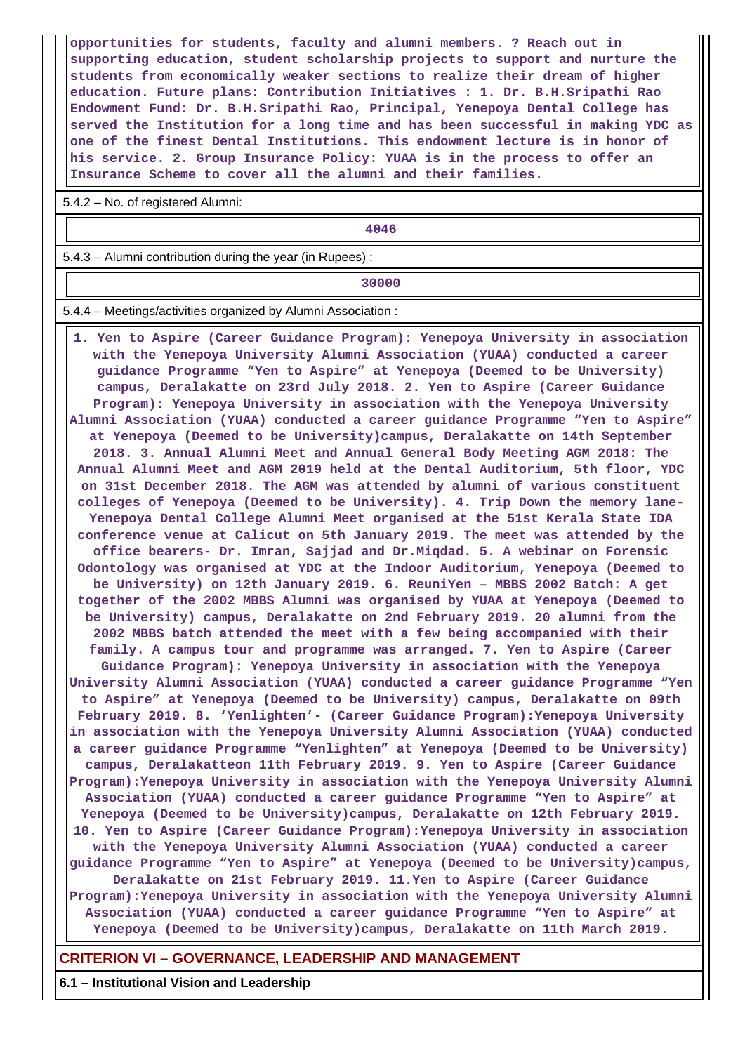opportunities for students, faculty and alumni members. ? Reach out in supporting education, student scholarship projects to support and nurture the students from economically weaker sections to realize their dream of higher education. Future plans: Contribution Initiatives : 1. Dr. B.H.Sripathi Rao Endowment Fund: Dr. B.H.Sripathi Rao, Principal, Yenepoya Dental College has served the Institution for a long time and has been successful in making YDC as one of the finest Dental Institutions. This endowment lecture is in honor of his service. 2. Group Insurance Policy: YUAA is in the process to offer an Insurance Scheme to cover all the alumni and their families.

5.4.2 – No. of registered Alumni:

| 4046 |
|---|

5.4.3 – Alumni contribution during the year (in Rupees) :

| 30000 |
|---|

5.4.4 – Meetings/activities organized by Alumni Association :

1. Yen to Aspire (Career Guidance Program): Yenepoya University in association with the Yenepoya University Alumni Association (YUAA) conducted a career guidance Programme “Yen to Aspire” at Yenepoya (Deemed to be University) campus, Deralakatte on 23rd July 2018. 2. Yen to Aspire (Career Guidance Program): Yenepoya University in association with the Yenepoya University Alumni Association (YUAA) conducted a career guidance Programme “Yen to Aspire” at Yenepoya (Deemed to be University)campus, Deralakatte on 14th September 2018. 3. Annual Alumni Meet and Annual General Body Meeting AGM 2018: The Annual Alumni Meet and AGM 2019 held at the Dental Auditorium, 5th floor, YDC on 31st December 2018. The AGM was attended by alumni of various constituent colleges of Yenepoya (Deemed to be University). 4. Trip Down the memory lane- Yenepoya Dental College Alumni Meet organised at the 51st Kerala State IDA conference venue at Calicut on 5th January 2019. The meet was attended by the office bearers- Dr. Imran, Sajjad and Dr.Miqdad. 5. A webinar on Forensic Odontology was organised at YDC at the Indoor Auditorium, Yenepoya (Deemed to be University) on 12th January 2019. 6. ReuniYen – MBBS 2002 Batch: A get together of the 2002 MBBS Alumni was organised by YUAA at Yenepoya (Deemed to be University) campus, Deralakatte on 2nd February 2019. 20 alumni from the 2002 MBBS batch attended the meet with a few being accompanied with their family. A campus tour and programme was arranged. 7. Yen to Aspire (Career Guidance Program): Yenepoya University in association with the Yenepoya University Alumni Association (YUAA) conducted a career guidance Programme “Yen to Aspire” at Yenepoya (Deemed to be University) campus, Deralakatte on 09th February 2019. 8. ‘Yenlighten’- (Career Guidance Program):Yenepoya University in association with the Yenepoya University Alumni Association (YUAA) conducted a career guidance Programme “Yenlighten” at Yenepoya (Deemed to be University) campus, Deralakatteon 11th February 2019. 9. Yen to Aspire (Career Guidance Program):Yenepoya University in association with the Yenepoya University Alumni Association (YUAA) conducted a career guidance Programme “Yen to Aspire” at Yenepoya (Deemed to be University)campus, Deralakatte on 12th February 2019. 10. Yen to Aspire (Career Guidance Program):Yenepoya University in association with the Yenepoya University Alumni Association (YUAA) conducted a career guidance Programme “Yen to Aspire” at Yenepoya (Deemed to be University)campus, Deralakatte on 21st February 2019. 11.Yen to Aspire (Career Guidance Program):Yenepoya University in association with the Yenepoya University Alumni Association (YUAA) conducted a career guidance Programme “Yen to Aspire” at Yenepoya (Deemed to be University)campus, Deralakatte on 11th March 2019.

## CRITERION VI – GOVERNANCE, LEADERSHIP AND MANAGEMENT

### 6.1 – Institutional Vision and Leadership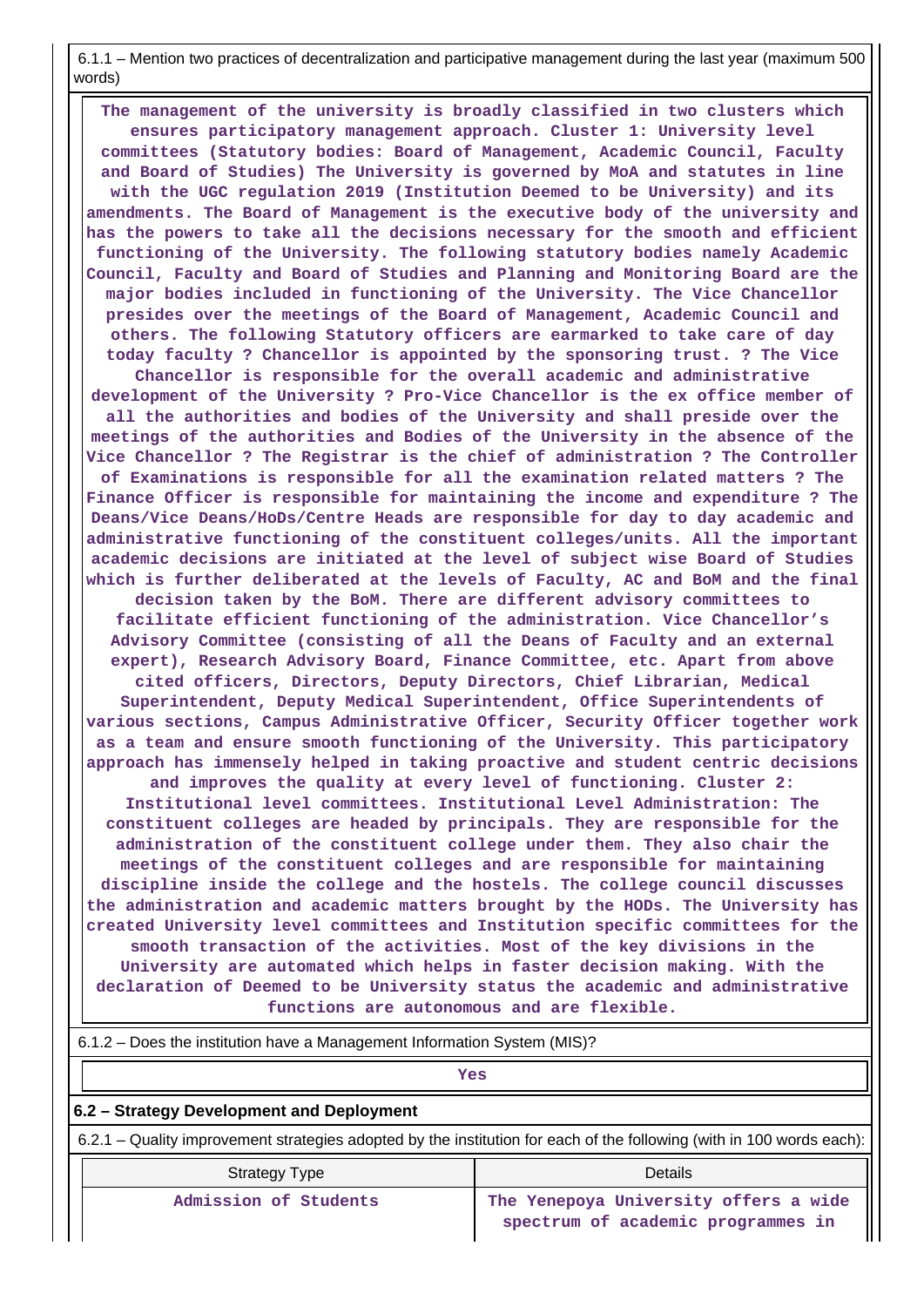6.1.1 – Mention two practices of decentralization and participative management during the last year (maximum 500 words)

**The management of the university is broadly classified in two clusters which ensures participatory management approach. Cluster 1: University level committees (Statutory bodies: Board of Management, Academic Council, Faculty and Board of Studies) The University is governed by MoA and statutes in line with the UGC regulation 2019 (Institution Deemed to be University) and its amendments. The Board of Management is the executive body of the university and has the powers to take all the decisions necessary for the smooth and efficient functioning of the University. The following statutory bodies namely Academic Council, Faculty and Board of Studies and Planning and Monitoring Board are the major bodies included in functioning of the University. The Vice Chancellor presides over the meetings of the Board of Management, Academic Council and others. The following Statutory officers are earmarked to take care of day today faculty ? Chancellor is appointed by the sponsoring trust. ? The Vice Chancellor is responsible for the overall academic and administrative development of the University ? Pro-Vice Chancellor is the ex office member of all the authorities and bodies of the University and shall preside over the meetings of the authorities and Bodies of the University in the absence of the Vice Chancellor ? The Registrar is the chief of administration ? The Controller of Examinations is responsible for all the examination related matters ? The Finance Officer is responsible for maintaining the income and expenditure ? The Deans/Vice Deans/HoDs/Centre Heads are responsible for day to day academic and administrative functioning of the constituent colleges/units. All the important academic decisions are initiated at the level of subject wise Board of Studies which is further deliberated at the levels of Faculty, AC and BoM and the final decision taken by the BoM. There are different advisory committees to facilitate efficient functioning of the administration. Vice Chancellor's Advisory Committee (consisting of all the Deans of Faculty and an external expert), Research Advisory Board, Finance Committee, etc. Apart from above cited officers, Directors, Deputy Directors, Chief Librarian, Medical Superintendent, Deputy Medical Superintendent, Office Superintendents of various sections, Campus Administrative Officer, Security Officer together work as a team and ensure smooth functioning of the University. This participatory approach has immensely helped in taking proactive and student centric decisions and improves the quality at every level of functioning. Cluster 2: Institutional level committees. Institutional Level Administration: The constituent colleges are headed by principals. They are responsible for the administration of the constituent college under them. They also chair the meetings of the constituent colleges and are responsible for maintaining discipline inside the college and the hostels. The college council discusses the administration and academic matters brought by the HODs. The University has created University level committees and Institution specific committees for the smooth transaction of the activities. Most of the key divisions in the University are automated which helps in faster decision making. With the declaration of Deemed to be University status the academic and administrative functions are autonomous and are flexible.**

6.1.2 – Does the institution have a Management Information System (MIS)?

**Yes**

## 6.2 – Strategy Development and Deployment

6.2.1 – Quality improvement strategies adopted by the institution for each of the following (with in 100 words each):

| Strategy Type | Details |
|---|---|
| Admission of Students | The Yenepoya University offers a wide spectrum of academic programmes in |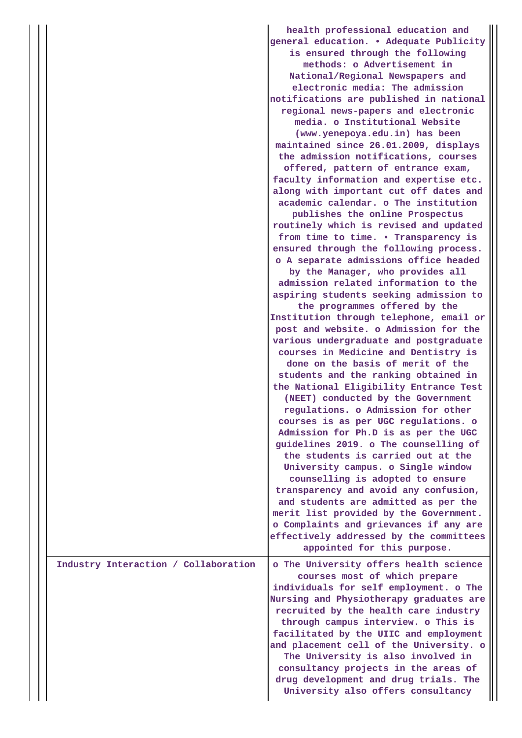| | |
|---|---|
| | health professional education and general education. • Adequate Publicity is ensured through the following methods: o Advertisement in National/Regional Newspapers and electronic media: The admission notifications are published in national regional news-papers and electronic media. o Institutional Website (www.yenepoya.edu.in) has been maintained since 26.01.2009, displays the admission notifications, courses offered, pattern of entrance exam, faculty information and expertise etc. along with important cut off dates and academic calendar. o The institution publishes the online Prospectus routinely which is revised and updated from time to time. • Transparency is ensured through the following process. o A separate admissions office headed by the Manager, who provides all admission related information to the aspiring students seeking admission to the programmes offered by the Institution through telephone, email or post and website. o Admission for the various undergraduate and postgraduate courses in Medicine and Dentistry is done on the basis of merit of the students and the ranking obtained in the National Eligibility Entrance Test (NEET) conducted by the Government regulations. o Admission for other courses is as per UGC regulations. o Admission for Ph.D is as per the UGC guidelines 2019. o The counselling of the students is carried out at the University campus. o Single window counselling is adopted to ensure transparency and avoid any confusion, and students are admitted as per the merit list provided by the Government. o Complaints and grievances if any are effectively addressed by the committees appointed for this purpose. |
| Industry Interaction / Collaboration | o The University offers health science courses most of which prepare individuals for self employment. o The Nursing and Physiotherapy graduates are recruited by the health care industry through campus interview. o This is facilitated by the UIIC and employment and placement cell of the University. o The University is also involved in consultancy projects in the areas of drug development and drug trials. The University also offers consultancy |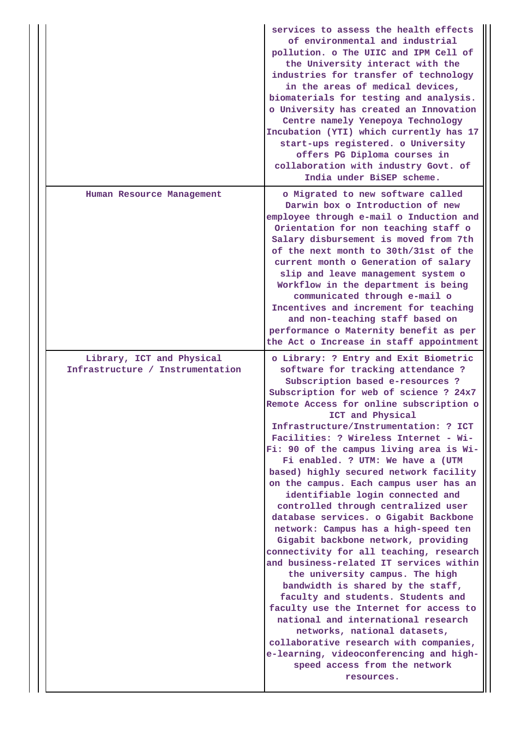| | |
|---|---|
| | services to assess the health effects of environmental and industrial pollution. o The UIIC and IPM Cell of the University interact with the industries for transfer of technology in the areas of medical devices, biomaterials for testing and analysis. o University has created an Innovation Centre namely Yenepoya Technology Incubation (YTI) which currently has 17 start-ups registered. o University offers PG Diploma courses in collaboration with industry Govt. of India under BiSEP scheme. |
| Human Resource Management | o Migrated to new software called Darwin box o Introduction of new employee through e-mail o Induction and Orientation for non teaching staff o Salary disbursement is moved from 7th of the next month to 30th/31st of the current month o Generation of salary slip and leave management system o Workflow in the department is being communicated through e-mail o Incentives and increment for teaching and non-teaching staff based on performance o Maternity benefit as per the Act o Increase in staff appointment |
| Library, ICT and Physical Infrastructure / Instrumentation | o Library: ? Entry and Exit Biometric software for tracking attendance ? Subscription based e-resources ? Subscription for web of science ? 24x7 Remote Access for online subscription o ICT and Physical Infrastructure/Instrumentation: ? ICT Facilities: ? Wireless Internet - Wi-Fi: 90 of the campus living area is Wi-Fi enabled. ? UTM: We have a (UTM based) highly secured network facility on the campus. Each campus user has an identifiable login connected and controlled through centralized user database services. o Gigabit Backbone network: Campus has a high-speed ten Gigabit backbone network, providing connectivity for all teaching, research and business-related IT services within the university campus. The high bandwidth is shared by the staff, faculty and students. Students and faculty use the Internet for access to national and international research networks, national datasets, collaborative research with companies, e-learning, videoconferencing and high-speed access from the network resources. |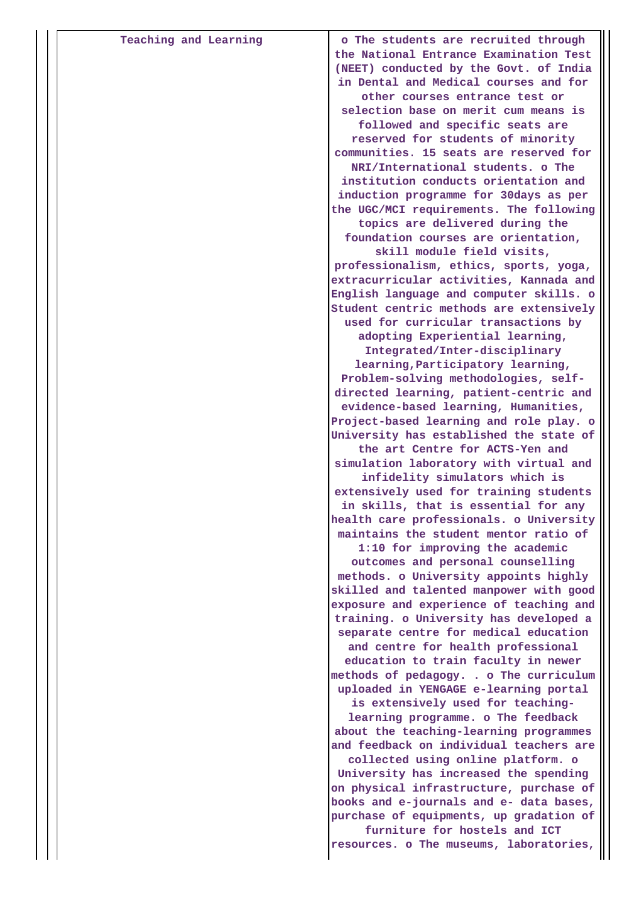| Teaching and Learning | o The students are recruited through the National Entrance Examination Test (NEET) conducted by the Govt. of India in Dental and Medical courses and for other courses entrance test or selection base on merit cum means is followed and specific seats are reserved for students of minority communities. 15 seats are reserved for NRI/International students. o The institution conducts orientation and induction programme for 30days as per the UGC/MCI requirements. The following topics are delivered during the foundation courses are orientation, skill module field visits, professionalism, ethics, sports, yoga, extracurricular activities, Kannada and English language and computer skills. o Student centric methods are extensively used for curricular transactions by adopting Experiential learning, Integrated/Inter-disciplinary learning,Participatory learning, Problem-solving methodologies, self-directed learning, patient-centric and evidence-based learning, Humanities, Project-based learning and role play. o University has established the state of the art Centre for ACTS-Yen and simulation laboratory with virtual and infidelity simulators which is extensively used for training students in skills, that is essential for any health care professionals. o University maintains the student mentor ratio of 1:10 for improving the academic outcomes and personal counselling methods. o University appoints highly skilled and talented manpower with good exposure and experience of teaching and training. o University has developed a separate centre for medical education and centre for health professional education to train faculty in newer methods of pedagogy. . o The curriculum uploaded in YENGAGE e-learning portal is extensively used for teaching-learning programme. o The feedback about the teaching-learning programmes and feedback on individual teachers are collected using online platform. o University has increased the spending on physical infrastructure, purchase of books and e-journals and e- data bases, purchase of equipments, up gradation of furniture for hostels and ICT resources. o The museums, laboratories, |
|---|---|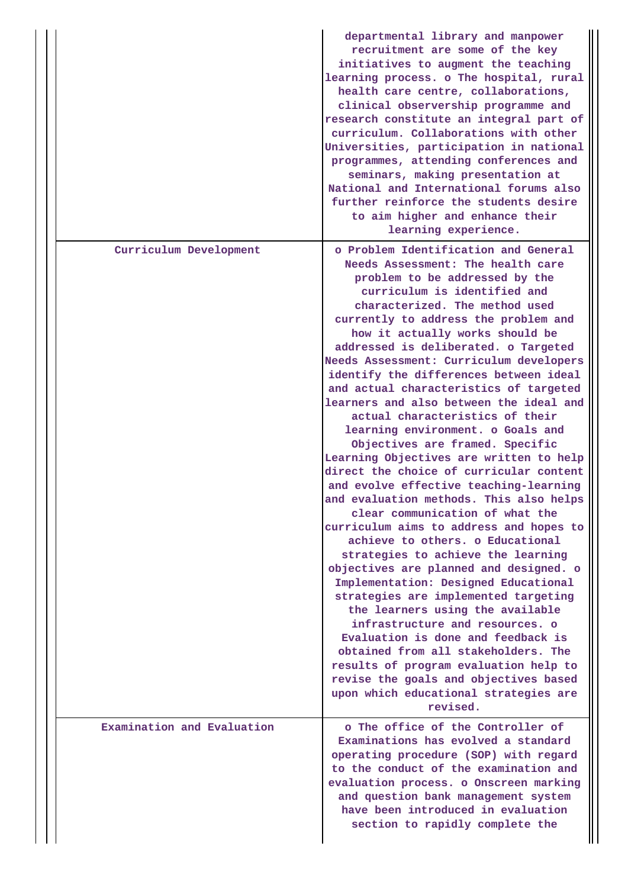| | |
|---|---|
| | departmental library and manpower recruitment are some of the key initiatives to augment the teaching learning process. o The hospital, rural health care centre, collaborations, clinical observership programme and research constitute an integral part of curriculum. Collaborations with other Universities, participation in national programmes, attending conferences and seminars, making presentation at National and International forums also further reinforce the students desire to aim higher and enhance their learning experience. |
| Curriculum Development | o Problem Identification and General Needs Assessment: The health care problem to be addressed by the curriculum is identified and characterized. The method used currently to address the problem and how it actually works should be addressed is deliberated. o Targeted Needs Assessment: Curriculum developers identify the differences between ideal and actual characteristics of targeted learners and also between the ideal and actual characteristics of their learning environment. o Goals and Objectives are framed. Specific Learning Objectives are written to help direct the choice of curricular content and evolve effective teaching-learning and evaluation methods. This also helps clear communication of what the curriculum aims to address and hopes to achieve to others. o Educational strategies to achieve the learning objectives are planned and designed. o Implementation: Designed Educational strategies are implemented targeting the learners using the available infrastructure and resources. o Evaluation is done and feedback is obtained from all stakeholders. The results of program evaluation help to revise the goals and objectives based upon which educational strategies are revised. |
| Examination and Evaluation | o The office of the Controller of Examinations has evolved a standard operating procedure (SOP) with regard to the conduct of the examination and evaluation process. o Onscreen marking and question bank management system have been introduced in evaluation section to rapidly complete the |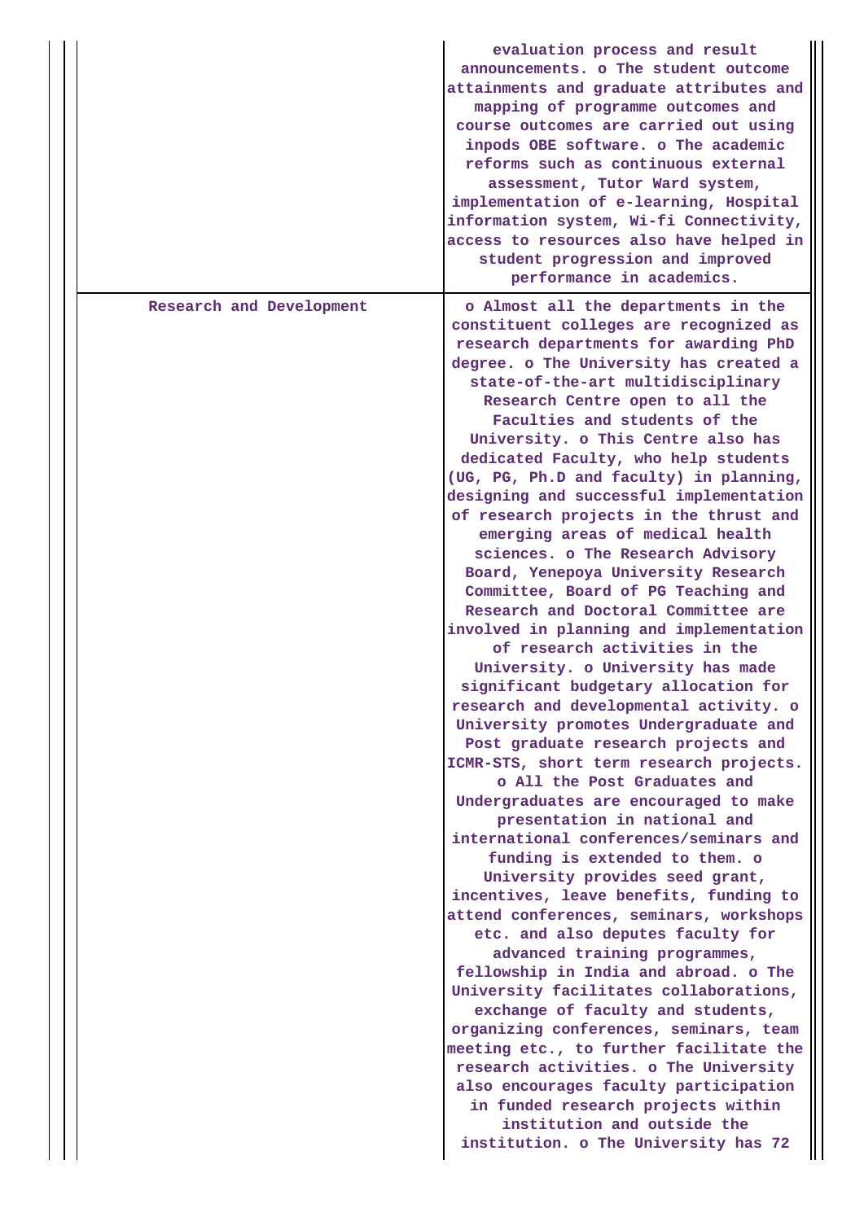|  |  |
|---|---|
|  | evaluation process and result announcements. o The student outcome attainments and graduate attributes and mapping of programme outcomes and course outcomes are carried out using inpods OBE software. o The academic reforms such as continuous external assessment, Tutor Ward system, implementation of e-learning, Hospital information system, Wi-fi Connectivity, access to resources also have helped in student progression and improved performance in academics. |
| Research and Development | o Almost all the departments in the constituent colleges are recognized as research departments for awarding PhD degree. o The University has created a state-of-the-art multidisciplinary Research Centre open to all the Faculties and students of the University. o This Centre also has dedicated Faculty, who help students (UG, PG, Ph.D and faculty) in planning, designing and successful implementation of research projects in the thrust and emerging areas of medical health sciences. o The Research Advisory Board, Yenepoya University Research Committee, Board of PG Teaching and Research and Doctoral Committee are involved in planning and implementation of research activities in the University. o University has made significant budgetary allocation for research and developmental activity. o University promotes Undergraduate and Post graduate research projects and ICMR-STS, short term research projects. o All the Post Graduates and Undergraduates are encouraged to make presentation in national and international conferences/seminars and funding is extended to them. o University provides seed grant, incentives, leave benefits, funding to attend conferences, seminars, workshops etc. and also deputes faculty for advanced training programmes, fellowship in India and abroad. o The University facilitates collaborations, exchange of faculty and students, organizing conferences, seminars, team meeting etc., to further facilitate the research activities. o The University also encourages faculty participation in funded research projects within institution and outside the institution. o The University has 72 |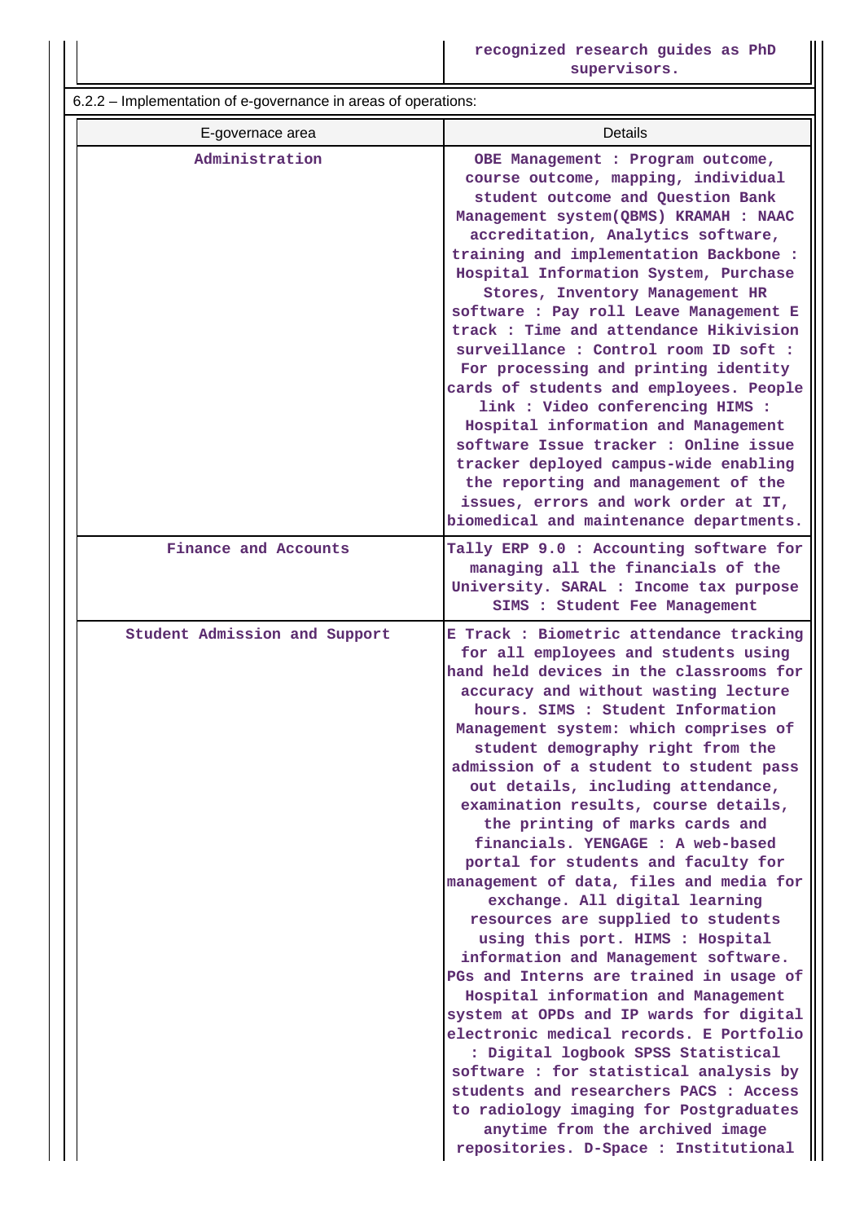| | recognized research guides as PhD supervisors. |
|---|---|

6.2.2 – Implementation of e-governance in areas of operations:

| E-governace area | Details |
|---|---|
| Administration | OBE Management : Program outcome, course outcome, mapping, individual student outcome and Question Bank Management system(QBMS) KRAMAH : NAAC accreditation, Analytics software, training and implementation Backbone : Hospital Information System, Purchase Stores, Inventory Management HR software : Pay roll Leave Management E track : Time and attendance Hikivision surveillance : Control room ID soft : For processing and printing identity cards of students and employees. People link : Video conferencing HIMS : Hospital information and Management software Issue tracker : Online issue tracker deployed campus-wide enabling the reporting and management of the issues, errors and work order at IT, biomedical and maintenance departments. |
| Finance and Accounts | Tally ERP 9.0 : Accounting software for managing all the financials of the University. SARAL : Income tax purpose SIMS : Student Fee Management |
| Student Admission and Support | E Track : Biometric attendance tracking for all employees and students using hand held devices in the classrooms for accuracy and without wasting lecture hours. SIMS : Student Information Management system: which comprises of student demography right from the admission of a student to student pass out details, including attendance, examination results, course details, the printing of marks cards and financials. YENGAGE : A web-based portal for students and faculty for management of data, files and media for exchange. All digital learning resources are supplied to students using this port. HIMS : Hospital information and Management software. PGs and Interns are trained in usage of Hospital information and Management system at OPDs and IP wards for digital electronic medical records. E Portfolio : Digital logbook SPSS Statistical software : for statistical analysis by students and researchers PACS : Access to radiology imaging for Postgraduates anytime from the archived image repositories. D-Space : Institutional |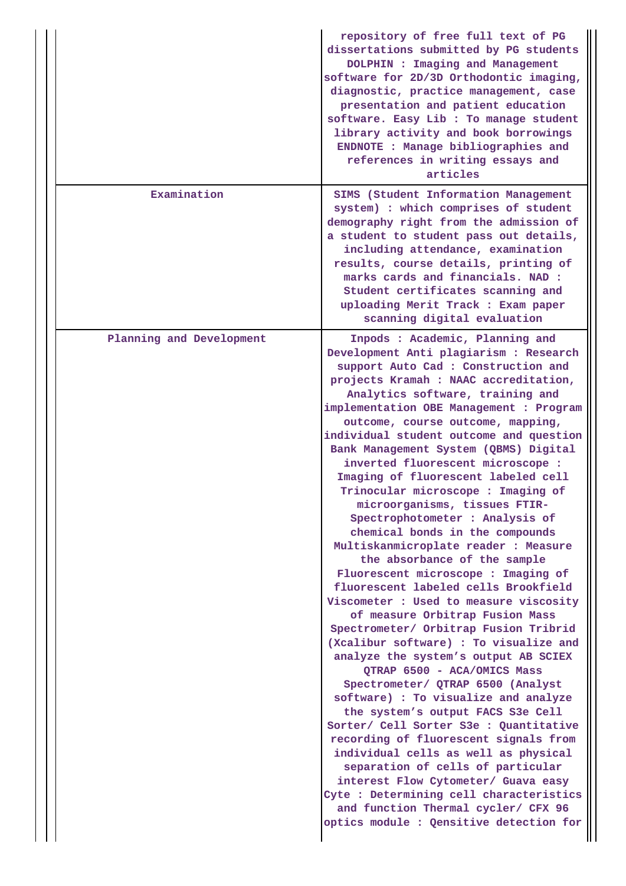| | |
|---|---|
| | repository of free full text of PG dissertations submitted by PG students DOLPHIN : Imaging and Management software for 2D/3D Orthodontic imaging, diagnostic, practice management, case presentation and patient education software. Easy Lib : To manage student library activity and book borrowings ENDNOTE : Manage bibliographies and references in writing essays and articles |
| Examination | SIMS (Student Information Management system) : which comprises of student demography right from the admission of a student to student pass out details, including attendance, examination results, course details, printing of marks cards and financials. NAD : Student certificates scanning and uploading Merit Track : Exam paper scanning digital evaluation |
| Planning and Development | Inpods : Academic, Planning and Development Anti plagiarism : Research support Auto Cad : Construction and projects Kramah : NAAC accreditation, Analytics software, training and implementation OBE Management : Program outcome, course outcome, mapping, individual student outcome and question Bank Management System (QBMS) Digital inverted fluorescent microscope : Imaging of fluorescent labeled cell Trinocular microscope : Imaging of microorganisms, tissues FTIR-Spectrophotometer : Analysis of chemical bonds in the compounds Multiskanmicroplate reader : Measure the absorbance of the sample Fluorescent microscope : Imaging of fluorescent labeled cells Brookfield Viscometer : Used to measure viscosity of measure Orbitrap Fusion Mass Spectrometer/ Orbitrap Fusion Tribrid (Xcalibur software) : To visualize and analyze the system's output AB SCIEX QTRAP 6500 - ACA/OMICS Mass Spectrometer/ QTRAP 6500 (Analyst software) : To visualize and analyze the system's output FACS S3e Cell Sorter/ Cell Sorter S3e : Quantitative recording of fluorescent signals from individual cells as well as physical separation of cells of particular interest Flow Cytometer/ Guava easy Cyte : Determining cell characteristics and function Thermal cycler/ CFX 96 optics module : Qensitive detection for |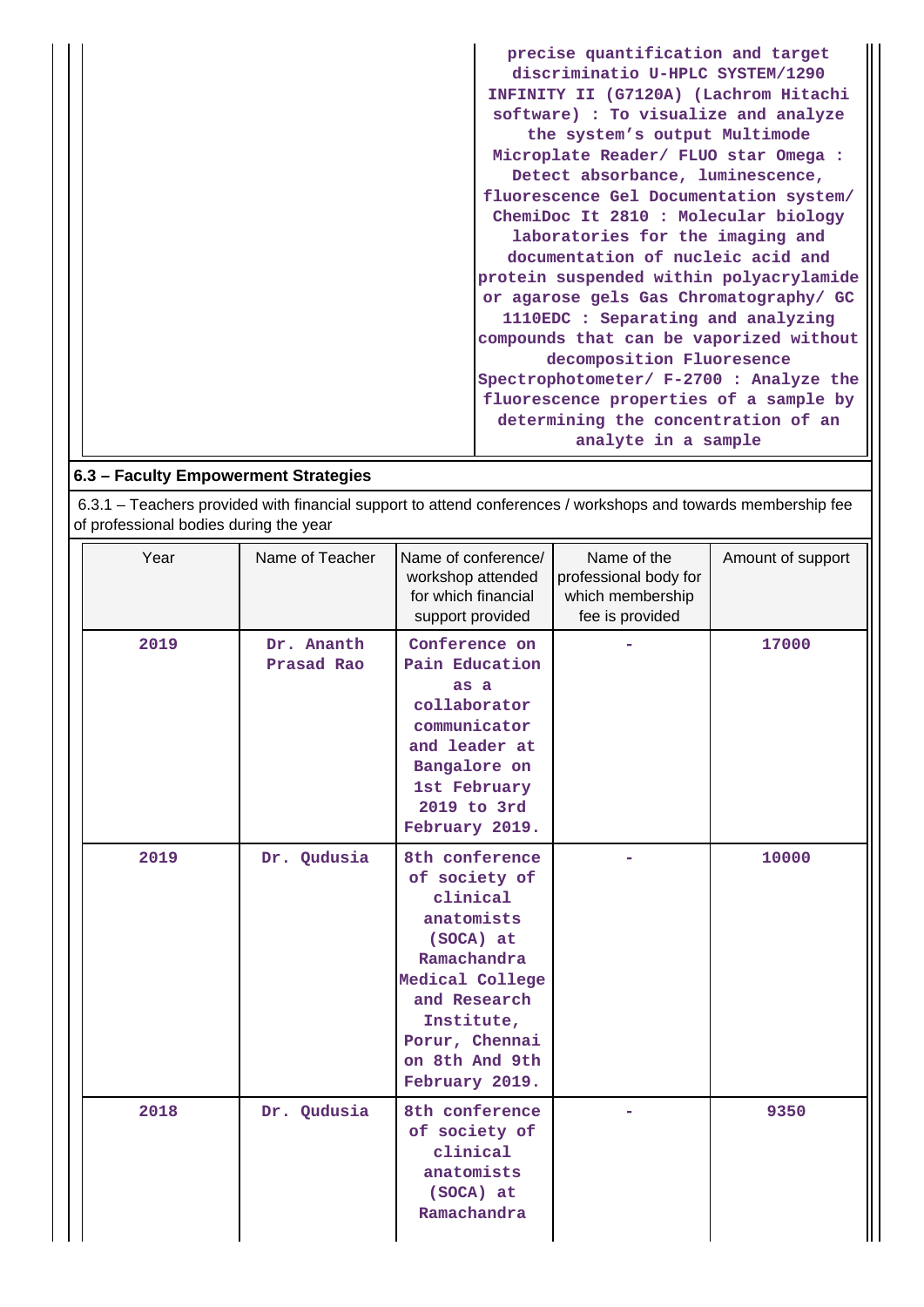| | precise quantification and target discriminatio U-HPLC SYSTEM/1290 INFINITY II (G7120A) (Lachrom Hitachi software) : To visualize and analyze the system's output Multimode Microplate Reader/ FLUO star Omega : Detect absorbance, luminescence, fluorescence Gel Documentation system/ ChemiDoc It 2810 : Molecular biology laboratories for the imaging and documentation of nucleic acid and protein suspended within polyacrylamide or agarose gels Gas Chromatography/ GC 1110EDC : Separating and analyzing compounds that can be vaporized without decomposition Fluoresence Spectrophotometer/ F-2700 : Analyze the fluorescence properties of a sample by determining the concentration of an analyte in a sample |
|---|---|

## 6.3 – Faculty Empowerment Strategies

6.3.1 – Teachers provided with financial support to attend conferences / workshops and towards membership fee of professional bodies during the year

| Year | Name of Teacher | Name of conference/ workshop attended for which financial support provided | Name of the professional body for which membership fee is provided | Amount of support |
|---|---|---|---|---|
| 2019 | Dr. Ananth Prasad Rao | Conference on Pain Education as a collaborator communicator and leader at Bangalore on 1st February 2019 to 3rd February 2019. | - | 17000 |
| 2019 | Dr. Qudusia | 8th conference of society of clinical anatomists (SOCA) at Ramachandra Medical College and Research Institute, Porur, Chennai on 8th And 9th February 2019. | - | 10000 |
| 2018 | Dr. Qudusia | 8th conference of society of clinical anatomists (SOCA) at Ramachandra | - | 9350 |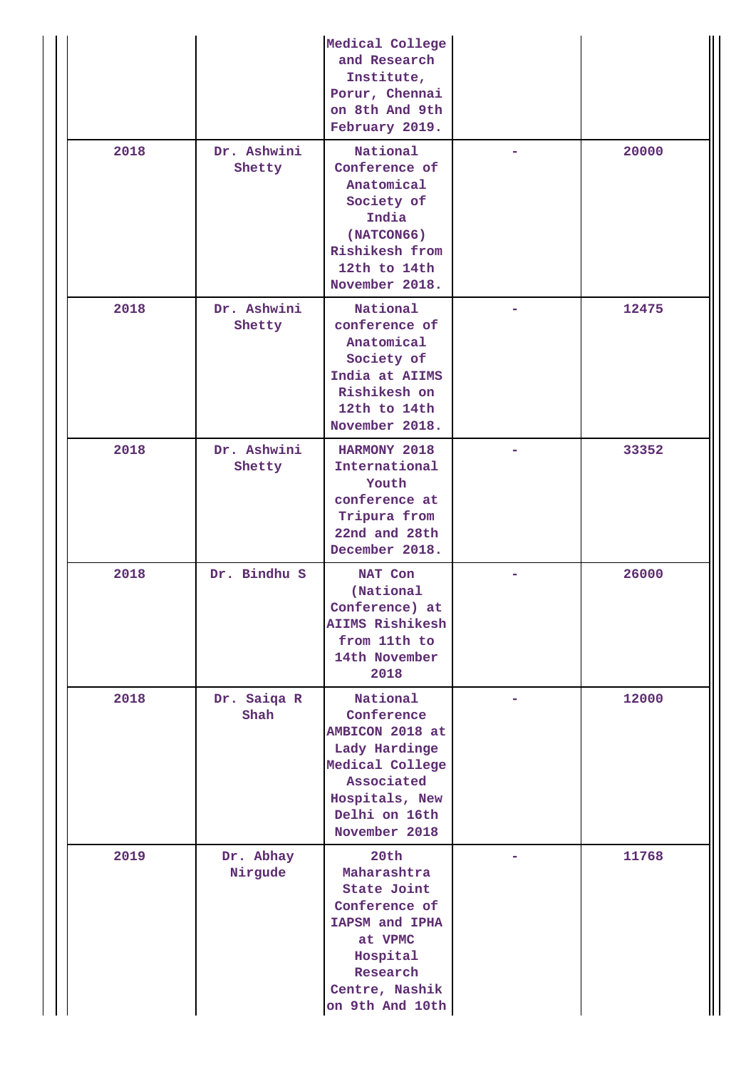| | | | | |
|---|---|---|---|---|
| | | Medical College and Research Institute, Porur, Chennai on 8th And 9th February 2019. | | |
| 2018 | Dr. Ashwini Shetty | National Conference of Anatomical Society of India (NATCON66) Rishikesh from 12th to 14th November 2018. | - | 20000 |
| 2018 | Dr. Ashwini Shetty | National conference of Anatomical Society of India at AIIMS Rishikesh on 12th to 14th November 2018. | - | 12475 |
| 2018 | Dr. Ashwini Shetty | HARMONY 2018 International Youth conference at Tripura from 22nd and 28th December 2018. | - | 33352 |
| 2018 | Dr. Bindhu S | NAT Con (National Conference) at AIIMS Rishikesh from 11th to 14th November 2018 | - | 26000 |
| 2018 | Dr. Saiqa R Shah | National Conference AMBICON 2018 at Lady Hardinge Medical College Associated Hospitals, New Delhi on 16th November 2018 | - | 12000 |
| 2019 | Dr. Abhay Nirgude | 20th Maharashtra State Joint Conference of IAPSM and IPHA at VPMC Hospital Research Centre, Nashik on 9th And 10th | - | 11768 |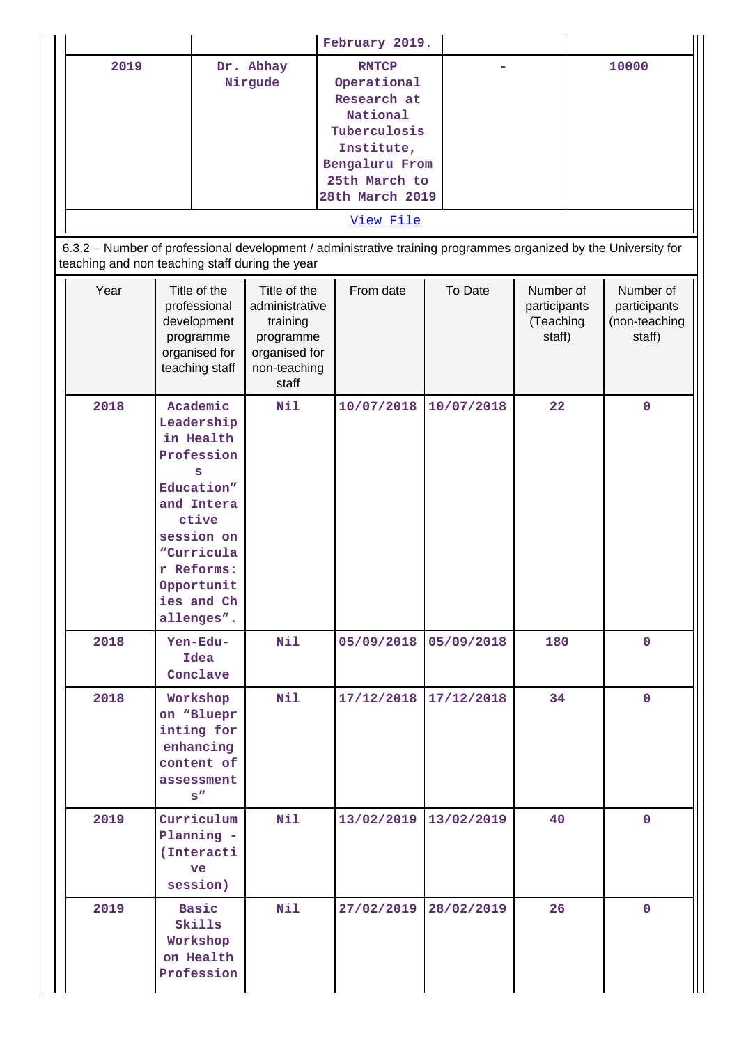| | | February 2019. | | |
|---|---|---|---|---|
| 2019 | Dr. Abhay Nirgude | RNTCP Operational Research at National Tuberculosis Institute, Bengaluru From 25th March to 28th March 2019 | - | 10000 |

View File

6.3.2 – Number of professional development / administrative training programmes organized by the University for teaching and non teaching staff during the year

| Year | Title of the professional development programme organised for teaching staff | Title of the administrative training programme organised for non-teaching staff | From date | To Date | Number of participants (Teaching staff) | Number of participants (non-teaching staff) |
|---|---|---|---|---|---|---|
| 2018 | Academic Leadership in Health Professions Education" and Interactive session on "Curricular Reforms: Opportunities and Challenges". | Nil | 10/07/2018 | 10/07/2018 | 22 | 0 |
| 2018 | Yen-Edu-Idea Conclave | Nil | 05/09/2018 | 05/09/2018 | 180 | 0 |
| 2018 | Workshop on "Blueprinting for enhancing content of assessments" | Nil | 17/12/2018 | 17/12/2018 | 34 | 0 |
| 2019 | Curriculum Planning - (Interactive session) | Nil | 13/02/2019 | 13/02/2019 | 40 | 0 |
| 2019 | Basic Skills Workshop on Health Profession | Nil | 27/02/2019 | 28/02/2019 | 26 | 0 |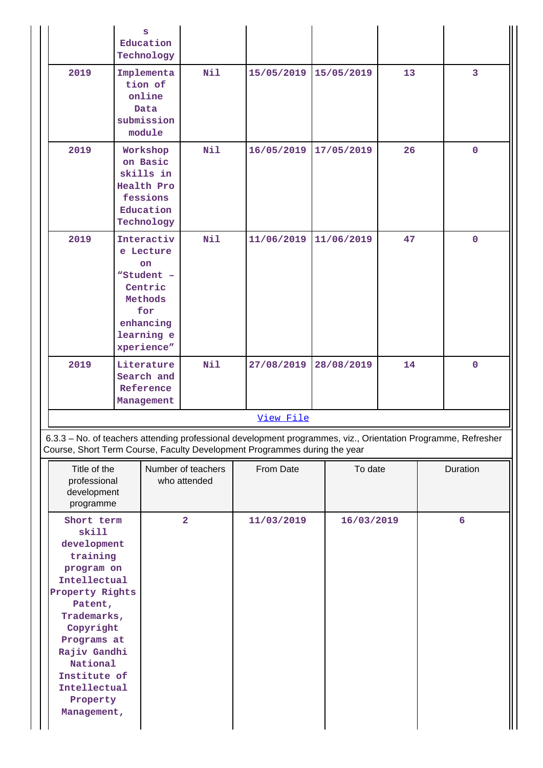| | | | | | | |
|---|---|---|---|---|---|---|
| | s Education Technology | | | | | |
| 2019 | Implementation of online Data submission module | Nil | 15/05/2019 | 15/05/2019 | 13 | 3 |
| 2019 | Workshop on Basic skills in Health Professions Education Technology | Nil | 16/05/2019 | 17/05/2019 | 26 | 0 |
| 2019 | Interactive Lecture on "Student – Centric Methods for enhancing learning experience" | Nil | 11/06/2019 | 11/06/2019 | 47 | 0 |
| 2019 | Literature Search and Reference Management | Nil | 27/08/2019 | 28/08/2019 | 14 | 0 |

View File

6.3.3 – No. of teachers attending professional development programmes, viz., Orientation Programme, Refresher Course, Short Term Course, Faculty Development Programmes during the year

| Title of the professional development programme | Number of teachers who attended | From Date | To date | Duration |
|---|---|---|---|---|
| Short term skill development training program on Intellectual Property Rights Patent, Trademarks, Copyright Programs at Rajiv Gandhi National Institute of Intellectual Property Management, | 2 | 11/03/2019 | 16/03/2019 | 6 |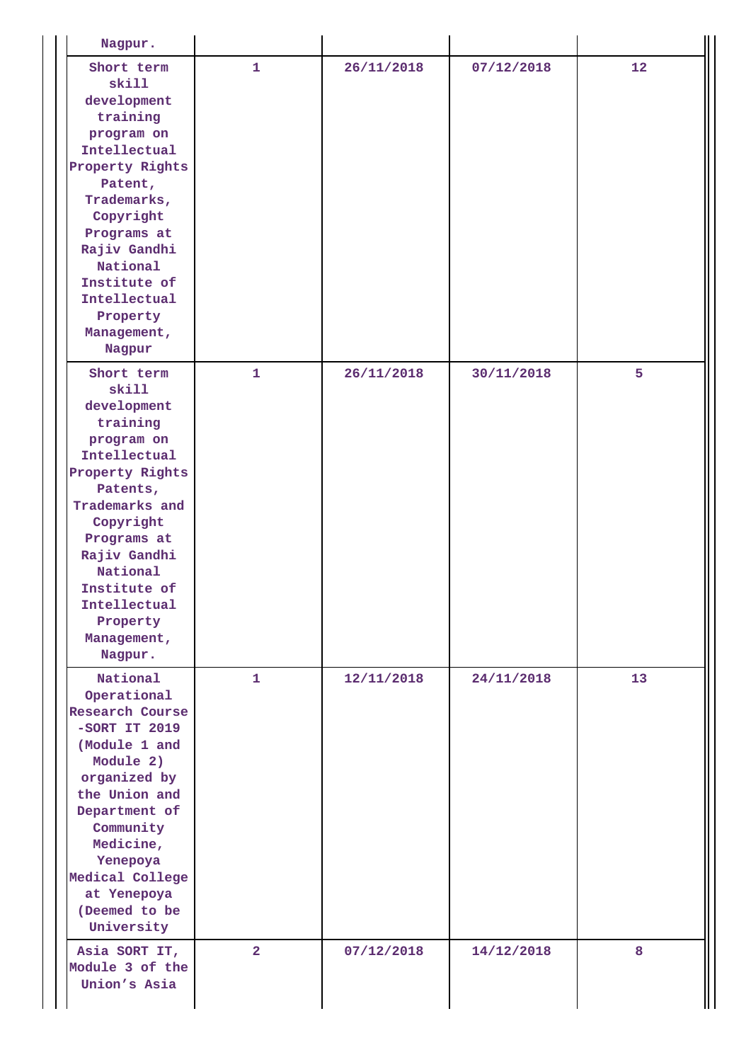| | | | | |
|---|---|---|---|---|
| Nagpur. | | | | |
| Short term skill development training program on Intellectual Property Rights Patent, Trademarks, Copyright Programs at Rajiv Gandhi National Institute of Intellectual Property Management, Nagpur | 1 | 26/11/2018 | 07/12/2018 | 12 |
| Short term skill development training program on Intellectual Property Rights Patents, Trademarks and Copyright Programs at Rajiv Gandhi National Institute of Intellectual Property Management, Nagpur. | 1 | 26/11/2018 | 30/11/2018 | 5 |
| National Operational Research Course -SORT IT 2019 (Module 1 and Module 2) organized by the Union and Department of Community Medicine, Yenepoya Medical College at Yenepoya (Deemed to be University | 1 | 12/11/2018 | 24/11/2018 | 13 |
| Asia SORT IT, Module 3 of the Union's Asia | 2 | 07/12/2018 | 14/12/2018 | 8 |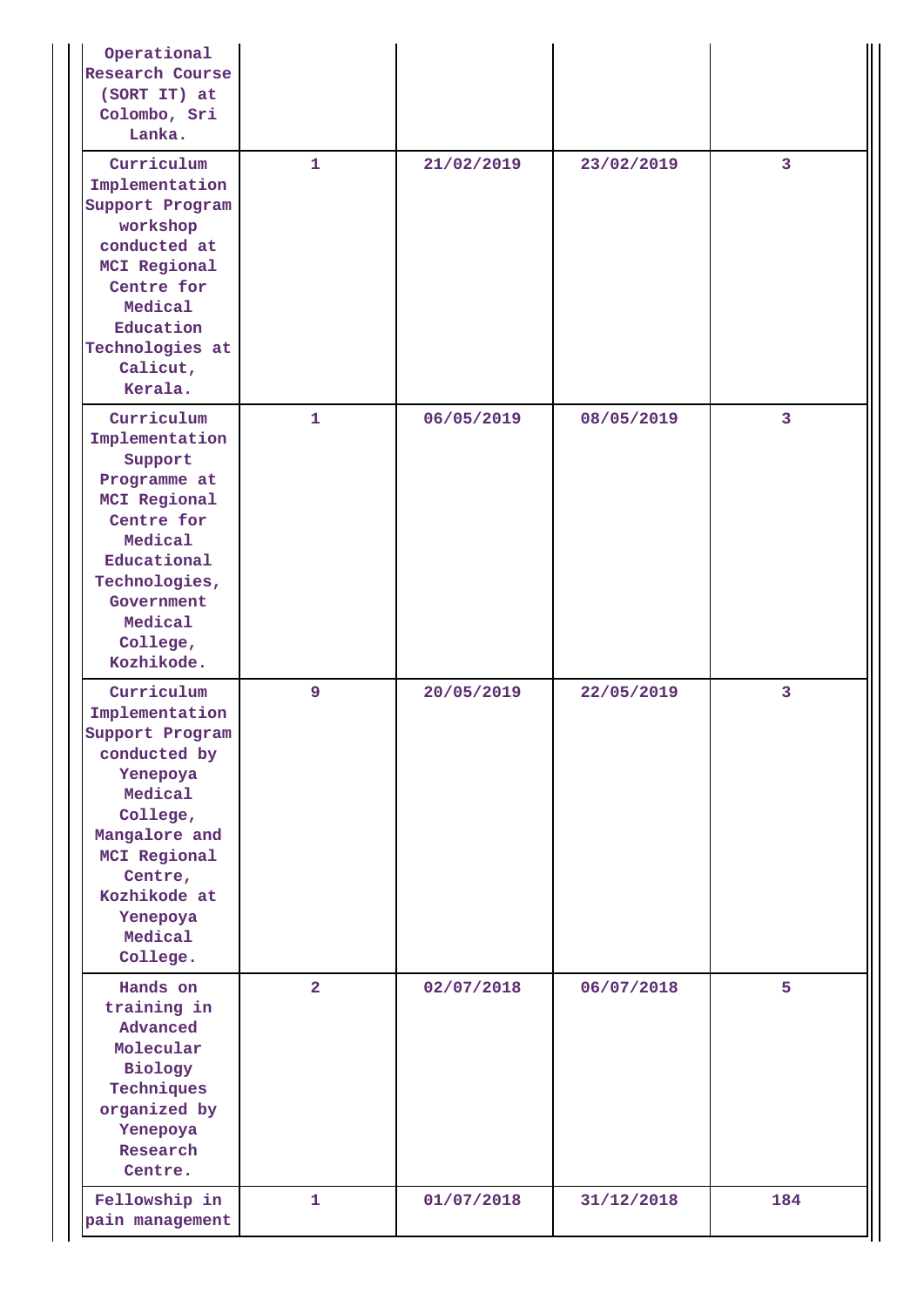| | | | | |
|---|---|---|---|---|
| Operational Research Course (SORT IT) at Colombo, Sri Lanka. | | | | |
| Curriculum Implementation Support Program workshop conducted at MCI Regional Centre for Medical Education Technologies at Calicut, Kerala. | 1 | 21/02/2019 | 23/02/2019 | 3 |
| Curriculum Implementation Support Programme at MCI Regional Centre for Medical Educational Technologies, Government Medical College, Kozhikode. | 1 | 06/05/2019 | 08/05/2019 | 3 |
| Curriculum Implementation Support Program conducted by Yenepoya Medical College, Mangalore and MCI Regional Centre, Kozhikode at Yenepoya Medical College. | 9 | 20/05/2019 | 22/05/2019 | 3 |
| Hands on training in Advanced Molecular Biology Techniques organized by Yenepoya Research Centre. | 2 | 02/07/2018 | 06/07/2018 | 5 |
| Fellowship in pain management | 1 | 01/07/2018 | 31/12/2018 | 184 |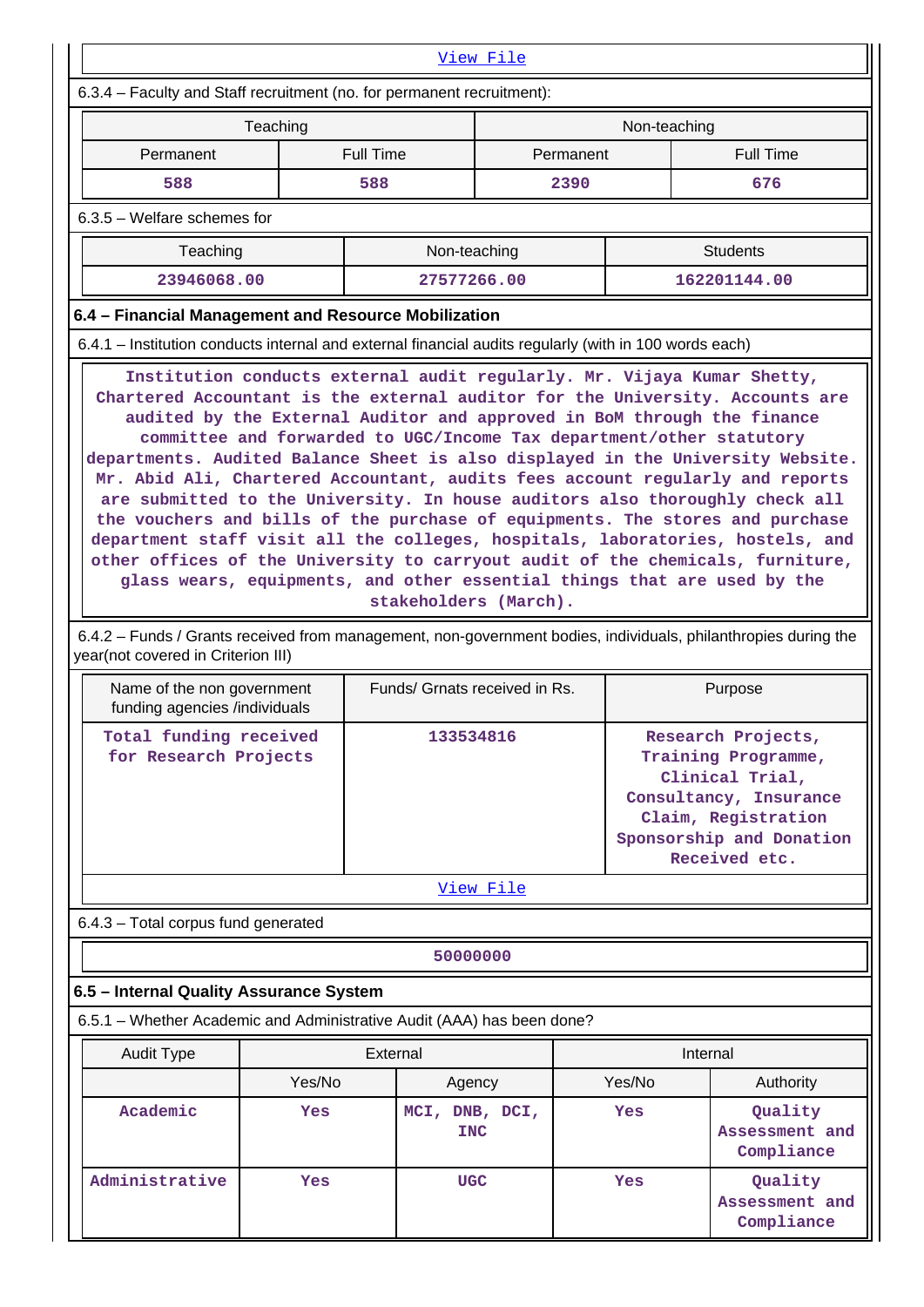[View File]

6.3.4 – Faculty and Staff recruitment (no. for permanent recruitment):

| Teaching | | Non-teaching | |
|---|---|---|---|
| Permanent | Full Time | Permanent | Full Time |
| 588 | 588 | 2390 | 676 |

6.3.5 – Welfare schemes for

| Teaching | Non-teaching | Students |
|---|---|---|
| 23946068.00 | 27577266.00 | 162201144.00 |

## 6.4 – Financial Management and Resource Mobilization

6.4.1 – Institution conducts internal and external financial audits regularly (with in 100 words each)

Institution conducts external audit regularly. Mr. Vijaya Kumar Shetty, Chartered Accountant is the external auditor for the University. Accounts are audited by the External Auditor and approved in BoM through the finance committee and forwarded to UGC/Income Tax department/other statutory departments. Audited Balance Sheet is also displayed in the University Website. Mr. Abid Ali, Chartered Accountant, audits fees account regularly and reports are submitted to the University. In house auditors also thoroughly check all the vouchers and bills of the purchase of equipments. The stores and purchase department staff visit all the colleges, hospitals, laboratories, hostels, and other offices of the University to carryout audit of the chemicals, furniture, glass wears, equipments, and other essential things that are used by the stakeholders (March).

6.4.2 – Funds / Grants received from management, non-government bodies, individuals, philanthropies during the year(not covered in Criterion III)

| Name of the non government funding agencies /individuals | Funds/ Grnats received in Rs. | Purpose |
|---|---|---|
| Total funding received for Research Projects | 133534816 | Research Projects, Training Programme, Clinical Trial, Consultancy, Insurance Claim, Registration Sponsorship and Donation Received etc. |

[View File]

6.4.3 – Total corpus fund generated

| 50000000 |
|---|

## 6.5 – Internal Quality Assurance System

6.5.1 – Whether Academic and Administrative Audit (AAA) has been done?

| Audit Type | External | | Internal | |
|---|---|---|---|---|
| | Yes/No | Agency | Yes/No | Authority |
| Academic | Yes | MCI, DNB, DCI, INC | Yes | Quality Assessment and Compliance |
| Administrative | Yes | UGC | Yes | Quality Assessment and Compliance |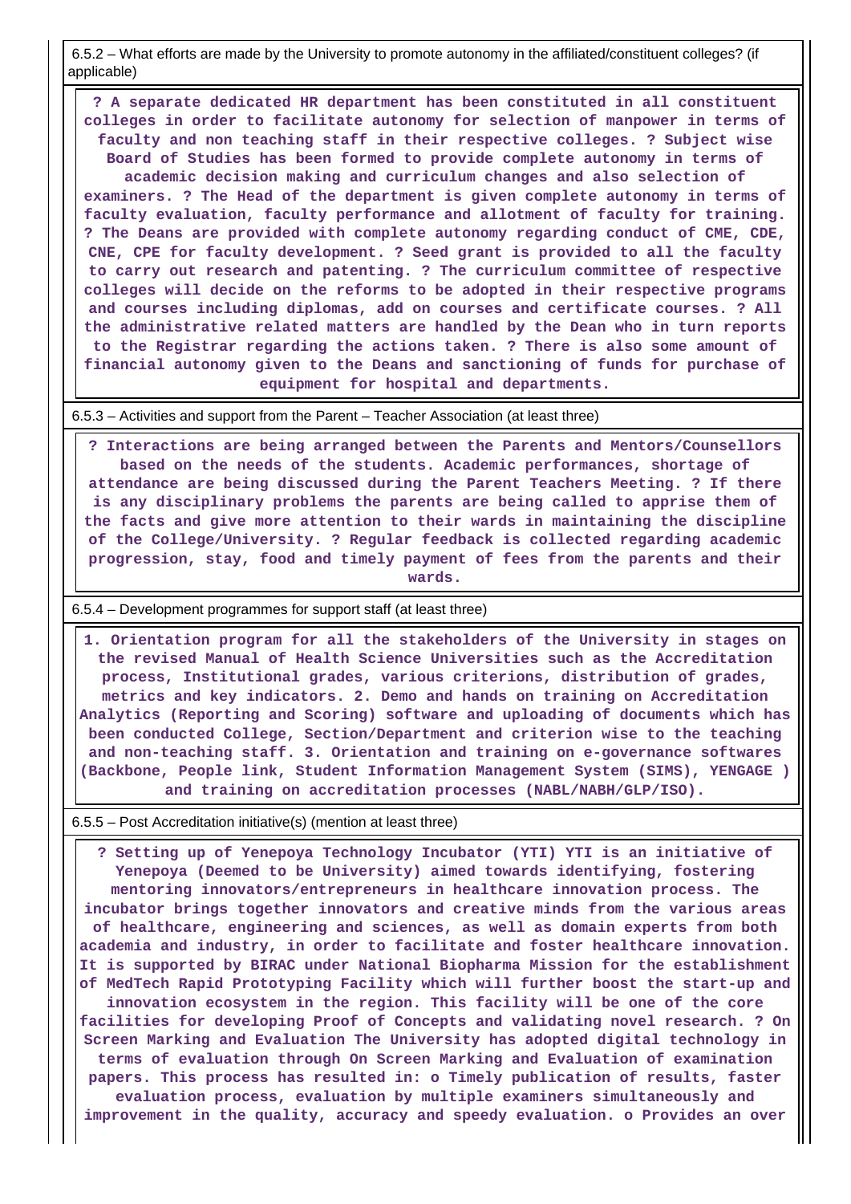| 6.5.2 – What efforts are made by the University to promote autonomy in the affiliated/constituent colleges? (if applicable) |
|---|
| ? A separate dedicated HR department has been constituted in all constituent colleges in order to facilitate autonomy for selection of manpower in terms of faculty and non teaching staff in their respective colleges. ? Subject wise Board of Studies has been formed to provide complete autonomy in terms of academic decision making and curriculum changes and also selection of examiners. ? The Head of the department is given complete autonomy in terms of faculty evaluation, faculty performance and allotment of faculty for training. ? The Deans are provided with complete autonomy regarding conduct of CME, CDE, CNE, CPE for faculty development. ? Seed grant is provided to all the faculty to carry out research and patenting. ? The curriculum committee of respective colleges will decide on the reforms to be adopted in their respective programs and courses including diplomas, add on courses and certificate courses. ? All the administrative related matters are handled by the Dean who in turn reports to the Registrar regarding the actions taken. ? There is also some amount of financial autonomy given to the Deans and sanctioning of funds for purchase of equipment for hospital and departments. |

| 6.5.3 – Activities and support from the Parent – Teacher Association (at least three) |
|---|
| ? Interactions are being arranged between the Parents and Mentors/Counsellors based on the needs of the students. Academic performances, shortage of attendance are being discussed during the Parent Teachers Meeting. ? If there is any disciplinary problems the parents are being called to apprise them of the facts and give more attention to their wards in maintaining the discipline of the College/University. ? Regular feedback is collected regarding academic progression, stay, food and timely payment of fees from the parents and their wards. |

| 6.5.4 – Development programmes for support staff (at least three) |
|---|
| 1. Orientation program for all the stakeholders of the University in stages on the revised Manual of Health Science Universities such as the Accreditation process, Institutional grades, various criterions, distribution of grades, metrics and key indicators. 2. Demo and hands on training on Accreditation Analytics (Reporting and Scoring) software and uploading of documents which has been conducted College, Section/Department and criterion wise to the teaching and non-teaching staff. 3. Orientation and training on e-governance softwares (Backbone, People link, Student Information Management System (SIMS), YENGAGE ) and training on accreditation processes (NABL/NABH/GLP/ISO). |

| 6.5.5 – Post Accreditation initiative(s) (mention at least three) |
|---|
| ? Setting up of Yenepoya Technology Incubator (YTI) YTI is an initiative of Yenepoya (Deemed to be University) aimed towards identifying, fostering mentoring innovators/entrepreneurs in healthcare innovation process. The incubator brings together innovators and creative minds from the various areas of healthcare, engineering and sciences, as well as domain experts from both academia and industry, in order to facilitate and foster healthcare innovation. It is supported by BIRAC under National Biopharma Mission for the establishment of MedTech Rapid Prototyping Facility which will further boost the start-up and innovation ecosystem in the region. This facility will be one of the core facilities for developing Proof of Concepts and validating novel research. ? On Screen Marking and Evaluation The University has adopted digital technology in terms of evaluation through On Screen Marking and Evaluation of examination papers. This process has resulted in: o Timely publication of results, faster evaluation process, evaluation by multiple examiners simultaneously and improvement in the quality, accuracy and speedy evaluation. o Provides an over |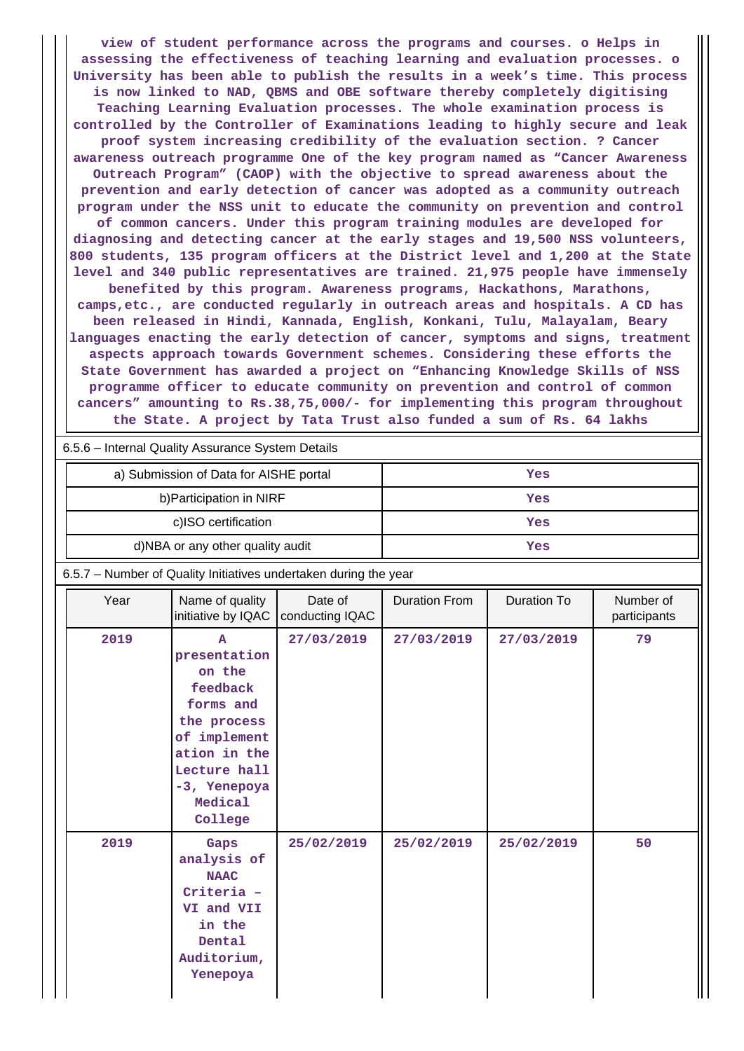view of student performance across the programs and courses. o Helps in assessing the effectiveness of teaching learning and evaluation processes. o University has been able to publish the results in a week's time. This process is now linked to NAD, QBMS and OBE software thereby completely digitising Teaching Learning Evaluation processes. The whole examination process is controlled by the Controller of Examinations leading to highly secure and leak proof system increasing credibility of the evaluation section. ? Cancer awareness outreach programme One of the key program named as "Cancer Awareness Outreach Program" (CAOP) with the objective to spread awareness about the prevention and early detection of cancer was adopted as a community outreach program under the NSS unit to educate the community on prevention and control of common cancers. Under this program training modules are developed for diagnosing and detecting cancer at the early stages and 19,500 NSS volunteers, 800 students, 135 program officers at the District level and 1,200 at the State level and 340 public representatives are trained. 21,975 people have immensely benefited by this program. Awareness programs, Hackathons, Marathons, camps,etc., are conducted regularly in outreach areas and hospitals. A CD has been released in Hindi, Kannada, English, Konkani, Tulu, Malayalam, Beary languages enacting the early detection of cancer, symptoms and signs, treatment aspects approach towards Government schemes. Considering these efforts the State Government has awarded a project on "Enhancing Knowledge Skills of NSS programme officer to educate community on prevention and control of common cancers" amounting to Rs.38,75,000/- for implementing this program throughout the State. A project by Tata Trust also funded a sum of Rs. 64 lakhs

6.5.6 – Internal Quality Assurance System Details

| | |
|---|---|
| a) Submission of Data for AISHE portal | Yes |
| b)Participation in NIRF | Yes |
| c)ISO certification | Yes |
| d)NBA or any other quality audit | Yes |

6.5.7 – Number of Quality Initiatives undertaken during the year

| Year | Name of quality initiative by IQAC | Date of conducting IQAC | Duration From | Duration To | Number of participants |
|---|---|---|---|---|---|
| 2019 | A presentation on the feedback forms and the process of implementation in the Lecture hall -3, Yenepoya Medical College | 27/03/2019 | 27/03/2019 | 27/03/2019 | 79 |
| 2019 | Gaps analysis of NAAC Criteria – VI and VII in the Dental Auditorium, Yenepoya | 25/02/2019 | 25/02/2019 | 25/02/2019 | 50 |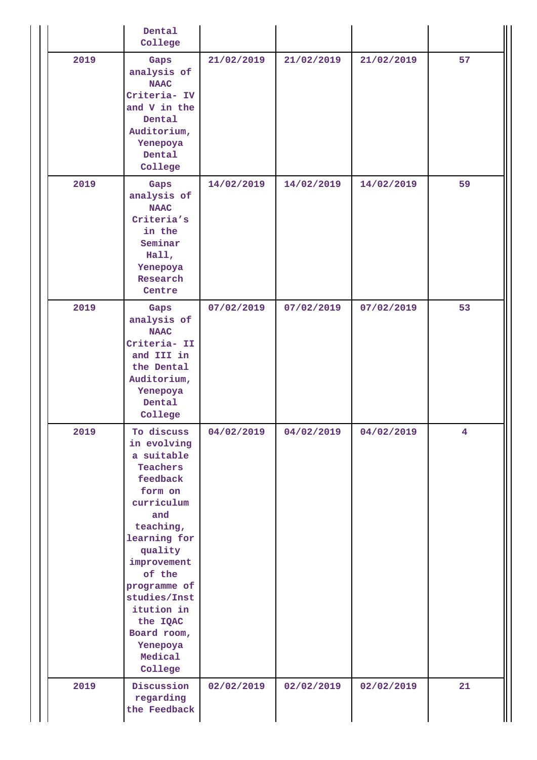|  |  |  |  |  |  |
|---|---|---|---|---|---|
|  | Dental College |  |  |  |  |
| 2019 | Gaps analysis of NAAC Criteria- IV and V in the Dental Auditorium, Yenepoya Dental College | 21/02/2019 | 21/02/2019 | 21/02/2019 | 57 |
| 2019 | Gaps analysis of NAAC Criteria’s in the Seminar Hall, Yenepoya Research Centre | 14/02/2019 | 14/02/2019 | 14/02/2019 | 59 |
| 2019 | Gaps analysis of NAAC Criteria- II and III in the Dental Auditorium, Yenepoya Dental College | 07/02/2019 | 07/02/2019 | 07/02/2019 | 53 |
| 2019 | To discuss in evolving a suitable Teachers feedback form on curriculum and teaching, learning for quality improvement of the programme of studies/Institution in the IQAC Board room, Yenepoya Medical College | 04/02/2019 | 04/02/2019 | 04/02/2019 | 4 |
| 2019 | Discussion regarding the Feedback | 02/02/2019 | 02/02/2019 | 02/02/2019 | 21 |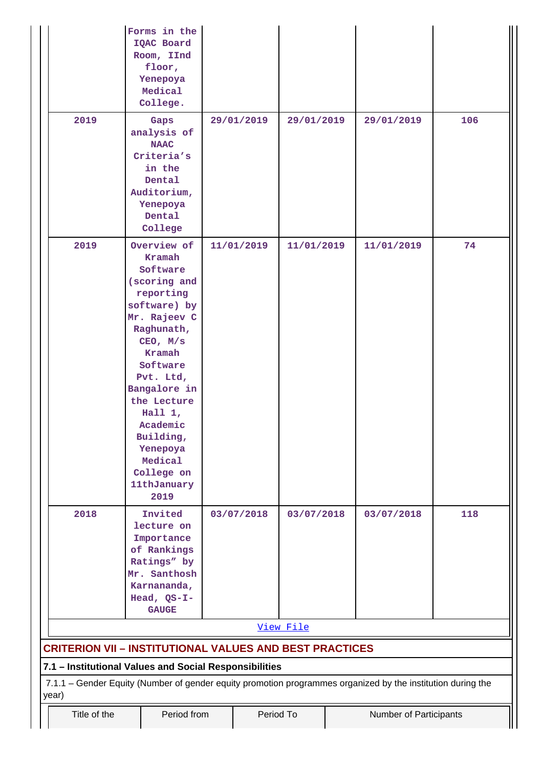| | | | | | |
|---|---|---|---|---|---|
| | Forms in the IQAC Board Room, IInd floor, Yenepoya Medical College. | | | | |
| 2019 | Gaps analysis of NAAC Criteria's in the Dental Auditorium, Yenepoya Dental College | 29/01/2019 | 29/01/2019 | 29/01/2019 | 106 |
| 2019 | Overview of Kramah Software (scoring and reporting software) by Mr. Rajeev C Raghunath, CEO, M/s Kramah Software Pvt. Ltd, Bangalore in the Lecture Hall 1, Academic Building, Yenepoya Medical College on 11thJanuary 2019 | 11/01/2019 | 11/01/2019 | 11/01/2019 | 74 |
| 2018 | Invited lecture on Importance of Rankings Ratings" by Mr. Santhosh Karnananda, Head, QS-I-GAUGE | 03/07/2018 | 03/07/2018 | 03/07/2018 | 118 |

View File

## CRITERION VII – INSTITUTIONAL VALUES AND BEST PRACTICES

### 7.1 – Institutional Values and Social Responsibilities

7.1.1 – Gender Equity (Number of gender equity promotion programmes organized by the institution during the year)

| Title of the | Period from | Period To | Number of Participants |
|---|---|---|---|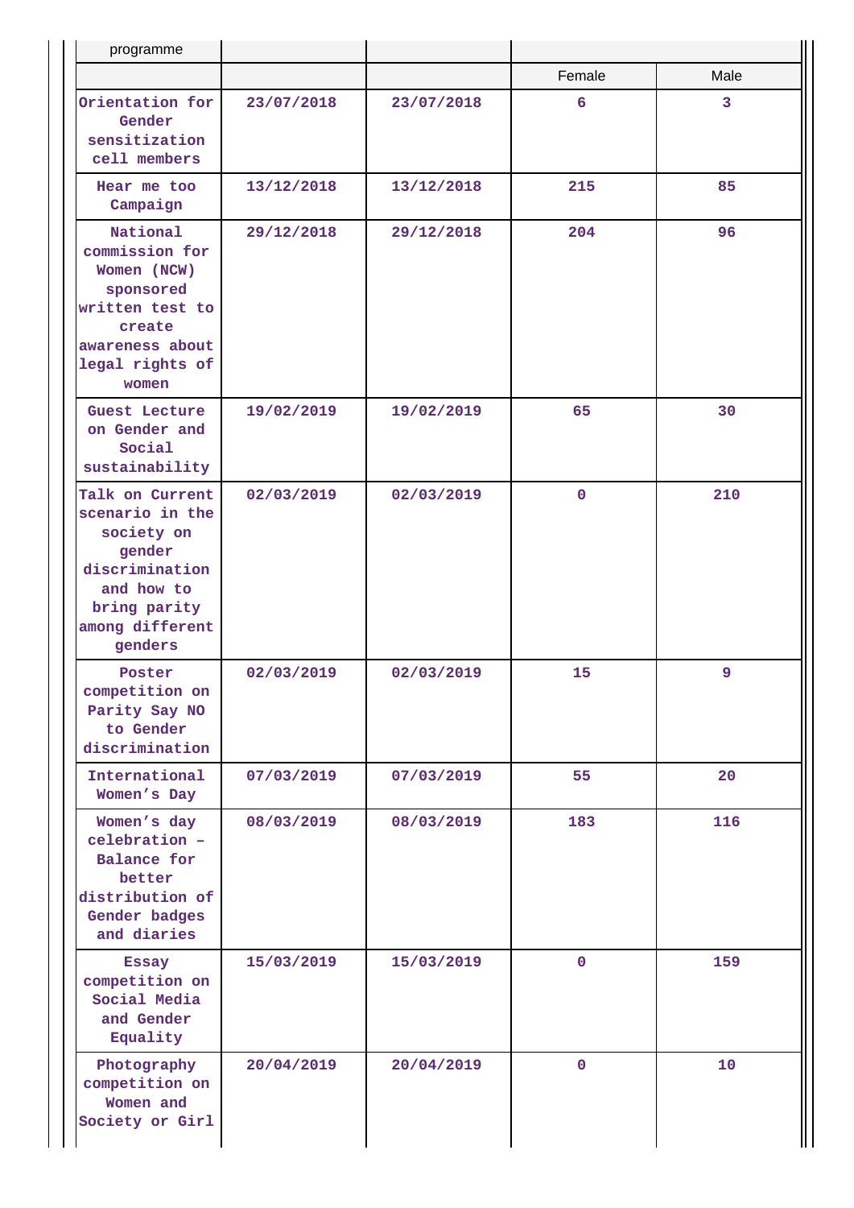| programme | | | | |
|---|---|---|---|---|
| | | | Female | Male |
| Orientation for Gender sensitization cell members | 23/07/2018 | 23/07/2018 | 6 | 3 |
| Hear me too Campaign | 13/12/2018 | 13/12/2018 | 215 | 85 |
| National commission for Women (NCW) sponsored written test to create awareness about legal rights of women | 29/12/2018 | 29/12/2018 | 204 | 96 |
| Guest Lecture on Gender and Social sustainability | 19/02/2019 | 19/02/2019 | 65 | 30 |
| Talk on Current scenario in the society on gender discrimination and how to bring parity among different genders | 02/03/2019 | 02/03/2019 | 0 | 210 |
| Poster competition on Parity Say NO to Gender discrimination | 02/03/2019 | 02/03/2019 | 15 | 9 |
| International Women's Day | 07/03/2019 | 07/03/2019 | 55 | 20 |
| Women's day celebration – Balance for better distribution of Gender badges and diaries | 08/03/2019 | 08/03/2019 | 183 | 116 |
| Essay competition on Social Media and Gender Equality | 15/03/2019 | 15/03/2019 | 0 | 159 |
| Photography competition on Women and Society or Girl | 20/04/2019 | 20/04/2019 | 0 | 10 |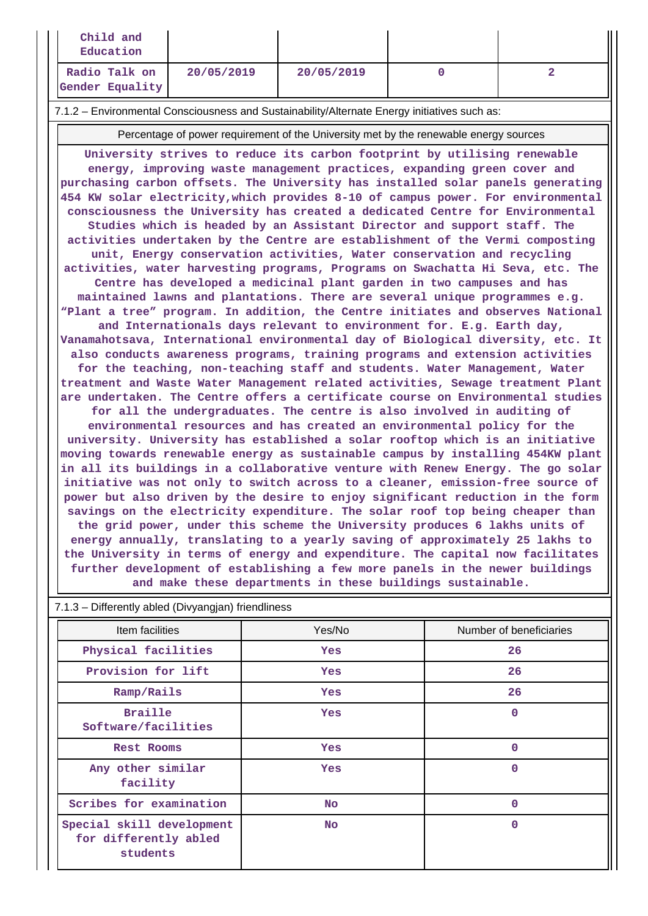| Child and Education | | | | |
|---|---|---|---|---|
| Radio Talk on Gender Equality | 20/05/2019 | 20/05/2019 | 0 | 2 |

7.1.2 – Environmental Consciousness and Sustainability/Alternate Energy initiatives such as:

| Percentage of power requirement of the University met by the renewable energy sources |
|---|
| University strives to reduce its carbon footprint by utilising renewable energy, improving waste management practices, expanding green cover and purchasing carbon offsets. The University has installed solar panels generating 454 KW solar electricity,which provides 8-10 of campus power. For environmental consciousness the University has created a dedicated Centre for Environmental Studies which is headed by an Assistant Director and support staff. The activities undertaken by the Centre are establishment of the Vermi composting unit, Energy conservation activities, Water conservation and recycling activities, water harvesting programs, Programs on Swachatta Hi Seva, etc. The Centre has developed a medicinal plant garden in two campuses and has maintained lawns and plantations. There are several unique programmes e.g. “Plant a tree” program. In addition, the Centre initiates and observes National and Internationals days relevant to environment for. E.g. Earth day, Vanamahotsava, International environmental day of Biological diversity, etc. It also conducts awareness programs, training programs and extension activities for the teaching, non-teaching staff and students. Water Management, Water treatment and Waste Water Management related activities, Sewage treatment Plant are undertaken. The Centre offers a certificate course on Environmental studies for all the undergraduates. The centre is also involved in auditing of environmental resources and has created an environmental policy for the university. University has established a solar rooftop which is an initiative moving towards renewable energy as sustainable campus by installing 454KW plant in all its buildings in a collaborative venture with Renew Energy. The go solar initiative was not only to switch across to a cleaner, emission-free source of power but also driven by the desire to enjoy significant reduction in the form savings on the electricity expenditure. The solar roof top being cheaper than the grid power, under this scheme the University produces 6 lakhs units of energy annually, translating to a yearly saving of approximately 25 lakhs to the University in terms of energy and expenditure. The capital now facilitates further development of establishing a few more panels in the newer buildings and make these departments in these buildings sustainable. |

7.1.3 – Differently abled (Divyangjan) friendliness

| Item facilities | Yes/No | Number of beneficiaries |
|---|---|---|
| Physical facilities | Yes | 26 |
| Provision for lift | Yes | 26 |
| Ramp/Rails | Yes | 26 |
| Braille Software/facilities | Yes | 0 |
| Rest Rooms | Yes | 0 |
| Any other similar facility | Yes | 0 |
| Scribes for examination | No | 0 |
| Special skill development for differently abled students | No | 0 |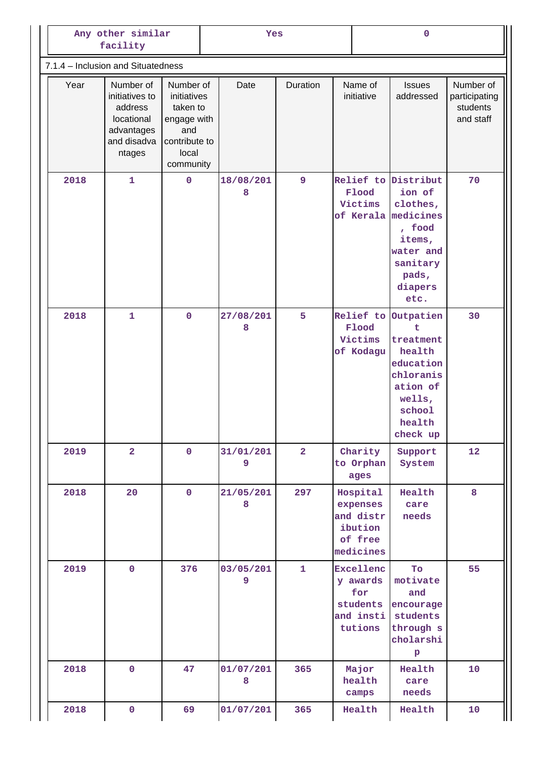| Any other similar facility | Yes | 0 |
|---|---|---|

7.1.4 – Inclusion and Situatedness

| Year | Number of initiatives to address locational advantages and disadvantages | Number of initiatives taken to engage with and contribute to local community | Date | Duration | Name of initiative | Issues addressed | Number of participating students and staff |
|---|---|---|---|---|---|---|---|
| 2018 | 1 | 0 | 18/08/2018 | 9 | Relief to Flood Victims of Kerala | Distribution of clothes, medicines, food items, water and sanitary pads, diapers etc. | 70 |
| 2018 | 1 | 0 | 27/08/2018 | 5 | Relief to Flood Victims of Kodagu | Outpatient treatment health education chloranisation of wells, school health check up | 30 |
| 2019 | 2 | 0 | 31/01/2019 | 2 | Charity to Orphanages | Support System | 12 |
| 2018 | 20 | 0 | 21/05/2018 | 297 | Hospital expenses and distribution of free medicines | Health care needs | 8 |
| 2019 | 0 | 376 | 03/05/2019 | 1 | Excellency awards for students and institutions | To motivate and encourage students through scholarship | 55 |
| 2018 | 0 | 47 | 01/07/2018 | 365 | Major health camps | Health care needs | 10 |
| 2018 | 0 | 69 | 01/07/201 | 365 | Health | Health | 10 |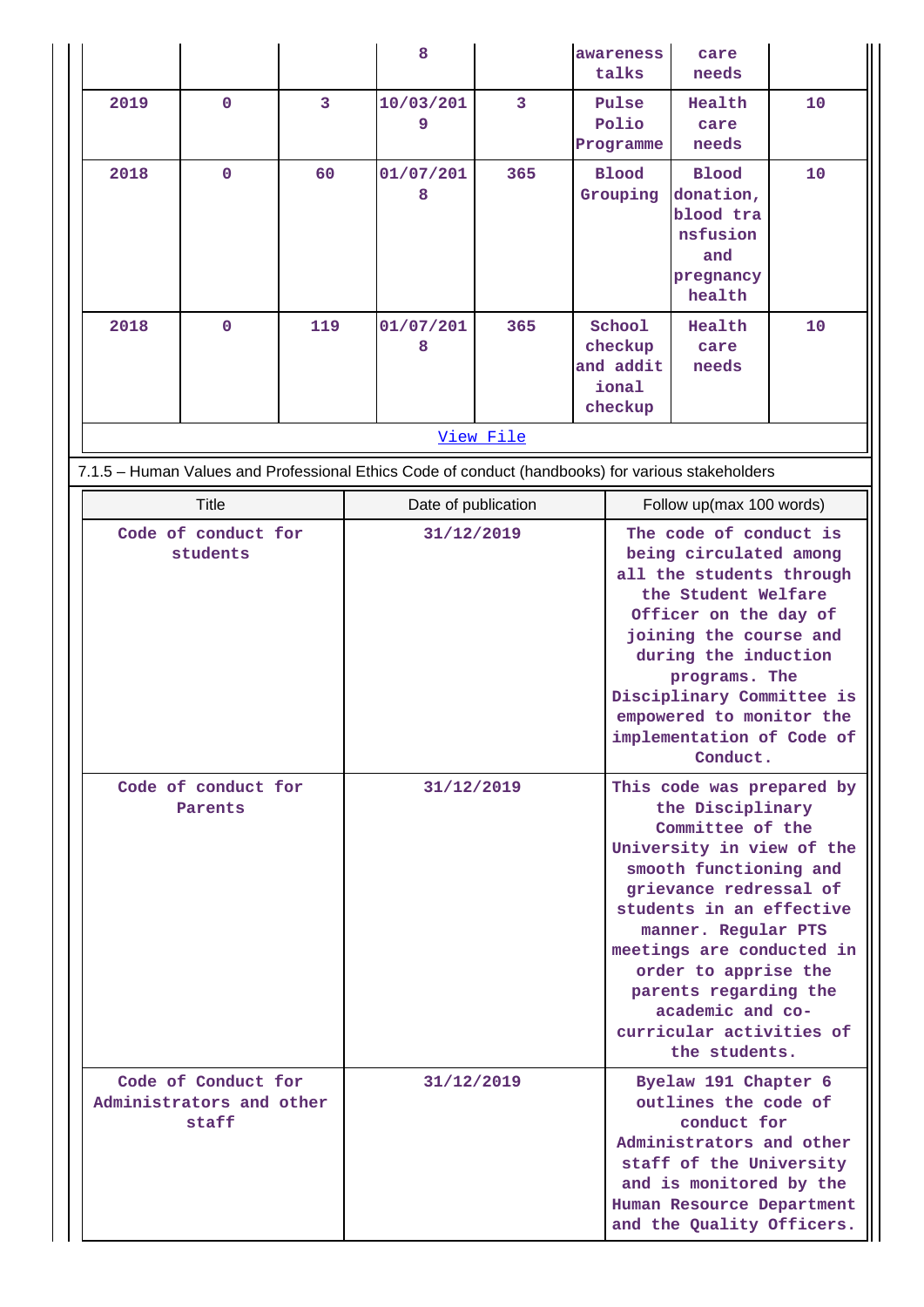| | | | 8 | | awareness talks | care needs | |
|---|---|---|---|---|---|---|---|
| 2019 | 0 | 3 | 10/03/2019 | 3 | Pulse Polio Programme | Health care needs | 10 |
| 2018 | 0 | 60 | 01/07/2018 | 365 | Blood Grouping | Blood donation, blood transfusion and pregnancy health | 10 |
| 2018 | 0 | 119 | 01/07/2018 | 365 | School checkup and additional checkup | Health care needs | 10 |

View File

7.1.5 – Human Values and Professional Ethics Code of conduct (handbooks) for various stakeholders

| Title | Date of publication | Follow up(max 100 words) |
|---|---|---|
| Code of conduct for students | 31/12/2019 | The code of conduct is being circulated among all the students through the Student Welfare Officer on the day of joining the course and during the induction programs. The Disciplinary Committee is empowered to monitor the implementation of Code of Conduct. |
| Code of conduct for Parents | 31/12/2019 | This code was prepared by the Disciplinary Committee of the University in view of the smooth functioning and grievance redressal of students in an effective manner. Regular PTS meetings are conducted in order to apprise the parents regarding the academic and co-curricular activities of the students. |
| Code of Conduct for Administrators and other staff | 31/12/2019 | Byelaw 191 Chapter 6 outlines the code of conduct for Administrators and other staff of the University and is monitored by the Human Resource Department and the Quality Officers. |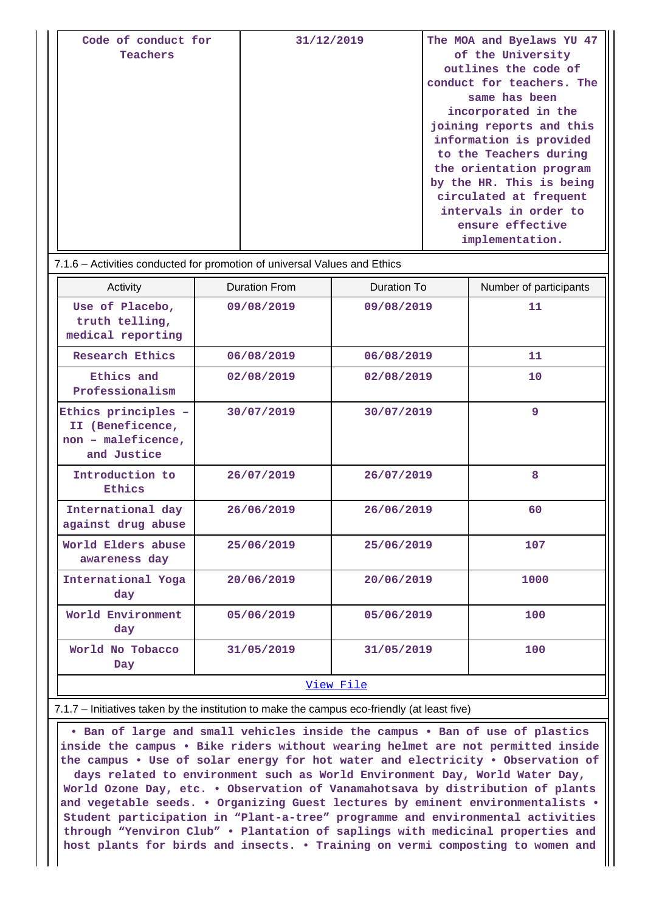| Code of conduct for Teachers | 31/12/2019 | The MOA and Byelaws YU 47 of the University outlines the code of conduct for teachers. The same has been incorporated in the joining reports and this information is provided to the Teachers during the orientation program by the HR. This is being circulated at frequent intervals in order to ensure effective implementation. |
|---|---|---|

7.1.6 – Activities conducted for promotion of universal Values and Ethics

| Activity | Duration From | Duration To | Number of participants |
|---|---|---|---|
| Use of Placebo, truth telling, medical reporting | 09/08/2019 | 09/08/2019 | 11 |
| Research Ethics | 06/08/2019 | 06/08/2019 | 11 |
| Ethics and Professionalism | 02/08/2019 | 02/08/2019 | 10 |
| Ethics principles – II (Beneficence, non – maleficence, and Justice | 30/07/2019 | 30/07/2019 | 9 |
| Introduction to Ethics | 26/07/2019 | 26/07/2019 | 8 |
| International day against drug abuse | 26/06/2019 | 26/06/2019 | 60 |
| World Elders abuse awareness day | 25/06/2019 | 25/06/2019 | 107 |
| International Yoga day | 20/06/2019 | 20/06/2019 | 1000 |
| World Environment day | 05/06/2019 | 05/06/2019 | 100 |
| World No Tobacco Day | 31/05/2019 | 31/05/2019 | 100 |

View File

7.1.7 – Initiatives taken by the institution to make the campus eco-friendly (at least five)

• Ban of large and small vehicles inside the campus • Ban of use of plastics inside the campus • Bike riders without wearing helmet are not permitted inside the campus • Use of solar energy for hot water and electricity • Observation of days related to environment such as World Environment Day, World Water Day, World Ozone Day, etc. • Observation of Vanamahotsava by distribution of plants and vegetable seeds. • Organizing Guest lectures by eminent environmentalists • Student participation in “Plant-a-tree” programme and environmental activities through “Yenviron Club” • Plantation of saplings with medicinal properties and host plants for birds and insects. • Training on vermi composting to women and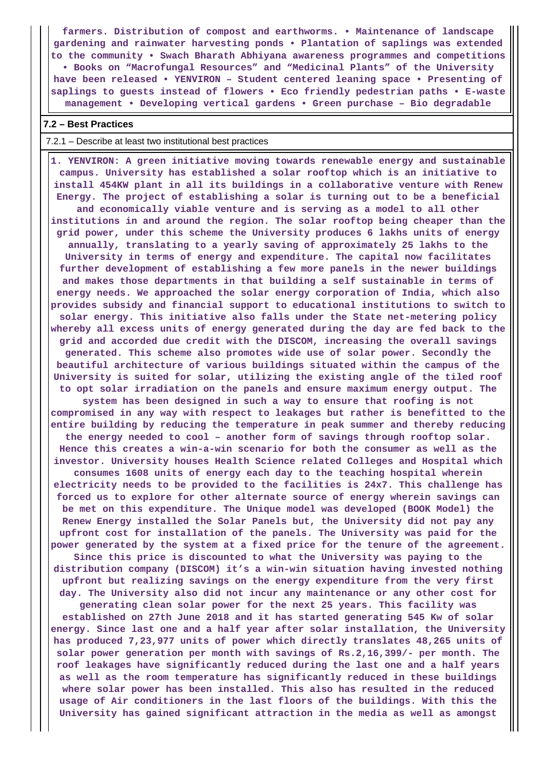farmers. Distribution of compost and earthworms. • Maintenance of landscape gardening and rainwater harvesting ponds • Plantation of saplings was extended to the community • Swach Bharath Abhiyana awareness programmes and competitions • Books on “Macrofungal Resources” and “Medicinal Plants” of the University have been released • YENVIRON – Student centered leaning space • Presenting of saplings to guests instead of flowers • Eco friendly pedestrian paths • E-waste management • Developing vertical gardens • Green purchase – Bio degradable

**7.2 – Best Practices**

7.2.1 – Describe at least two institutional best practices

1. YENVIRON: A green initiative moving towards renewable energy and sustainable campus. University has established a solar rooftop which is an initiative to install 454KW plant in all its buildings in a collaborative venture with Renew Energy. The project of establishing a solar is turning out to be a beneficial and economically viable venture and is serving as a model to all other institutions in and around the region. The solar rooftop being cheaper than the grid power, under this scheme the University produces 6 lakhs units of energy annually, translating to a yearly saving of approximately 25 lakhs to the University in terms of energy and expenditure. The capital now facilitates further development of establishing a few more panels in the newer buildings and makes those departments in that building a self sustainable in terms of energy needs. We approached the solar energy corporation of India, which also provides subsidy and financial support to educational institutions to switch to solar energy. This initiative also falls under the State net-metering policy whereby all excess units of energy generated during the day are fed back to the grid and accorded due credit with the DISCOM, increasing the overall savings generated. This scheme also promotes wide use of solar power. Secondly the beautiful architecture of various buildings situated within the campus of the University is suited for solar, utilizing the existing angle of the tiled roof to opt solar irradiation on the panels and ensure maximum energy output. The system has been designed in such a way to ensure that roofing is not compromised in any way with respect to leakages but rather is benefitted to the entire building by reducing the temperature in peak summer and thereby reducing the energy needed to cool – another form of savings through rooftop solar. Hence this creates a win-a-win scenario for both the consumer as well as the investor. University houses Health Science related Colleges and Hospital which consumes 1608 units of energy each day to the teaching hospital wherein electricity needs to be provided to the facilities is 24x7. This challenge has forced us to explore for other alternate source of energy wherein savings can be met on this expenditure. The Unique model was developed (BOOK Model) the Renew Energy installed the Solar Panels but, the University did not pay any upfront cost for installation of the panels. The University was paid for the power generated by the system at a fixed price for the tenure of the agreement. Since this price is discounted to what the University was paying to the distribution company (DISCOM) it’s a win-win situation having invested nothing upfront but realizing savings on the energy expenditure from the very first day. The University also did not incur any maintenance or any other cost for generating clean solar power for the next 25 years. This facility was established on 27th June 2018 and it has started generating 545 Kw of solar energy. Since last one and a half year after solar installation, the University has produced 7,23,977 units of power which directly translates 48,265 units of solar power generation per month with savings of Rs.2,16,399/- per month. The roof leakages have significantly reduced during the last one and a half years as well as the room temperature has significantly reduced in these buildings where solar power has been installed. This also has resulted in the reduced usage of Air conditioners in the last floors of the buildings. With this the University has gained significant attraction in the media as well as amongst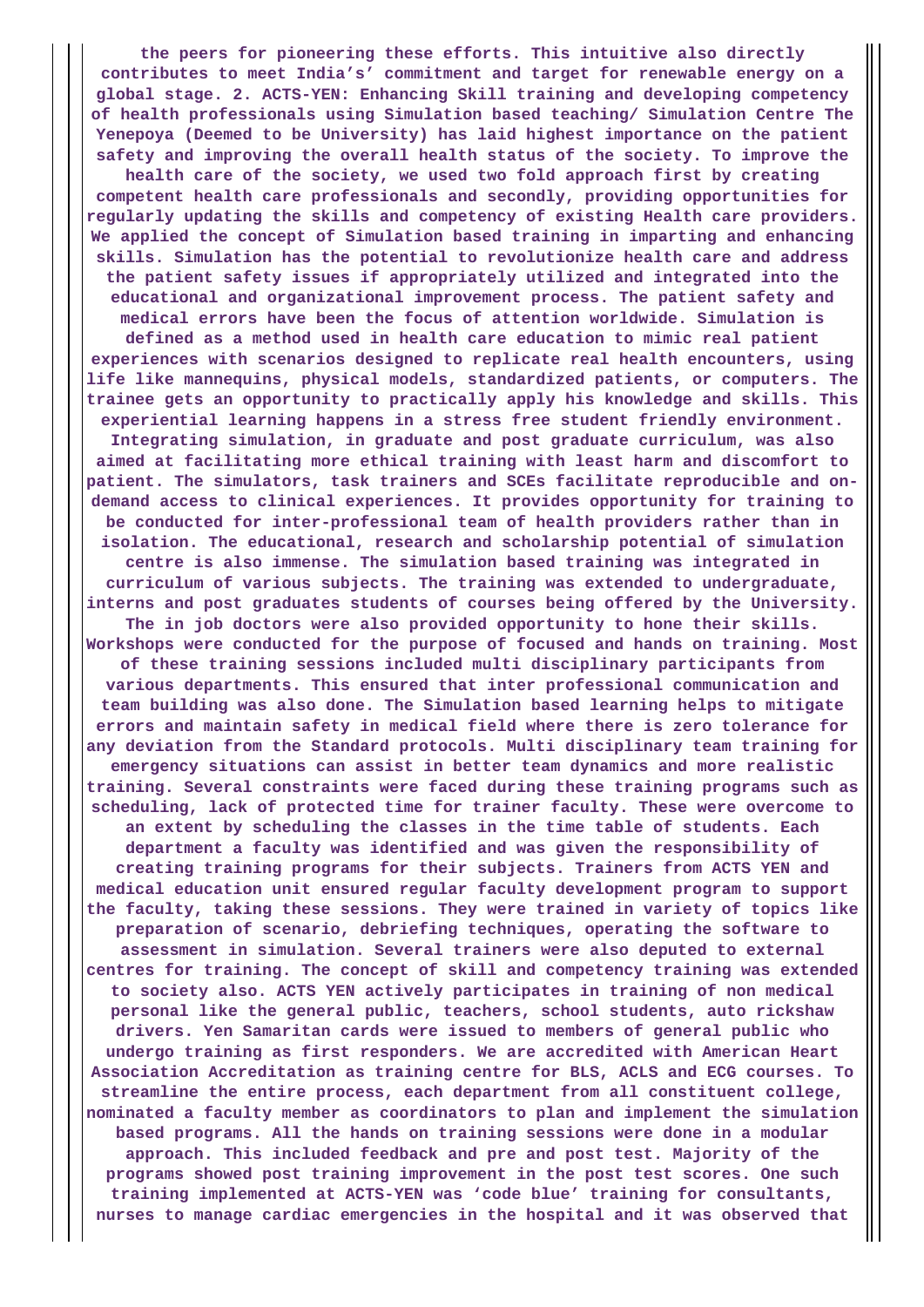the peers for pioneering these efforts. This intuitive also directly contributes to meet India's' commitment and target for renewable energy on a global stage. 2. ACTS-YEN: Enhancing Skill training and developing competency of health professionals using Simulation based teaching/ Simulation Centre The Yenepoya (Deemed to be University) has laid highest importance on the patient safety and improving the overall health status of the society. To improve the health care of the society, we used two fold approach first by creating competent health care professionals and secondly, providing opportunities for regularly updating the skills and competency of existing Health care providers. We applied the concept of Simulation based training in imparting and enhancing skills. Simulation has the potential to revolutionize health care and address the patient safety issues if appropriately utilized and integrated into the educational and organizational improvement process. The patient safety and medical errors have been the focus of attention worldwide. Simulation is defined as a method used in health care education to mimic real patient experiences with scenarios designed to replicate real health encounters, using life like mannequins, physical models, standardized patients, or computers. The trainee gets an opportunity to practically apply his knowledge and skills. This experiential learning happens in a stress free student friendly environment. Integrating simulation, in graduate and post graduate curriculum, was also aimed at facilitating more ethical training with least harm and discomfort to patient. The simulators, task trainers and SCEs facilitate reproducible and on-demand access to clinical experiences. It provides opportunity for training to be conducted for inter-professional team of health providers rather than in isolation. The educational, research and scholarship potential of simulation centre is also immense. The simulation based training was integrated in curriculum of various subjects. The training was extended to undergraduate, interns and post graduates students of courses being offered by the University. The in job doctors were also provided opportunity to hone their skills. Workshops were conducted for the purpose of focused and hands on training. Most of these training sessions included multi disciplinary participants from various departments. This ensured that inter professional communication and team building was also done. The Simulation based learning helps to mitigate errors and maintain safety in medical field where there is zero tolerance for any deviation from the Standard protocols. Multi disciplinary team training for emergency situations can assist in better team dynamics and more realistic training. Several constraints were faced during these training programs such as scheduling, lack of protected time for trainer faculty. These were overcome to an extent by scheduling the classes in the time table of students. Each department a faculty was identified and was given the responsibility of creating training programs for their subjects. Trainers from ACTS YEN and medical education unit ensured regular faculty development program to support the faculty, taking these sessions. They were trained in variety of topics like preparation of scenario, debriefing techniques, operating the software to assessment in simulation. Several trainers were also deputed to external centres for training. The concept of skill and competency training was extended to society also. ACTS YEN actively participates in training of non medical personal like the general public, teachers, school students, auto rickshaw drivers. Yen Samaritan cards were issued to members of general public who undergo training as first responders. We are accredited with American Heart Association Accreditation as training centre for BLS, ACLS and ECG courses. To streamline the entire process, each department from all constituent college, nominated a faculty member as coordinators to plan and implement the simulation based programs. All the hands on training sessions were done in a modular approach. This included feedback and pre and post test. Majority of the programs showed post training improvement in the post test scores. One such training implemented at ACTS-YEN was 'code blue' training for consultants, nurses to manage cardiac emergencies in the hospital and it was observed that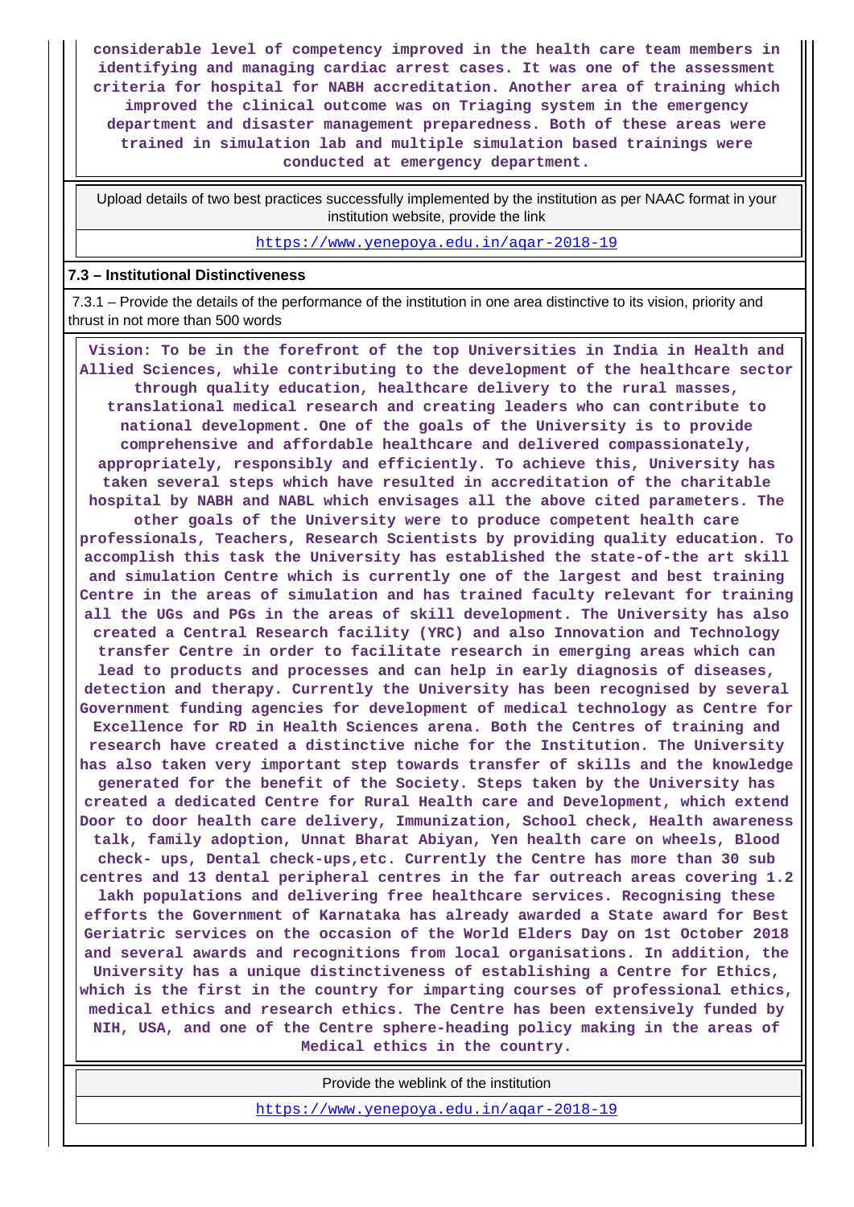considerable level of competency improved in the health care team members in identifying and managing cardiac arrest cases. It was one of the assessment criteria for hospital for NABH accreditation. Another area of training which improved the clinical outcome was on Triaging system in the emergency department and disaster management preparedness. Both of these areas were trained in simulation lab and multiple simulation based trainings were conducted at emergency department.

| Upload details of two best practices successfully implemented by the institution as per NAAC format in your institution website, provide the link |
|---|
| https://www.yenepoya.edu.in/aqar-2018-19 |

**7.3 – Institutional Distinctiveness**

7.3.1 – Provide the details of the performance of the institution in one area distinctive to its vision, priority and thrust in not more than 500 words

Vision: To be in the forefront of the top Universities in India in Health and Allied Sciences, while contributing to the development of the healthcare sector through quality education, healthcare delivery to the rural masses, translational medical research and creating leaders who can contribute to national development. One of the goals of the University is to provide comprehensive and affordable healthcare and delivered compassionately, appropriately, responsibly and efficiently. To achieve this, University has taken several steps which have resulted in accreditation of the charitable hospital by NABH and NABL which envisages all the above cited parameters. The other goals of the University were to produce competent health care professionals, Teachers, Research Scientists by providing quality education. To accomplish this task the University has established the state-of-the art skill and simulation Centre which is currently one of the largest and best training Centre in the areas of simulation and has trained faculty relevant for training all the UGs and PGs in the areas of skill development. The University has also created a Central Research facility (YRC) and also Innovation and Technology transfer Centre in order to facilitate research in emerging areas which can lead to products and processes and can help in early diagnosis of diseases, detection and therapy. Currently the University has been recognised by several Government funding agencies for development of medical technology as Centre for Excellence for RD in Health Sciences arena. Both the Centres of training and research have created a distinctive niche for the Institution. The University has also taken very important step towards transfer of skills and the knowledge generated for the benefit of the Society. Steps taken by the University has created a dedicated Centre for Rural Health care and Development, which extend Door to door health care delivery, Immunization, School check, Health awareness talk, family adoption, Unnat Bharat Abiyan, Yen health care on wheels, Blood check- ups, Dental check-ups,etc. Currently the Centre has more than 30 sub centres and 13 dental peripheral centres in the far outreach areas covering 1.2 lakh populations and delivering free healthcare services. Recognising these efforts the Government of Karnataka has already awarded a State award for Best Geriatric services on the occasion of the World Elders Day on 1st October 2018 and several awards and recognitions from local organisations. In addition, the University has a unique distinctiveness of establishing a Centre for Ethics, which is the first in the country for imparting courses of professional ethics, medical ethics and research ethics. The Centre has been extensively funded by NIH, USA, and one of the Centre sphere-heading policy making in the areas of Medical ethics in the country.

| Provide the weblink of the institution |
|---|
| https://www.yenepoya.edu.in/aqar-2018-19 |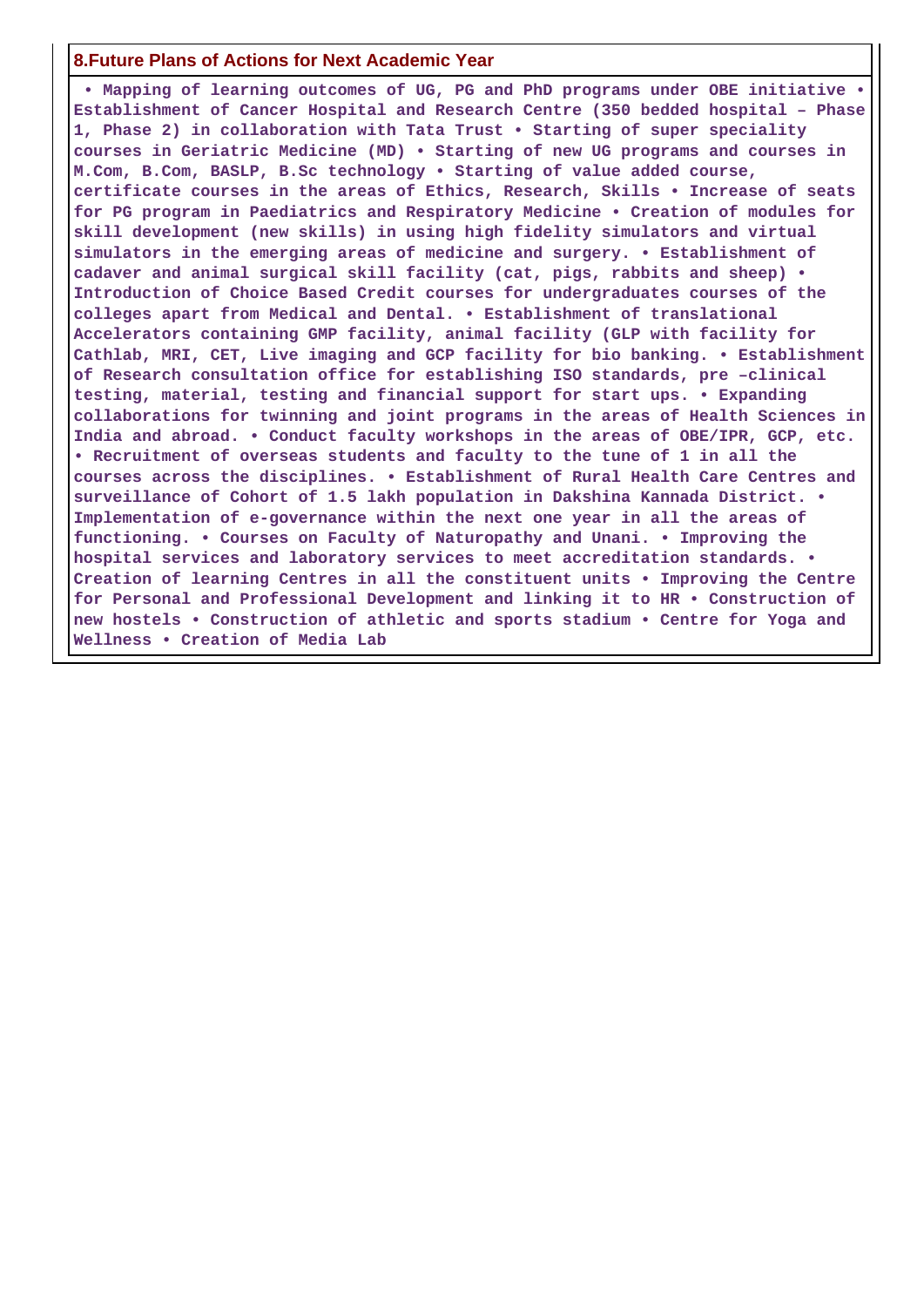## 8.Future Plans of Actions for Next Academic Year

• Mapping of learning outcomes of UG, PG and PhD programs under OBE initiative • Establishment of Cancer Hospital and Research Centre (350 bedded hospital – Phase 1, Phase 2) in collaboration with Tata Trust • Starting of super speciality courses in Geriatric Medicine (MD) • Starting of new UG programs and courses in M.Com, B.Com, BASLP, B.Sc technology • Starting of value added course, certificate courses in the areas of Ethics, Research, Skills • Increase of seats for PG program in Paediatrics and Respiratory Medicine • Creation of modules for skill development (new skills) in using high fidelity simulators and virtual simulators in the emerging areas of medicine and surgery. • Establishment of cadaver and animal surgical skill facility (cat, pigs, rabbits and sheep) • Introduction of Choice Based Credit courses for undergraduates courses of the colleges apart from Medical and Dental. • Establishment of translational Accelerators containing GMP facility, animal facility (GLP with facility for Cathlab, MRI, CET, Live imaging and GCP facility for bio banking. • Establishment of Research consultation office for establishing ISO standards, pre –clinical testing, material, testing and financial support for start ups. • Expanding collaborations for twinning and joint programs in the areas of Health Sciences in India and abroad. • Conduct faculty workshops in the areas of OBE/IPR, GCP, etc. • Recruitment of overseas students and faculty to the tune of 1 in all the courses across the disciplines. • Establishment of Rural Health Care Centres and surveillance of Cohort of 1.5 lakh population in Dakshina Kannada District. • Implementation of e-governance within the next one year in all the areas of functioning. • Courses on Faculty of Naturopathy and Unani. • Improving the hospital services and laboratory services to meet accreditation standards. • Creation of learning Centres in all the constituent units • Improving the Centre for Personal and Professional Development and linking it to HR • Construction of new hostels • Construction of athletic and sports stadium • Centre for Yoga and Wellness • Creation of Media Lab